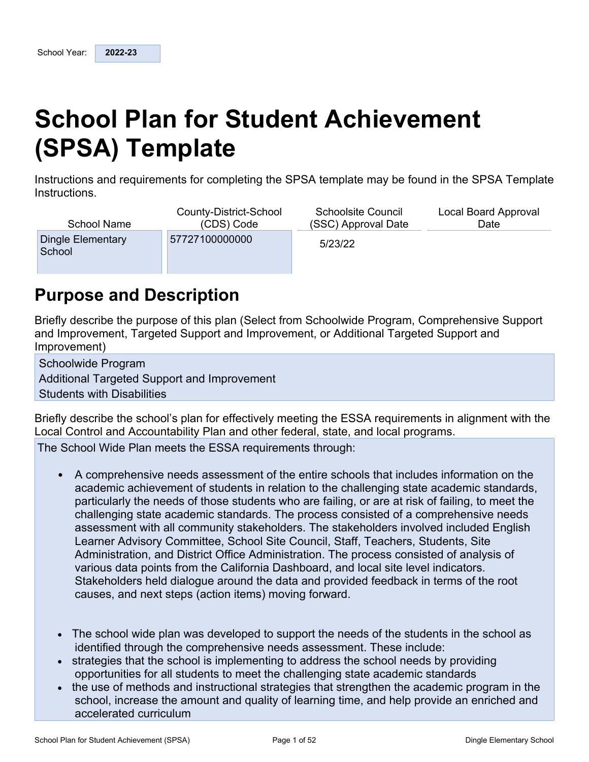School Year: **2022-23**

# School Plan for Student Achievement (SPSA) Template

Instructions and requirements for completing the SPSA template may be found in the SPSA Template Instructions.

| School Name | County-District-School (CDS) Code | Schoolsite Council (SSC) Approval Date | Local Board Approval Date |
|---|---|---|---|
| Dingle Elementary School | 57727100000000 | 5/23/22 | |

## Purpose and Description

Briefly describe the purpose of this plan (Select from Schoolwide Program, Comprehensive Support and Improvement, Targeted Support and Improvement, or Additional Targeted Support and Improvement)

Schoolwide Program
Additional Targeted Support and Improvement
Students with Disabilities

Briefly describe the school's plan for effectively meeting the ESSA requirements in alignment with the Local Control and Accountability Plan and other federal, state, and local programs.

The School Wide Plan meets the ESSA requirements through:

- A comprehensive needs assessment of the entire schools that includes information on the academic achievement of students in relation to the challenging state academic standards, particularly the needs of those students who are failing, or are at risk of failing, to meet the challenging state academic standards. The process consisted of a comprehensive needs assessment with all community stakeholders. The stakeholders involved included English Learner Advisory Committee, School Site Council, Staff, Teachers, Students, Site Administration, and District Office Administration. The process consisted of analysis of various data points from the California Dashboard, and local site level indicators. Stakeholders held dialogue around the data and provided feedback in terms of the root causes, and next steps (action items) moving forward.

- The school wide plan was developed to support the needs of the students in the school as identified through the comprehensive needs assessment. These include:
- strategies that the school is implementing to address the school needs by providing opportunities for all students to meet the challenging state academic standards
- the use of methods and instructional strategies that strengthen the academic program in the school, increase the amount and quality of learning time, and help provide an enriched and accelerated curriculum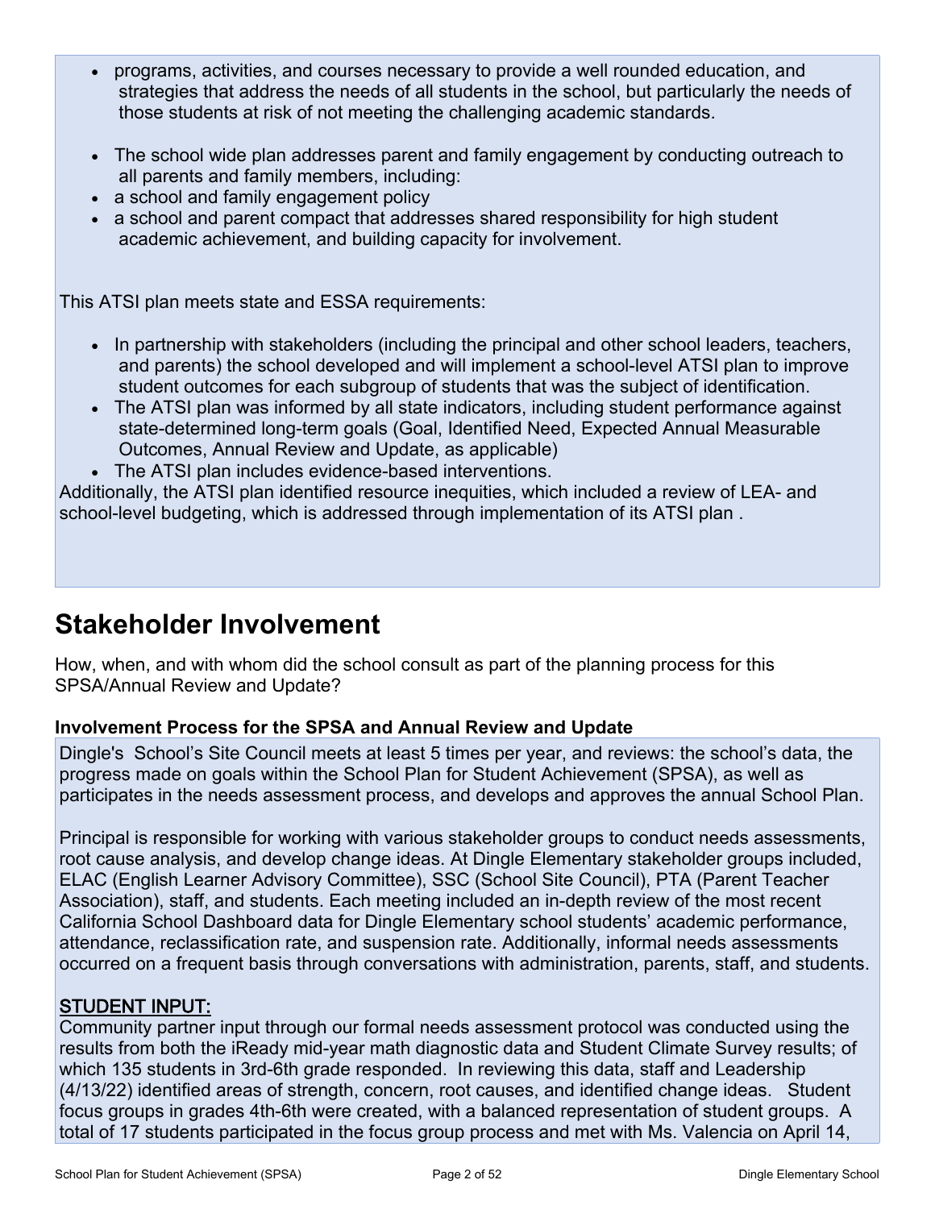- programs, activities, and courses necessary to provide a well rounded education, and strategies that address the needs of all students in the school, but particularly the needs of those students at risk of not meeting the challenging academic standards.

- The school wide plan addresses parent and family engagement by conducting outreach to all parents and family members, including:
- a school and family engagement policy
- a school and parent compact that addresses shared responsibility for high student academic achievement, and building capacity for involvement.

This ATSI plan meets state and ESSA requirements:

- In partnership with stakeholders (including the principal and other school leaders, teachers, and parents) the school developed and will implement a school-level ATSI plan to improve student outcomes for each subgroup of students that was the subject of identification.
- The ATSI plan was informed by all state indicators, including student performance against state-determined long-term goals (Goal, Identified Need, Expected Annual Measurable Outcomes, Annual Review and Update, as applicable)
- The ATSI plan includes evidence-based interventions.

Additionally, the ATSI plan identified resource inequities, which included a review of LEA- and school-level budgeting, which is addressed through implementation of its ATSI plan .

# Stakeholder Involvement

How, when, and with whom did the school consult as part of the planning process for this SPSA/Annual Review and Update?

### Involvement Process for the SPSA and Annual Review and Update

Dingle's School's Site Council meets at least 5 times per year, and reviews: the school's data, the progress made on goals within the School Plan for Student Achievement (SPSA), as well as participates in the needs assessment process, and develops and approves the annual School Plan.

Principal is responsible for working with various stakeholder groups to conduct needs assessments, root cause analysis, and develop change ideas. At Dingle Elementary stakeholder groups included, ELAC (English Learner Advisory Committee), SSC (School Site Council), PTA (Parent Teacher Association), staff, and students. Each meeting included an in-depth review of the most recent California School Dashboard data for Dingle Elementary school students' academic performance, attendance, reclassification rate, and suspension rate. Additionally, informal needs assessments occurred on a frequent basis through conversations with administration, parents, staff, and students.

**STUDENT INPUT:**

Community partner input through our formal needs assessment protocol was conducted using the results from both the iReady mid-year math diagnostic data and Student Climate Survey results; of which 135 students in 3rd-6th grade responded. In reviewing this data, staff and Leadership (4/13/22) identified areas of strength, concern, root causes, and identified change ideas. Student focus groups in grades 4th-6th were created, with a balanced representation of student groups. A total of 17 students participated in the focus group process and met with Ms. Valencia on April 14,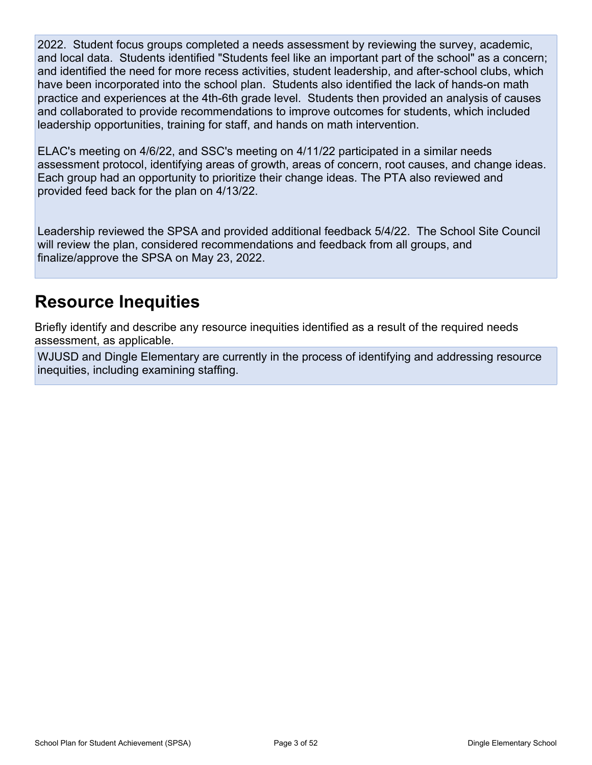2022. Student focus groups completed a needs assessment by reviewing the survey, academic, and local data. Students identified "Students feel like an important part of the school" as a concern; and identified the need for more recess activities, student leadership, and after-school clubs, which have been incorporated into the school plan. Students also identified the lack of hands-on math practice and experiences at the 4th-6th grade level. Students then provided an analysis of causes and collaborated to provide recommendations to improve outcomes for students, which included leadership opportunities, training for staff, and hands on math intervention.

ELAC's meeting on 4/6/22, and SSC's meeting on 4/11/22 participated in a similar needs assessment protocol, identifying areas of growth, areas of concern, root causes, and change ideas. Each group had an opportunity to prioritize their change ideas. The PTA also reviewed and provided feed back for the plan on 4/13/22.

Leadership reviewed the SPSA and provided additional feedback 5/4/22. The School Site Council will review the plan, considered recommendations and feedback from all groups, and finalize/approve the SPSA on May 23, 2022.

## Resource Inequities

Briefly identify and describe any resource inequities identified as a result of the required needs assessment, as applicable.

WJUSD and Dingle Elementary are currently in the process of identifying and addressing resource inequities, including examining staffing.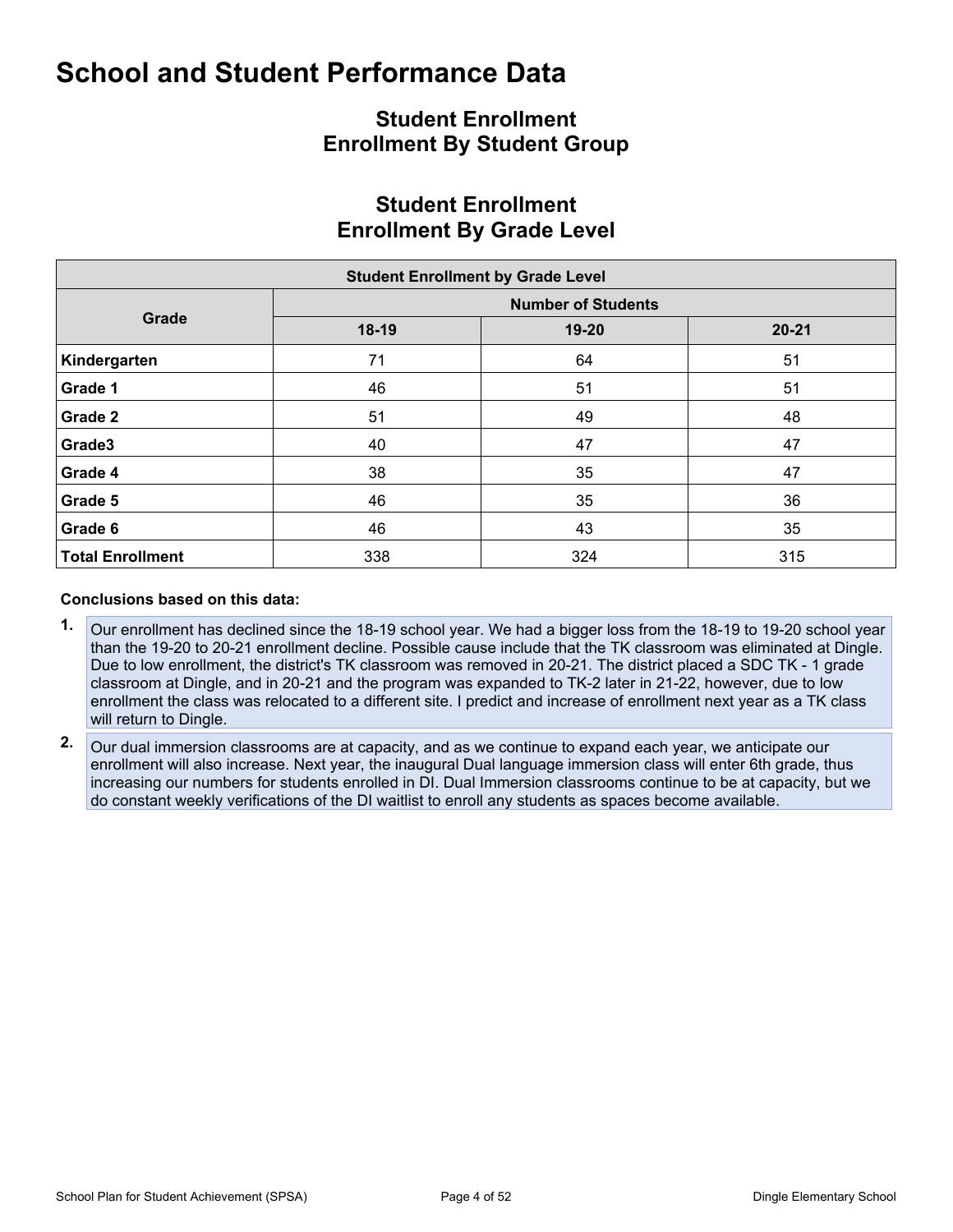# School and Student Performance Data

## Student Enrollment
## Enrollment By Student Group

## Student Enrollment
## Enrollment By Grade Level

| Student Enrollment by Grade Level | | | |
|---|---|---|---|
| Grade | Number of Students | | |
| | 18-19 | 19-20 | 20-21 |
| **Kindergarten** | 71 | 64 | 51 |
| **Grade 1** | 46 | 51 | 51 |
| **Grade 2** | 51 | 49 | 48 |
| **Grade3** | 40 | 47 | 47 |
| **Grade 4** | 38 | 35 | 47 |
| **Grade 5** | 46 | 35 | 36 |
| **Grade 6** | 46 | 43 | 35 |
| **Total Enrollment** | 338 | 324 | 315 |

**Conclusions based on this data:**

1. Our enrollment has declined since the 18-19 school year. We had a bigger loss from the 18-19 to 19-20 school year than the 19-20 to 20-21 enrollment decline. Possible cause include that the TK classroom was eliminated at Dingle. Due to low enrollment, the district's TK classroom was removed in 20-21. The district placed a SDC TK - 1 grade classroom at Dingle, and in 20-21 and the program was expanded to TK-2 later in 21-22, however, due to low enrollment the class was relocated to a different site. I predict and increase of enrollment next year as a TK class will return to Dingle.

2. Our dual immersion classrooms are at capacity, and as we continue to expand each year, we anticipate our enrollment will also increase. Next year, the inaugural Dual language immersion class will enter 6th grade, thus increasing our numbers for students enrolled in DI. Dual Immersion classrooms continue to be at capacity, but we do constant weekly verifications of the DI waitlist to enroll any students as spaces become available.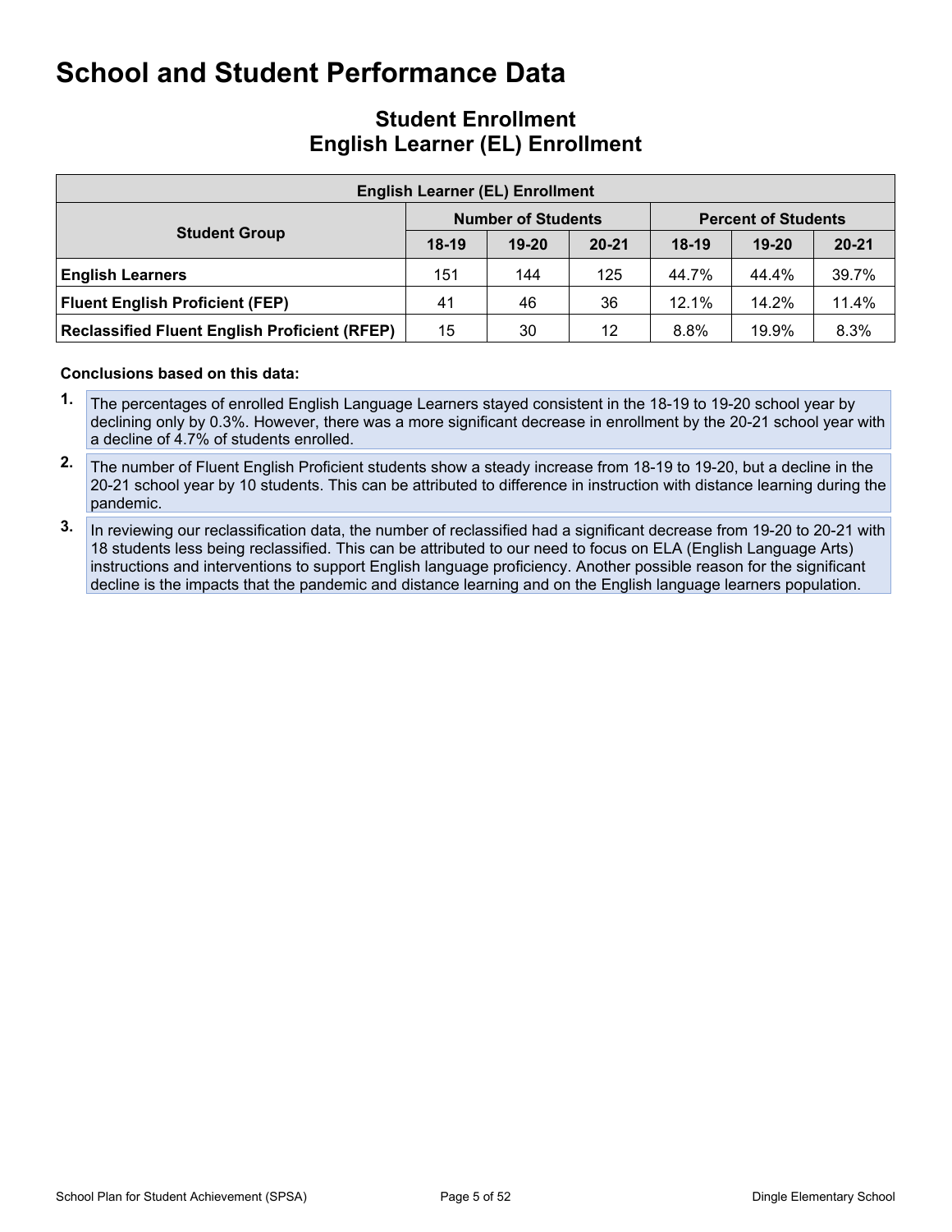# School and Student Performance Data

## Student Enrollment
## English Learner (EL) Enrollment

| English Learner (EL) Enrollment | | | | | | |
|---|---|---|---|---|---|---|
| Student Group | Number of Students | | | Percent of Students | | |
| | 18-19 | 19-20 | 20-21 | 18-19 | 19-20 | 20-21 |
| **English Learners** | 151 | 144 | 125 | 44.7% | 44.4% | 39.7% |
| **Fluent English Proficient (FEP)** | 41 | 46 | 36 | 12.1% | 14.2% | 11.4% |
| **Reclassified Fluent English Proficient (RFEP)** | 15 | 30 | 12 | 8.8% | 19.9% | 8.3% |

**Conclusions based on this data:**

1. The percentages of enrolled English Language Learners stayed consistent in the 18-19 to 19-20 school year by declining only by 0.3%. However, there was a more significant decrease in enrollment by the 20-21 school year with a decline of 4.7% of students enrolled.
2. The number of Fluent English Proficient students show a steady increase from 18-19 to 19-20, but a decline in the 20-21 school year by 10 students. This can be attributed to difference in instruction with distance learning during the pandemic.
3. In reviewing our reclassification data, the number of reclassified had a significant decrease from 19-20 to 20-21 with 18 students less being reclassified. This can be attributed to our need to focus on ELA (English Language Arts) instructions and interventions to support English language proficiency. Another possible reason for the significant decline is the impacts that the pandemic and distance learning and on the English language learners population.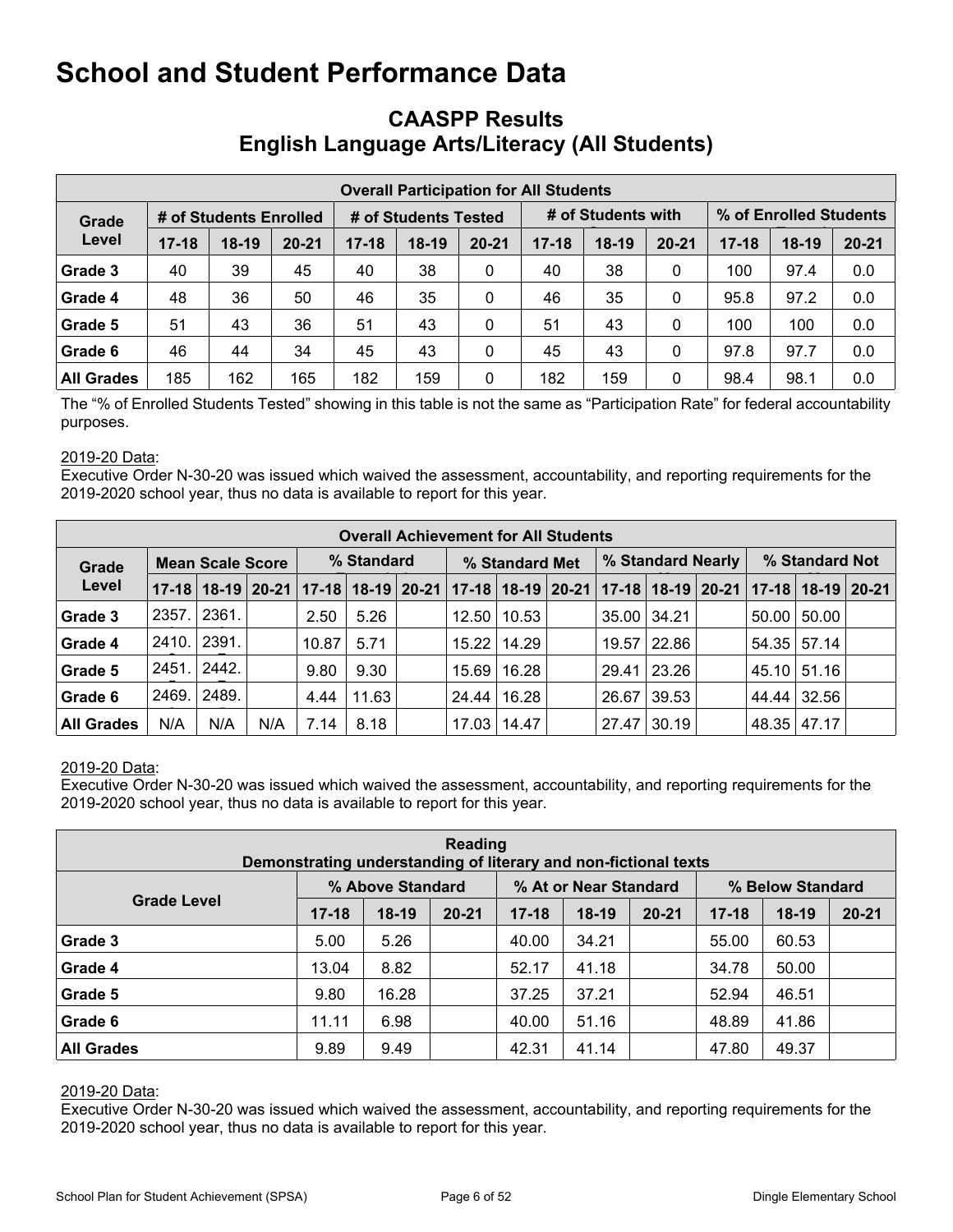# School and Student Performance Data

## CAASPP Results English Language Arts/Literacy (All Students)

| Overall Participation for All Students | | | | | | | | | | | | |
|---|---|---|---|---|---|---|---|---|---|---|---|---|
| Grade Level | # of Students Enrolled | | | # of Students Tested | | | # of Students with | | | % of Enrolled Students | | |
| | 17-18 | 18-19 | 20-21 | 17-18 | 18-19 | 20-21 | 17-18 | 18-19 | 20-21 | 17-18 | 18-19 | 20-21 |
| Grade 3 | 40 | 39 | 45 | 40 | 38 | 0 | 40 | 38 | 0 | 100 | 97.4 | 0.0 |
| Grade 4 | 48 | 36 | 50 | 46 | 35 | 0 | 46 | 35 | 0 | 95.8 | 97.2 | 0.0 |
| Grade 5 | 51 | 43 | 36 | 51 | 43 | 0 | 51 | 43 | 0 | 100 | 100 | 0.0 |
| Grade 6 | 46 | 44 | 34 | 45 | 43 | 0 | 45 | 43 | 0 | 97.8 | 97.7 | 0.0 |
| All Grades | 185 | 162 | 165 | 182 | 159 | 0 | 182 | 159 | 0 | 98.4 | 98.1 | 0.0 |

The “% of Enrolled Students Tested” showing in this table is not the same as “Participation Rate” for federal accountability purposes.

2019-20 Data:
Executive Order N-30-20 was issued which waived the assessment, accountability, and reporting requirements for the 2019-2020 school year, thus no data is available to report for this year.

| Overall Achievement for All Students | | | | | | | | | | | | | | | |
|---|---|---|---|---|---|---|---|---|---|---|---|---|---|---|---|
| Grade Level | Mean Scale Score | | | % Standard | | | % Standard Met | | | % Standard Nearly | | | % Standard Not | | |
| | 17-18 | 18-19 | 20-21 | 17-18 | 18-19 | 20-21 | 17-18 | 18-19 | 20-21 | 17-18 | 18-19 | 20-21 | 17-18 | 18-19 | 20-21 |
| Grade 3 | 2357. | 2361. | | 2.50 | 5.26 | | 12.50 | 10.53 | | 35.00 | 34.21 | | 50.00 | 50.00 | |
| Grade 4 | 2410. | 2391. | | 10.87 | 5.71 | | 15.22 | 14.29 | | 19.57 | 22.86 | | 54.35 | 57.14 | |
| Grade 5 | 2451. | 2442. | | 9.80 | 9.30 | | 15.69 | 16.28 | | 29.41 | 23.26 | | 45.10 | 51.16 | |
| Grade 6 | 2469. | 2489. | | 4.44 | 11.63 | | 24.44 | 16.28 | | 26.67 | 39.53 | | 44.44 | 32.56 | |
| All Grades | N/A | N/A | N/A | 7.14 | 8.18 | | 17.03 | 14.47 | | 27.47 | 30.19 | | 48.35 | 47.17 | |

2019-20 Data:
Executive Order N-30-20 was issued which waived the assessment, accountability, and reporting requirements for the 2019-2020 school year, thus no data is available to report for this year.

| Reading<br>Demonstrating understanding of literary and non-fictional texts | | | | | | | | | |
|---|---|---|---|---|---|---|---|---|---|
| Grade Level | % Above Standard | | | % At or Near Standard | | | % Below Standard | | |
| | 17-18 | 18-19 | 20-21 | 17-18 | 18-19 | 20-21 | 17-18 | 18-19 | 20-21 |
| Grade 3 | 5.00 | 5.26 | | 40.00 | 34.21 | | 55.00 | 60.53 | |
| Grade 4 | 13.04 | 8.82 | | 52.17 | 41.18 | | 34.78 | 50.00 | |
| Grade 5 | 9.80 | 16.28 | | 37.25 | 37.21 | | 52.94 | 46.51 | |
| Grade 6 | 11.11 | 6.98 | | 40.00 | 51.16 | | 48.89 | 41.86 | |
| All Grades | 9.89 | 9.49 | | 42.31 | 41.14 | | 47.80 | 49.37 | |

2019-20 Data:
Executive Order N-30-20 was issued which waived the assessment, accountability, and reporting requirements for the 2019-2020 school year, thus no data is available to report for this year.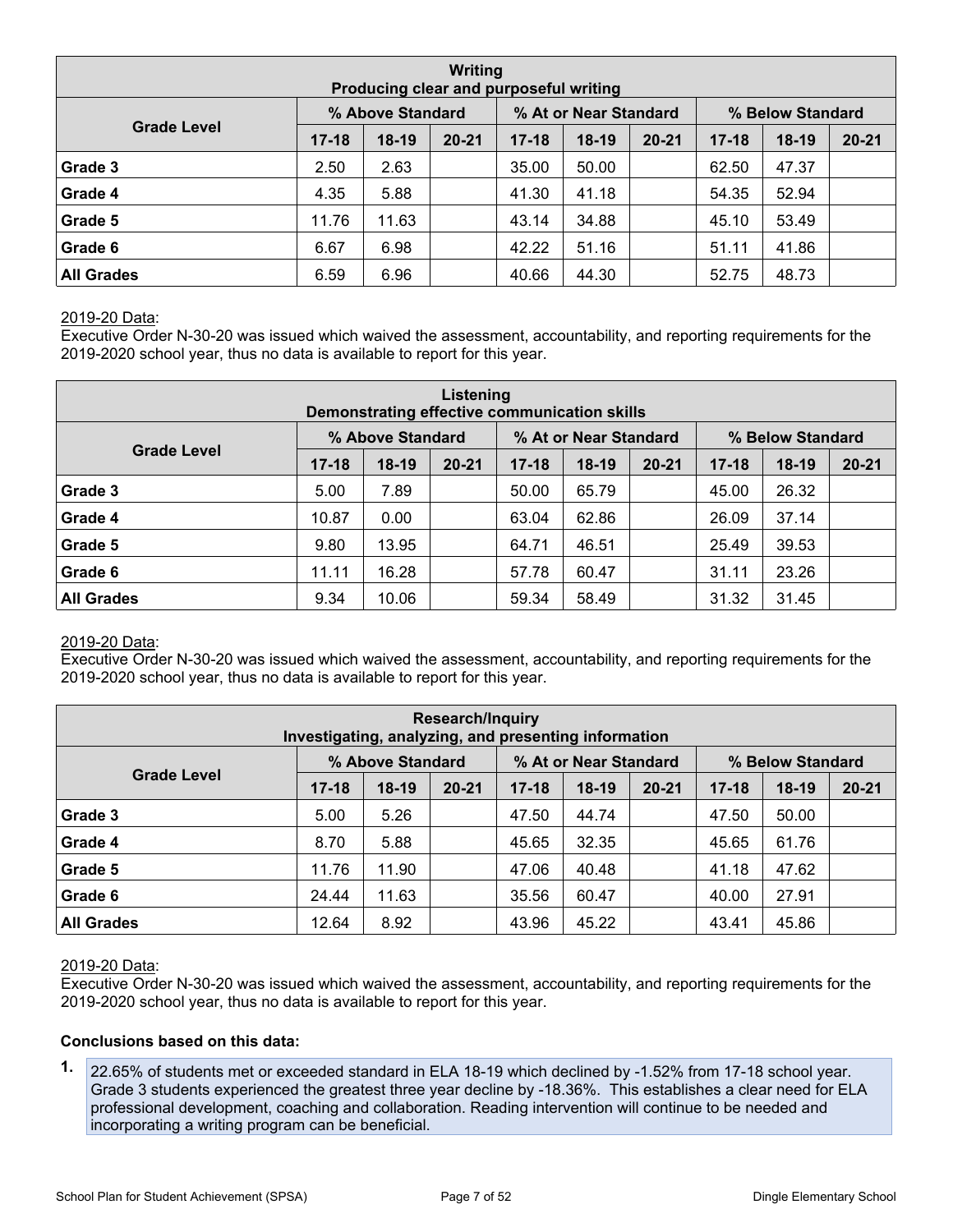| Writing<br>Producing clear and purposeful writing | | | | | | | | | |
|---|---|---|---|---|---|---|---|---|---|
| Grade Level | % Above Standard | | | % At or Near Standard | | | % Below Standard | | |
| | 17-18 | 18-19 | 20-21 | 17-18 | 18-19 | 20-21 | 17-18 | 18-19 | 20-21 |
| Grade 3 | 2.50 | 2.63 | | 35.00 | 50.00 | | 62.50 | 47.37 | |
| Grade 4 | 4.35 | 5.88 | | 41.30 | 41.18 | | 54.35 | 52.94 | |
| Grade 5 | 11.76 | 11.63 | | 43.14 | 34.88 | | 45.10 | 53.49 | |
| Grade 6 | 6.67 | 6.98 | | 42.22 | 51.16 | | 51.11 | 41.86 | |
| All Grades | 6.59 | 6.96 | | 40.66 | 44.30 | | 52.75 | 48.73 | |

2019-20 Data:
Executive Order N-30-20 was issued which waived the assessment, accountability, and reporting requirements for the 2019-2020 school year, thus no data is available to report for this year.

| Listening<br>Demonstrating effective communication skills | | | | | | | | | |
|---|---|---|---|---|---|---|---|---|---|
| Grade Level | % Above Standard | | | % At or Near Standard | | | % Below Standard | | |
| | 17-18 | 18-19 | 20-21 | 17-18 | 18-19 | 20-21 | 17-18 | 18-19 | 20-21 |
| Grade 3 | 5.00 | 7.89 | | 50.00 | 65.79 | | 45.00 | 26.32 | |
| Grade 4 | 10.87 | 0.00 | | 63.04 | 62.86 | | 26.09 | 37.14 | |
| Grade 5 | 9.80 | 13.95 | | 64.71 | 46.51 | | 25.49 | 39.53 | |
| Grade 6 | 11.11 | 16.28 | | 57.78 | 60.47 | | 31.11 | 23.26 | |
| All Grades | 9.34 | 10.06 | | 59.34 | 58.49 | | 31.32 | 31.45 | |

2019-20 Data:
Executive Order N-30-20 was issued which waived the assessment, accountability, and reporting requirements for the 2019-2020 school year, thus no data is available to report for this year.

| Research/Inquiry<br>Investigating, analyzing, and presenting information | | | | | | | | | |
|---|---|---|---|---|---|---|---|---|---|
| Grade Level | % Above Standard | | | % At or Near Standard | | | % Below Standard | | |
| | 17-18 | 18-19 | 20-21 | 17-18 | 18-19 | 20-21 | 17-18 | 18-19 | 20-21 |
| Grade 3 | 5.00 | 5.26 | | 47.50 | 44.74 | | 47.50 | 50.00 | |
| Grade 4 | 8.70 | 5.88 | | 45.65 | 32.35 | | 45.65 | 61.76 | |
| Grade 5 | 11.76 | 11.90 | | 47.06 | 40.48 | | 41.18 | 47.62 | |
| Grade 6 | 24.44 | 11.63 | | 35.56 | 60.47 | | 40.00 | 27.91 | |
| All Grades | 12.64 | 8.92 | | 43.96 | 45.22 | | 43.41 | 45.86 | |

2019-20 Data:
Executive Order N-30-20 was issued which waived the assessment, accountability, and reporting requirements for the 2019-2020 school year, thus no data is available to report for this year.

**Conclusions based on this data:**

1. 22.65% of students met or exceeded standard in ELA 18-19 which declined by -1.52% from 17-18 school year. Grade 3 students experienced the greatest three year decline by -18.36%. This establishes a clear need for ELA professional development, coaching and collaboration. Reading intervention will continue to be needed and incorporating a writing program can be beneficial.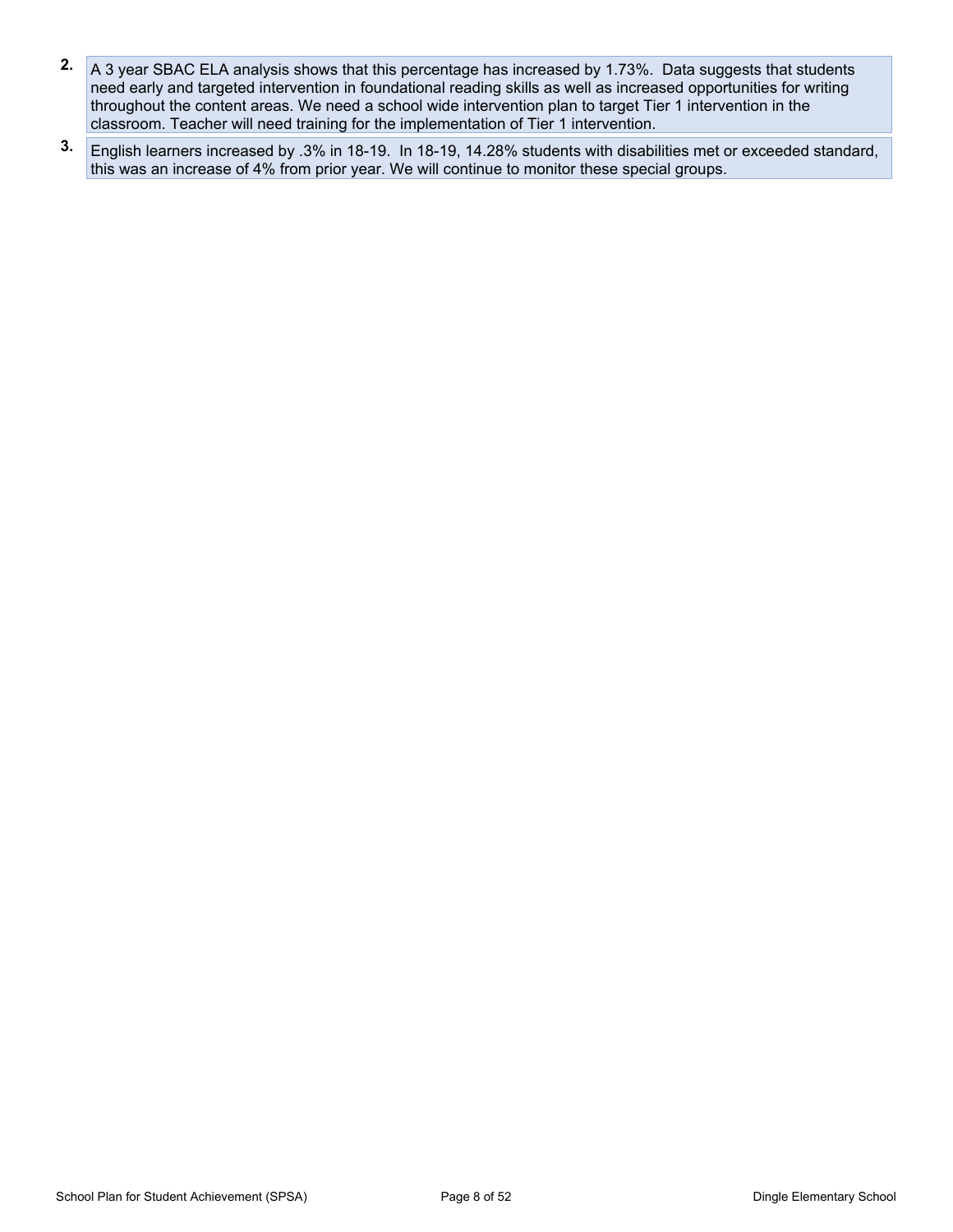2. A 3 year SBAC ELA analysis shows that this percentage has increased by 1.73%. Data suggests that students need early and targeted intervention in foundational reading skills as well as increased opportunities for writing throughout the content areas. We need a school wide intervention plan to target Tier 1 intervention in the classroom. Teacher will need training for the implementation of Tier 1 intervention.
3. English learners increased by .3% in 18-19. In 18-19, 14.28% students with disabilities met or exceeded standard, this was an increase of 4% from prior year. We will continue to monitor these special groups.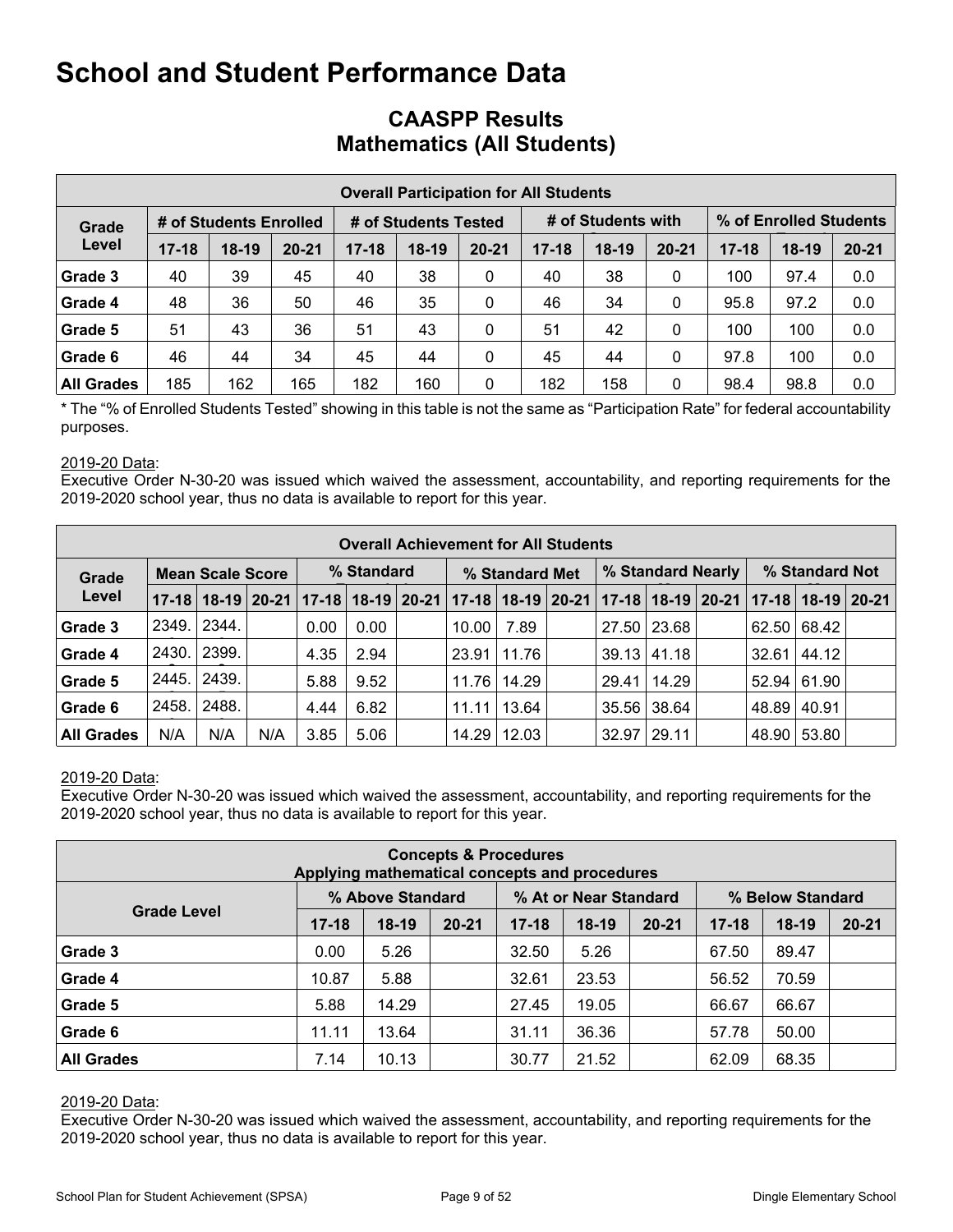# School and Student Performance Data

## CAASPP Results
## Mathematics (All Students)

| Overall Participation for All Students | | | | | | | | | | | | |
|---|---|---|---|---|---|---|---|---|---|---|---|---|
| Grade Level | # of Students Enrolled | | | # of Students Tested | | | # of Students with | | | % of Enrolled Students | | |
| | 17-18 | 18-19 | 20-21 | 17-18 | 18-19 | 20-21 | 17-18 | 18-19 | 20-21 | 17-18 | 18-19 | 20-21 |
| Grade 3 | 40 | 39 | 45 | 40 | 38 | 0 | 40 | 38 | 0 | 100 | 97.4 | 0.0 |
| Grade 4 | 48 | 36 | 50 | 46 | 35 | 0 | 46 | 34 | 0 | 95.8 | 97.2 | 0.0 |
| Grade 5 | 51 | 43 | 36 | 51 | 43 | 0 | 51 | 42 | 0 | 100 | 100 | 0.0 |
| Grade 6 | 46 | 44 | 34 | 45 | 44 | 0 | 45 | 44 | 0 | 97.8 | 100 | 0.0 |
| All Grades | 185 | 162 | 165 | 182 | 160 | 0 | 182 | 158 | 0 | 98.4 | 98.8 | 0.0 |

* The "% of Enrolled Students Tested" showing in this table is not the same as "Participation Rate" for federal accountability purposes.

2019-20 Data:
Executive Order N-30-20 was issued which waived the assessment, accountability, and reporting requirements for the 2019-2020 school year, thus no data is available to report for this year.

| Overall Achievement for All Students | | | | | | | | | | | | | | | |
|---|---|---|---|---|---|---|---|---|---|---|---|---|---|---|---|
| Grade Level | Mean Scale Score | | | % Standard | | | % Standard Met | | | % Standard Nearly | | | % Standard Not | | |
| | 17-18 | 18-19 | 20-21 | 17-18 | 18-19 | 20-21 | 17-18 | 18-19 | 20-21 | 17-18 | 18-19 | 20-21 | 17-18 | 18-19 | 20-21 |
| Grade 3 | 2349. | 2344. | | 0.00 | 0.00 | | 10.00 | 7.89 | | 27.50 | 23.68 | | 62.50 | 68.42 | |
| Grade 4 | 2430. | 2399. | | 4.35 | 2.94 | | 23.91 | 11.76 | | 39.13 | 41.18 | | 32.61 | 44.12 | |
| Grade 5 | 2445. | 2439. | | 5.88 | 9.52 | | 11.76 | 14.29 | | 29.41 | 14.29 | | 52.94 | 61.90 | |
| Grade 6 | 2458. | 2488. | | 4.44 | 6.82 | | 11.11 | 13.64 | | 35.56 | 38.64 | | 48.89 | 40.91 | |
| All Grades | N/A | N/A | N/A | 3.85 | 5.06 | | 14.29 | 12.03 | | 32.97 | 29.11 | | 48.90 | 53.80 | |

2019-20 Data:
Executive Order N-30-20 was issued which waived the assessment, accountability, and reporting requirements for the 2019-2020 school year, thus no data is available to report for this year.

| Concepts & Procedures<br>Applying mathematical concepts and procedures | | | | | | | | | |
|---|---|---|---|---|---|---|---|---|---|
| Grade Level | % Above Standard | | | % At or Near Standard | | | % Below Standard | | |
| | 17-18 | 18-19 | 20-21 | 17-18 | 18-19 | 20-21 | 17-18 | 18-19 | 20-21 |
| Grade 3 | 0.00 | 5.26 | | 32.50 | 5.26 | | 67.50 | 89.47 | |
| Grade 4 | 10.87 | 5.88 | | 32.61 | 23.53 | | 56.52 | 70.59 | |
| Grade 5 | 5.88 | 14.29 | | 27.45 | 19.05 | | 66.67 | 66.67 | |
| Grade 6 | 11.11 | 13.64 | | 31.11 | 36.36 | | 57.78 | 50.00 | |
| All Grades | 7.14 | 10.13 | | 30.77 | 21.52 | | 62.09 | 68.35 | |

2019-20 Data:
Executive Order N-30-20 was issued which waived the assessment, accountability, and reporting requirements for the 2019-2020 school year, thus no data is available to report for this year.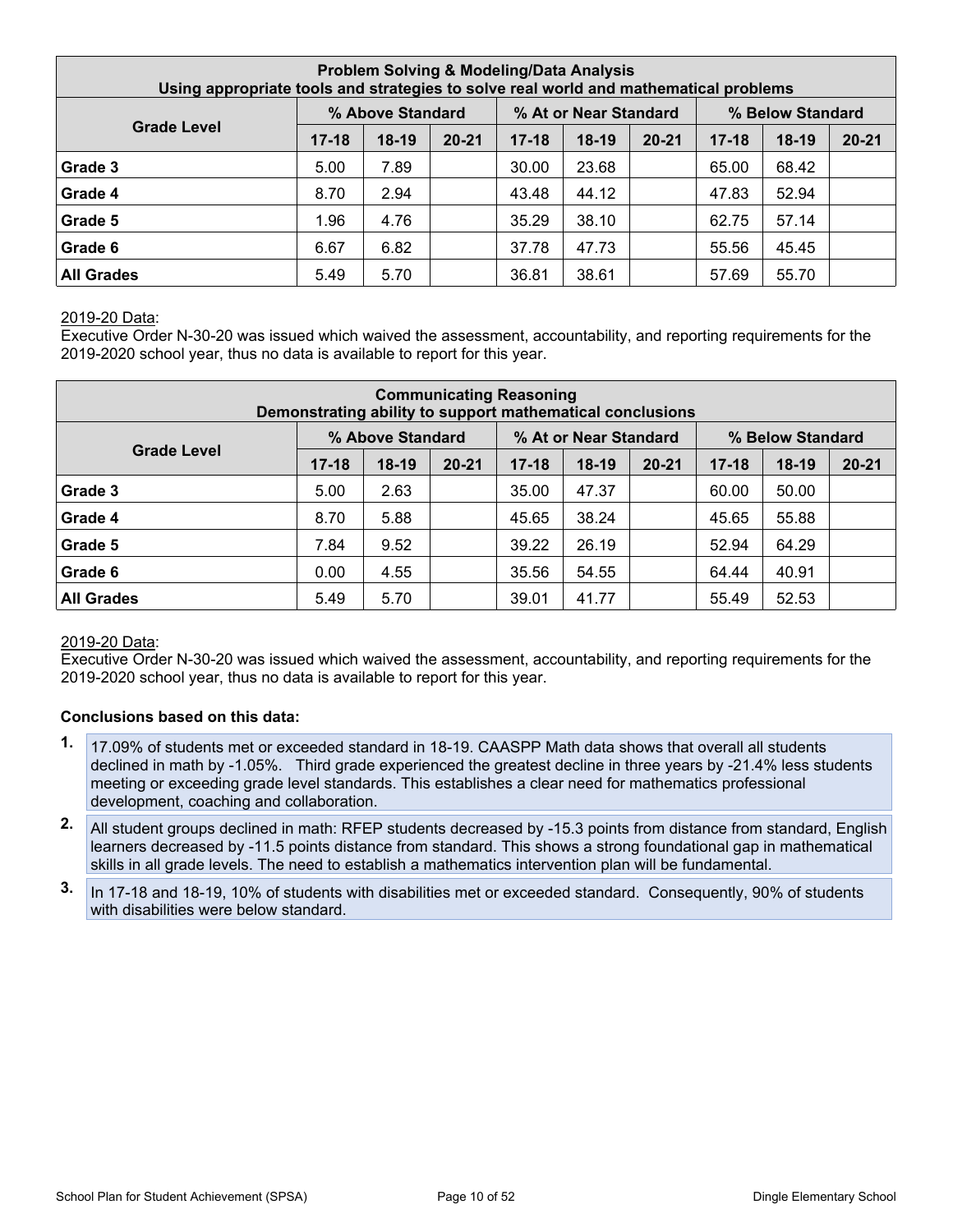| Problem Solving & Modeling/Data Analysis<br>Using appropriate tools and strategies to solve real world and mathematical problems | | | | | | | | | |
|---|---|---|---|---|---|---|---|---|---|
| **Grade Level** | **% Above Standard** | | | **% At or Near Standard** | | | **% Below Standard** | | |
| | **17-18** | **18-19** | **20-21** | **17-18** | **18-19** | **20-21** | **17-18** | **18-19** | **20-21** |
| **Grade 3** | 5.00 | 7.89 | | 30.00 | 23.68 | | 65.00 | 68.42 | |
| **Grade 4** | 8.70 | 2.94 | | 43.48 | 44.12 | | 47.83 | 52.94 | |
| **Grade 5** | 1.96 | 4.76 | | 35.29 | 38.10 | | 62.75 | 57.14 | |
| **Grade 6** | 6.67 | 6.82 | | 37.78 | 47.73 | | 55.56 | 45.45 | |
| **All Grades** | 5.49 | 5.70 | | 36.81 | 38.61 | | 57.69 | 55.70 | |

2019-20 Data:
Executive Order N-30-20 was issued which waived the assessment, accountability, and reporting requirements for the 2019-2020 school year, thus no data is available to report for this year.

| Communicating Reasoning<br>Demonstrating ability to support mathematical conclusions | | | | | | | | | |
|---|---|---|---|---|---|---|---|---|---|
| **Grade Level** | **% Above Standard** | | | **% At or Near Standard** | | | **% Below Standard** | | |
| | **17-18** | **18-19** | **20-21** | **17-18** | **18-19** | **20-21** | **17-18** | **18-19** | **20-21** |
| **Grade 3** | 5.00 | 2.63 | | 35.00 | 47.37 | | 60.00 | 50.00 | |
| **Grade 4** | 8.70 | 5.88 | | 45.65 | 38.24 | | 45.65 | 55.88 | |
| **Grade 5** | 7.84 | 9.52 | | 39.22 | 26.19 | | 52.94 | 64.29 | |
| **Grade 6** | 0.00 | 4.55 | | 35.56 | 54.55 | | 64.44 | 40.91 | |
| **All Grades** | 5.49 | 5.70 | | 39.01 | 41.77 | | 55.49 | 52.53 | |

2019-20 Data:
Executive Order N-30-20 was issued which waived the assessment, accountability, and reporting requirements for the 2019-2020 school year, thus no data is available to report for this year.

**Conclusions based on this data:**

1. 17.09% of students met or exceeded standard in 18-19. CAASPP Math data shows that overall all students declined in math by -1.05%. Third grade experienced the greatest decline in three years by -21.4% less students meeting or exceeding grade level standards. This establishes a clear need for mathematics professional development, coaching and collaboration.
2. All student groups declined in math: RFEP students decreased by -15.3 points from distance from standard, English learners decreased by -11.5 points distance from standard. This shows a strong foundational gap in mathematical skills in all grade levels. The need to establish a mathematics intervention plan will be fundamental.
3. In 17-18 and 18-19, 10% of students with disabilities met or exceeded standard. Consequently, 90% of students with disabilities were below standard.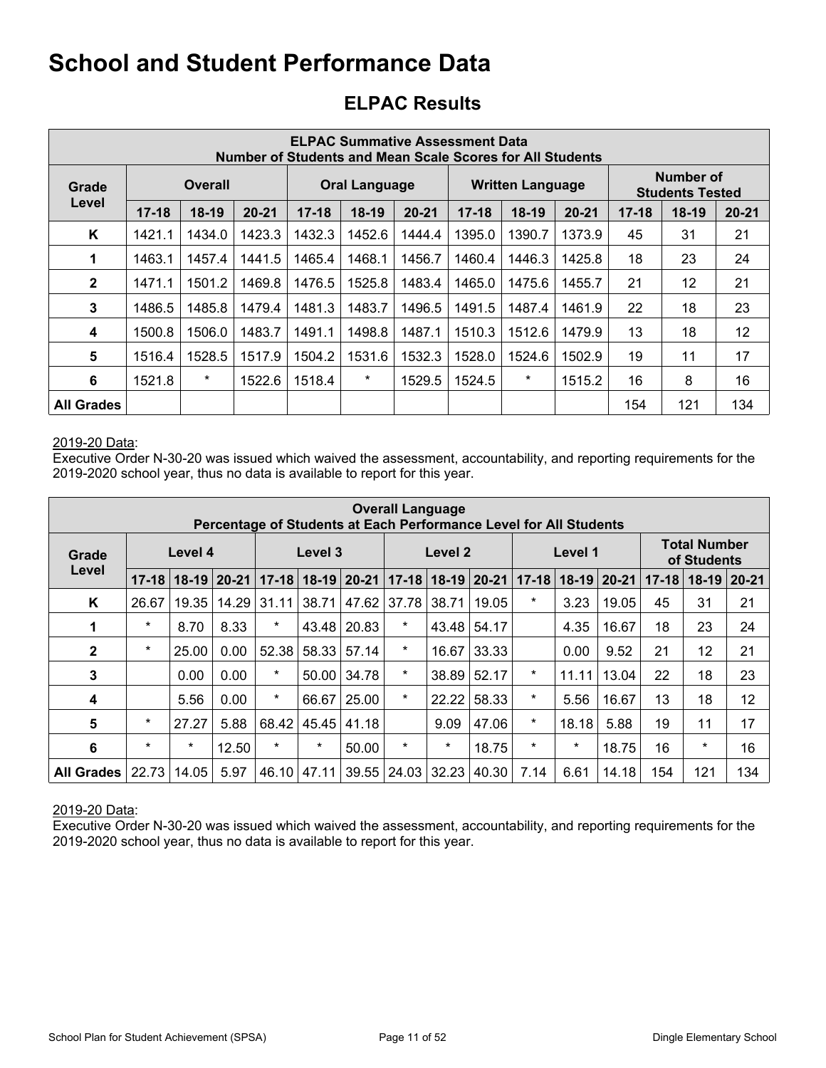# School and Student Performance Data

## ELPAC Results

| ELPAC Summative Assessment Data<br>Number of Students and Mean Scale Scores for All Students | | | | | | | | | | | | |
|---|---|---|---|---|---|---|---|---|---|---|---|---|
| Grade Level | Overall | | | Oral Language | | | Written Language | | | Number of Students Tested | | |
| | 17-18 | 18-19 | 20-21 | 17-18 | 18-19 | 20-21 | 17-18 | 18-19 | 20-21 | 17-18 | 18-19 | 20-21 |
| K | 1421.1 | 1434.0 | 1423.3 | 1432.3 | 1452.6 | 1444.4 | 1395.0 | 1390.7 | 1373.9 | 45 | 31 | 21 |
| 1 | 1463.1 | 1457.4 | 1441.5 | 1465.4 | 1468.1 | 1456.7 | 1460.4 | 1446.3 | 1425.8 | 18 | 23 | 24 |
| 2 | 1471.1 | 1501.2 | 1469.8 | 1476.5 | 1525.8 | 1483.4 | 1465.0 | 1475.6 | 1455.7 | 21 | 12 | 21 |
| 3 | 1486.5 | 1485.8 | 1479.4 | 1481.3 | 1483.7 | 1496.5 | 1491.5 | 1487.4 | 1461.9 | 22 | 18 | 23 |
| 4 | 1500.8 | 1506.0 | 1483.7 | 1491.1 | 1498.8 | 1487.1 | 1510.3 | 1512.6 | 1479.9 | 13 | 18 | 12 |
| 5 | 1516.4 | 1528.5 | 1517.9 | 1504.2 | 1531.6 | 1532.3 | 1528.0 | 1524.6 | 1502.9 | 19 | 11 | 17 |
| 6 | 1521.8 | * | 1522.6 | 1518.4 | * | 1529.5 | 1524.5 | * | 1515.2 | 16 | 8 | 16 |
| All Grades | | | | | | | | | | 154 | 121 | 134 |

2019-20 Data:
Executive Order N-30-20 was issued which waived the assessment, accountability, and reporting requirements for the 2019-2020 school year, thus no data is available to report for this year.

| Overall Language<br>Percentage of Students at Each Performance Level for All Students | | | | | | | | | | | | | | | |
|---|---|---|---|---|---|---|---|---|---|---|---|---|---|---|---|
| Grade Level | Level 4 | | | Level 3 | | | Level 2 | | | Level 1 | | | Total Number of Students | | |
| | 17-18 | 18-19 | 20-21 | 17-18 | 18-19 | 20-21 | 17-18 | 18-19 | 20-21 | 17-18 | 18-19 | 20-21 | 17-18 | 18-19 | 20-21 |
| K | 26.67 | 19.35 | 14.29 | 31.11 | 38.71 | 47.62 | 37.78 | 38.71 | 19.05 | * | 3.23 | 19.05 | 45 | 31 | 21 |
| 1 | * | 8.70 | 8.33 | * | 43.48 | 20.83 | * | 43.48 | 54.17 | | 4.35 | 16.67 | 18 | 23 | 24 |
| 2 | * | 25.00 | 0.00 | 52.38 | 58.33 | 57.14 | * | 16.67 | 33.33 | | 0.00 | 9.52 | 21 | 12 | 21 |
| 3 | | 0.00 | 0.00 | * | 50.00 | 34.78 | * | 38.89 | 52.17 | * | 11.11 | 13.04 | 22 | 18 | 23 |
| 4 | | 5.56 | 0.00 | * | 66.67 | 25.00 | * | 22.22 | 58.33 | * | 5.56 | 16.67 | 13 | 18 | 12 |
| 5 | * | 27.27 | 5.88 | 68.42 | 45.45 | 41.18 | | 9.09 | 47.06 | * | 18.18 | 5.88 | 19 | 11 | 17 |
| 6 | * | * | 12.50 | * | * | 50.00 | * | * | 18.75 | * | * | 18.75 | 16 | * | 16 |
| All Grades | 22.73 | 14.05 | 5.97 | 46.10 | 47.11 | 39.55 | 24.03 | 32.23 | 40.30 | 7.14 | 6.61 | 14.18 | 154 | 121 | 134 |

2019-20 Data:
Executive Order N-30-20 was issued which waived the assessment, accountability, and reporting requirements for the 2019-2020 school year, thus no data is available to report for this year.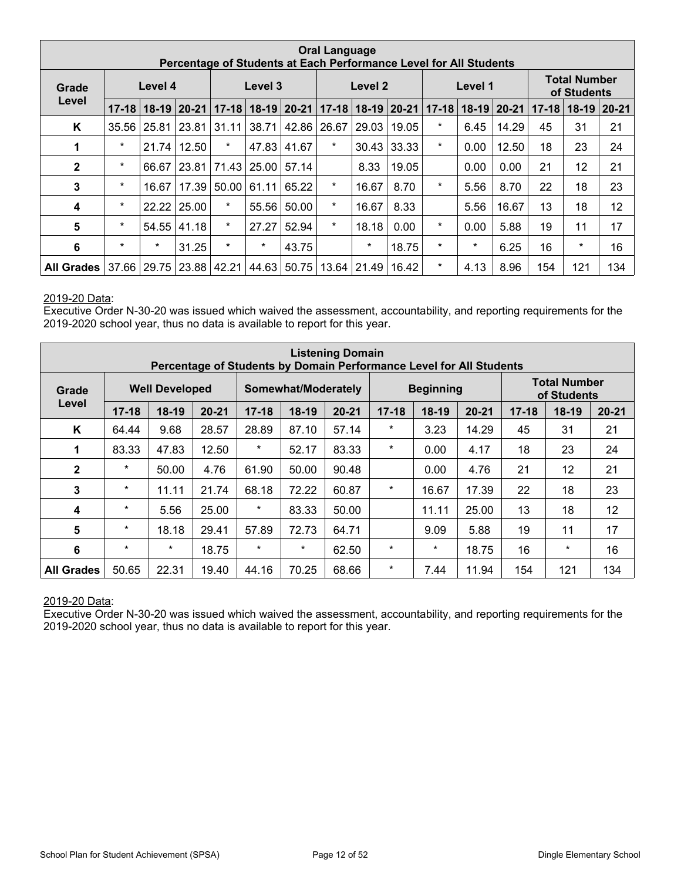| Oral Language<br>Percentage of Students at Each Performance Level for All Students | | | | | | | | | | | | | | | |
|---|---|---|---|---|---|---|---|---|---|---|---|---|---|---|---|
| Grade Level | Level 4 | | | Level 3 | | | Level 2 | | | Level 1 | | | Total Number of Students | | |
| | 17-18 | 18-19 | 20-21 | 17-18 | 18-19 | 20-21 | 17-18 | 18-19 | 20-21 | 17-18 | 18-19 | 20-21 | 17-18 | 18-19 | 20-21 |
| K | 35.56 | 25.81 | 23.81 | 31.11 | 38.71 | 42.86 | 26.67 | 29.03 | 19.05 | * | 6.45 | 14.29 | 45 | 31 | 21 |
| 1 | * | 21.74 | 12.50 | * | 47.83 | 41.67 | * | 30.43 | 33.33 | * | 0.00 | 12.50 | 18 | 23 | 24 |
| 2 | * | 66.67 | 23.81 | 71.43 | 25.00 | 57.14 | | 8.33 | 19.05 | | 0.00 | 0.00 | 21 | 12 | 21 |
| 3 | * | 16.67 | 17.39 | 50.00 | 61.11 | 65.22 | * | 16.67 | 8.70 | * | 5.56 | 8.70 | 22 | 18 | 23 |
| 4 | * | 22.22 | 25.00 | * | 55.56 | 50.00 | * | 16.67 | 8.33 | | 5.56 | 16.67 | 13 | 18 | 12 |
| 5 | * | 54.55 | 41.18 | * | 27.27 | 52.94 | * | 18.18 | 0.00 | * | 0.00 | 5.88 | 19 | 11 | 17 |
| 6 | * | * | 31.25 | * | * | 43.75 | | * | 18.75 | * | * | 6.25 | 16 | * | 16 |
| All Grades | 37.66 | 29.75 | 23.88 | 42.21 | 44.63 | 50.75 | 13.64 | 21.49 | 16.42 | * | 4.13 | 8.96 | 154 | 121 | 134 |

2019-20 Data:
Executive Order N-30-20 was issued which waived the assessment, accountability, and reporting requirements for the 2019-2020 school year, thus no data is available to report for this year.

| Listening Domain<br>Percentage of Students by Domain Performance Level for All Students | | | | | | | | | | | | |
|---|---|---|---|---|---|---|---|---|---|---|---|---|
| Grade Level | Well Developed | | | Somewhat/Moderately | | | Beginning | | | Total Number of Students | | |
| | 17-18 | 18-19 | 20-21 | 17-18 | 18-19 | 20-21 | 17-18 | 18-19 | 20-21 | 17-18 | 18-19 | 20-21 |
| K | 64.44 | 9.68 | 28.57 | 28.89 | 87.10 | 57.14 | * | 3.23 | 14.29 | 45 | 31 | 21 |
| 1 | 83.33 | 47.83 | 12.50 | * | 52.17 | 83.33 | * | 0.00 | 4.17 | 18 | 23 | 24 |
| 2 | * | 50.00 | 4.76 | 61.90 | 50.00 | 90.48 | | 0.00 | 4.76 | 21 | 12 | 21 |
| 3 | * | 11.11 | 21.74 | 68.18 | 72.22 | 60.87 | * | 16.67 | 17.39 | 22 | 18 | 23 |
| 4 | * | 5.56 | 25.00 | * | 83.33 | 50.00 | | 11.11 | 25.00 | 13 | 18 | 12 |
| 5 | * | 18.18 | 29.41 | 57.89 | 72.73 | 64.71 | | 9.09 | 5.88 | 19 | 11 | 17 |
| 6 | * | * | 18.75 | * | * | 62.50 | * | * | 18.75 | 16 | * | 16 |
| All Grades | 50.65 | 22.31 | 19.40 | 44.16 | 70.25 | 68.66 | * | 7.44 | 11.94 | 154 | 121 | 134 |

2019-20 Data:
Executive Order N-30-20 was issued which waived the assessment, accountability, and reporting requirements for the 2019-2020 school year, thus no data is available to report for this year.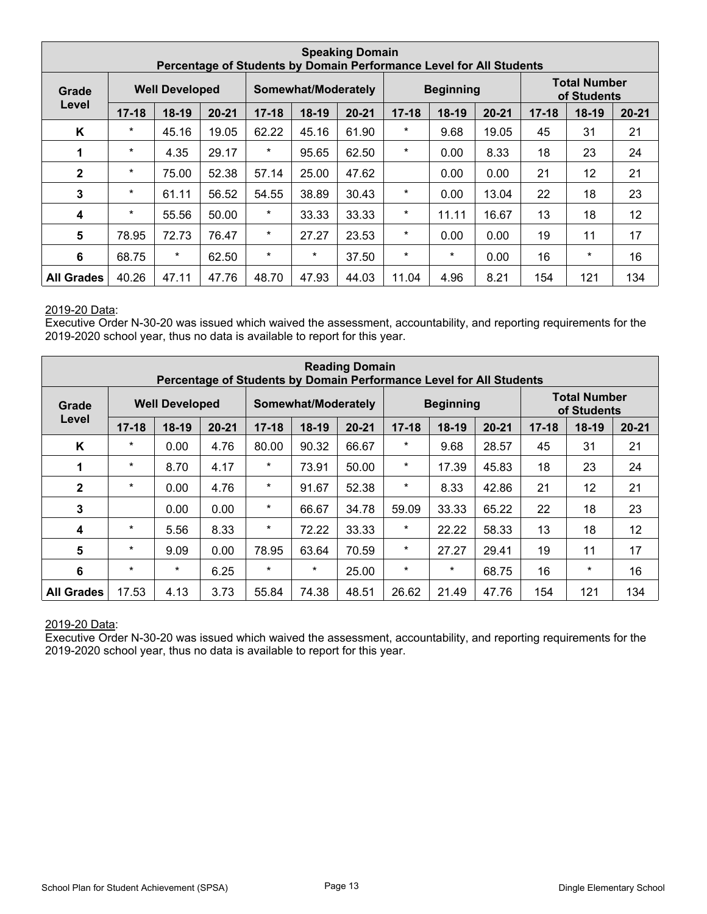| Speaking Domain<br>Percentage of Students by Domain Performance Level for All Students | | | | | | | | | | | | |
|---|---|---|---|---|---|---|---|---|---|---|---|---|
| Grade Level | Well Developed | | | Somewhat/Moderately | | | Beginning | | | Total Number of Students | | |
| | 17-18 | 18-19 | 20-21 | 17-18 | 18-19 | 20-21 | 17-18 | 18-19 | 20-21 | 17-18 | 18-19 | 20-21 |
| K | * | 45.16 | 19.05 | 62.22 | 45.16 | 61.90 | * | 9.68 | 19.05 | 45 | 31 | 21 |
| 1 | * | 4.35 | 29.17 | * | 95.65 | 62.50 | * | 0.00 | 8.33 | 18 | 23 | 24 |
| 2 | * | 75.00 | 52.38 | 57.14 | 25.00 | 47.62 | | 0.00 | 0.00 | 21 | 12 | 21 |
| 3 | * | 61.11 | 56.52 | 54.55 | 38.89 | 30.43 | * | 0.00 | 13.04 | 22 | 18 | 23 |
| 4 | * | 55.56 | 50.00 | * | 33.33 | 33.33 | * | 11.11 | 16.67 | 13 | 18 | 12 |
| 5 | 78.95 | 72.73 | 76.47 | * | 27.27 | 23.53 | * | 0.00 | 0.00 | 19 | 11 | 17 |
| 6 | 68.75 | * | 62.50 | * | * | 37.50 | * | * | 0.00 | 16 | * | 16 |
| All Grades | 40.26 | 47.11 | 47.76 | 48.70 | 47.93 | 44.03 | 11.04 | 4.96 | 8.21 | 154 | 121 | 134 |

2019-20 Data:
Executive Order N-30-20 was issued which waived the assessment, accountability, and reporting requirements for the 2019-2020 school year, thus no data is available to report for this year.

| Reading Domain<br>Percentage of Students by Domain Performance Level for All Students | | | | | | | | | | | | |
|---|---|---|---|---|---|---|---|---|---|---|---|---|
| Grade Level | Well Developed | | | Somewhat/Moderately | | | Beginning | | | Total Number of Students | | |
| | 17-18 | 18-19 | 20-21 | 17-18 | 18-19 | 20-21 | 17-18 | 18-19 | 20-21 | 17-18 | 18-19 | 20-21 |
| K | * | 0.00 | 4.76 | 80.00 | 90.32 | 66.67 | * | 9.68 | 28.57 | 45 | 31 | 21 |
| 1 | * | 8.70 | 4.17 | * | 73.91 | 50.00 | * | 17.39 | 45.83 | 18 | 23 | 24 |
| 2 | * | 0.00 | 4.76 | * | 91.67 | 52.38 | * | 8.33 | 42.86 | 21 | 12 | 21 |
| 3 | | 0.00 | 0.00 | * | 66.67 | 34.78 | 59.09 | 33.33 | 65.22 | 22 | 18 | 23 |
| 4 | * | 5.56 | 8.33 | * | 72.22 | 33.33 | * | 22.22 | 58.33 | 13 | 18 | 12 |
| 5 | * | 9.09 | 0.00 | 78.95 | 63.64 | 70.59 | * | 27.27 | 29.41 | 19 | 11 | 17 |
| 6 | * | * | 6.25 | * | * | 25.00 | * | * | 68.75 | 16 | * | 16 |
| All Grades | 17.53 | 4.13 | 3.73 | 55.84 | 74.38 | 48.51 | 26.62 | 21.49 | 47.76 | 154 | 121 | 134 |

2019-20 Data:
Executive Order N-30-20 was issued which waived the assessment, accountability, and reporting requirements for the 2019-2020 school year, thus no data is available to report for this year.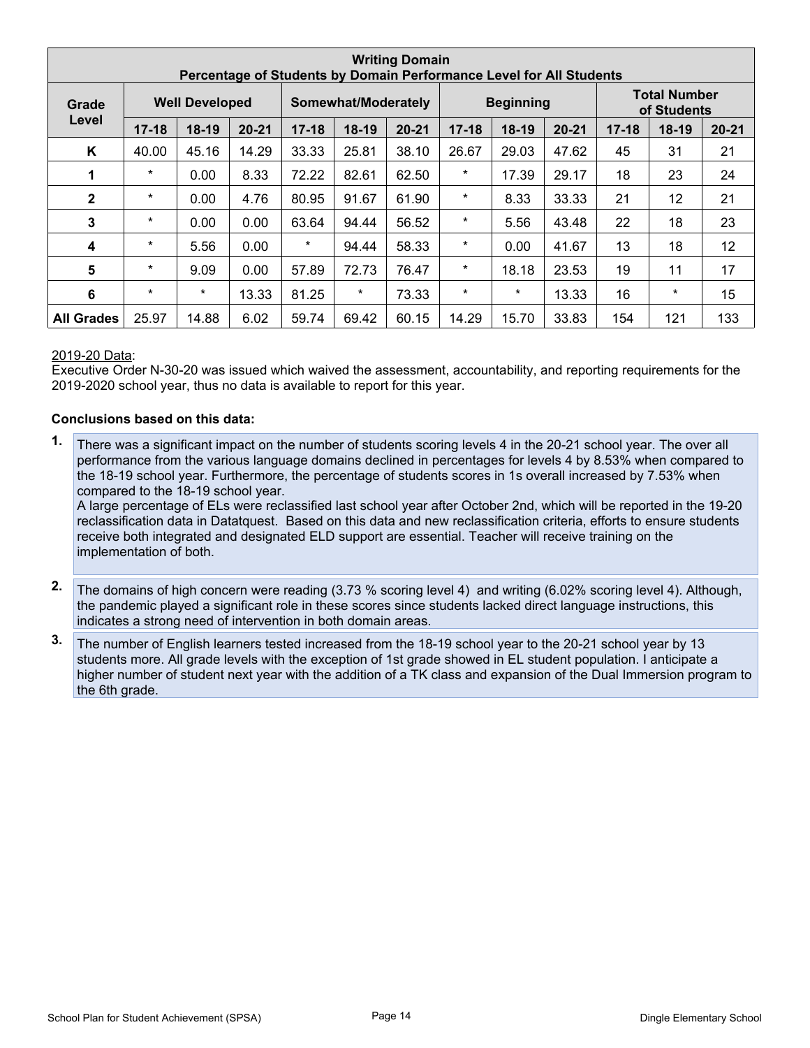| Writing Domain<br>Percentage of Students by Domain Performance Level for All Students | | | | | | | | | | | | |
|---|---|---|---|---|---|---|---|---|---|---|---|---|
| Grade Level | Well Developed | | | Somewhat/Moderately | | | Beginning | | | Total Number of Students | | |
| | 17-18 | 18-19 | 20-21 | 17-18 | 18-19 | 20-21 | 17-18 | 18-19 | 20-21 | 17-18 | 18-19 | 20-21 |
| K | 40.00 | 45.16 | 14.29 | 33.33 | 25.81 | 38.10 | 26.67 | 29.03 | 47.62 | 45 | 31 | 21 |
| 1 | * | 0.00 | 8.33 | 72.22 | 82.61 | 62.50 | * | 17.39 | 29.17 | 18 | 23 | 24 |
| 2 | * | 0.00 | 4.76 | 80.95 | 91.67 | 61.90 | * | 8.33 | 33.33 | 21 | 12 | 21 |
| 3 | * | 0.00 | 0.00 | 63.64 | 94.44 | 56.52 | * | 5.56 | 43.48 | 22 | 18 | 23 |
| 4 | * | 5.56 | 0.00 | * | 94.44 | 58.33 | * | 0.00 | 41.67 | 13 | 18 | 12 |
| 5 | * | 9.09 | 0.00 | 57.89 | 72.73 | 76.47 | * | 18.18 | 23.53 | 19 | 11 | 17 |
| 6 | * | * | 13.33 | 81.25 | * | 73.33 | * | * | 13.33 | 16 | * | 15 |
| All Grades | 25.97 | 14.88 | 6.02 | 59.74 | 69.42 | 60.15 | 14.29 | 15.70 | 33.83 | 154 | 121 | 133 |

2019-20 Data:
Executive Order N-30-20 was issued which waived the assessment, accountability, and reporting requirements for the 2019-2020 school year, thus no data is available to report for this year.

**Conclusions based on this data:**

1. There was a significant impact on the number of students scoring levels 4 in the 20-21 school year. The over all performance from the various language domains declined in percentages for levels 4 by 8.53% when compared to the 18-19 school year. Furthermore, the percentage of students scores in 1s overall increased by 7.53% when compared to the 18-19 school year.
   A large percentage of ELs were reclassified last school year after October 2nd, which will be reported in the 19-20 reclassification data in Datatquest. Based on this data and new reclassification criteria, efforts to ensure students receive both integrated and designated ELD support are essential. Teacher will receive training on the implementation of both.
2. The domains of high concern were reading (3.73 % scoring level 4) and writing (6.02% scoring level 4). Although, the pandemic played a significant role in these scores since students lacked direct language instructions, this indicates a strong need of intervention in both domain areas.
3. The number of English learners tested increased from the 18-19 school year to the 20-21 school year by 13 students more. All grade levels with the exception of 1st grade showed in EL student population. I anticipate a higher number of student next year with the addition of a TK class and expansion of the Dual Immersion program to the 6th grade.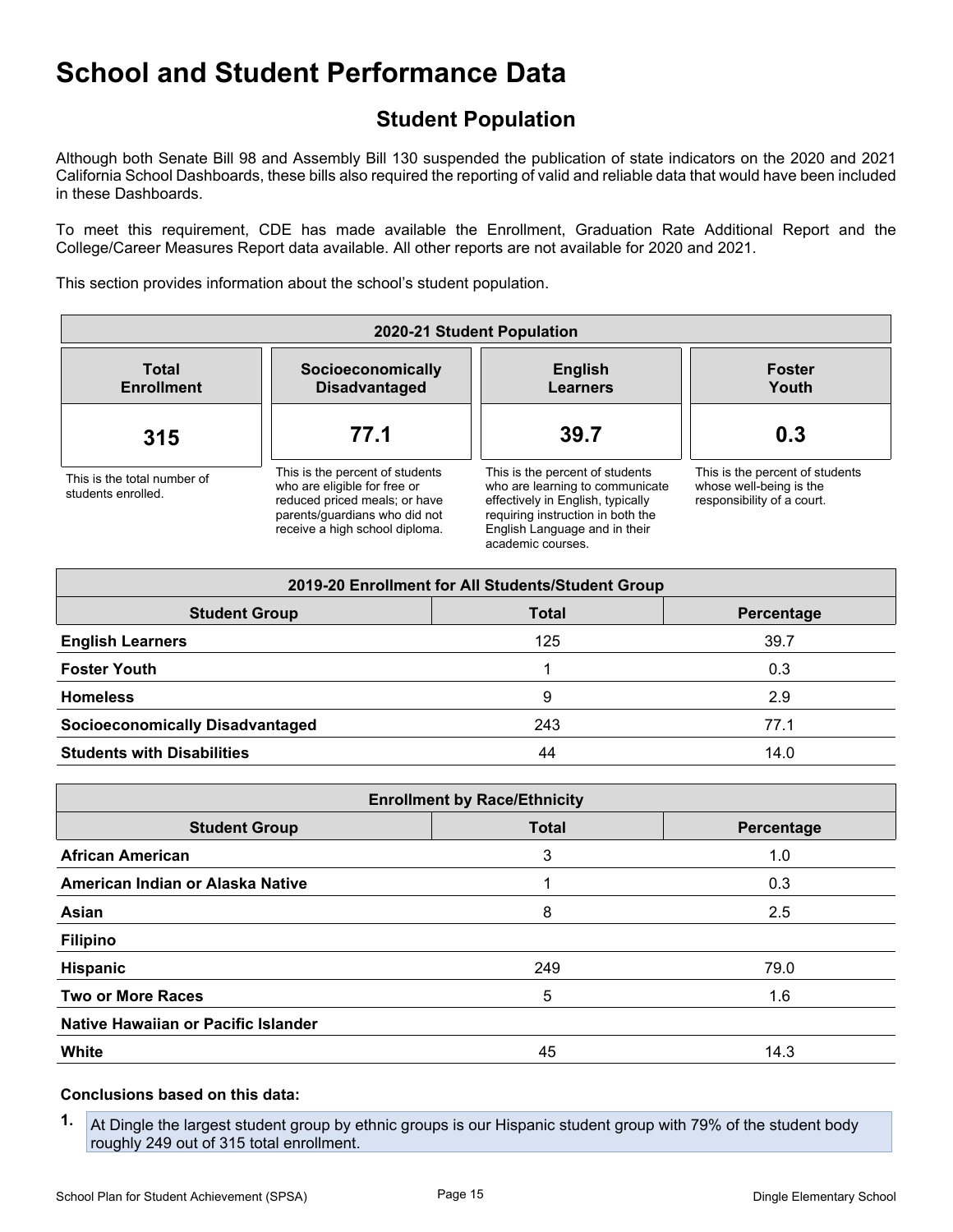# School and Student Performance Data

## Student Population

Although both Senate Bill 98 and Assembly Bill 130 suspended the publication of state indicators on the 2020 and 2021 California School Dashboards, these bills also required the reporting of valid and reliable data that would have been included in these Dashboards.

To meet this requirement, CDE has made available the Enrollment, Graduation Rate Additional Report and the College/Career Measures Report data available. All other reports are not available for 2020 and 2021.

This section provides information about the school's student population.

**2020-21 Student Population**

| Total Enrollment | Socioeconomically Disadvantaged | English Learners | Foster Youth |
|---|---|---|---|
| **315** | **77.1** | **39.7** | **0.3** |
| This is the total number of students enrolled. | This is the percent of students who are eligible for free or reduced priced meals; or have parents/guardians who did not receive a high school diploma. | This is the percent of students who are learning to communicate effectively in English, typically requiring instruction in both the English Language and in their academic courses. | This is the percent of students whose well-being is the responsibility of a court. |

| 2019-20 Enrollment for All Students/Student Group | | |
|---|---|---|
| **Student Group** | **Total** | **Percentage** |
| **English Learners** | 125 | 39.7 |
| **Foster Youth** | 1 | 0.3 |
| **Homeless** | 9 | 2.9 |
| **Socioeconomically Disadvantaged** | 243 | 77.1 |
| **Students with Disabilities** | 44 | 14.0 |

| Enrollment by Race/Ethnicity | | |
|---|---|---|
| **Student Group** | **Total** | **Percentage** |
| **African American** | 3 | 1.0 |
| **American Indian or Alaska Native** | 1 | 0.3 |
| **Asian** | 8 | 2.5 |
| **Filipino** | | |
| **Hispanic** | 249 | 79.0 |
| **Two or More Races** | 5 | 1.6 |
| **Native Hawaiian or Pacific Islander** | | |
| **White** | 45 | 14.3 |

**Conclusions based on this data:**

1. At Dingle the largest student group by ethnic groups is our Hispanic student group with 79% of the student body roughly 249 out of 315 total enrollment.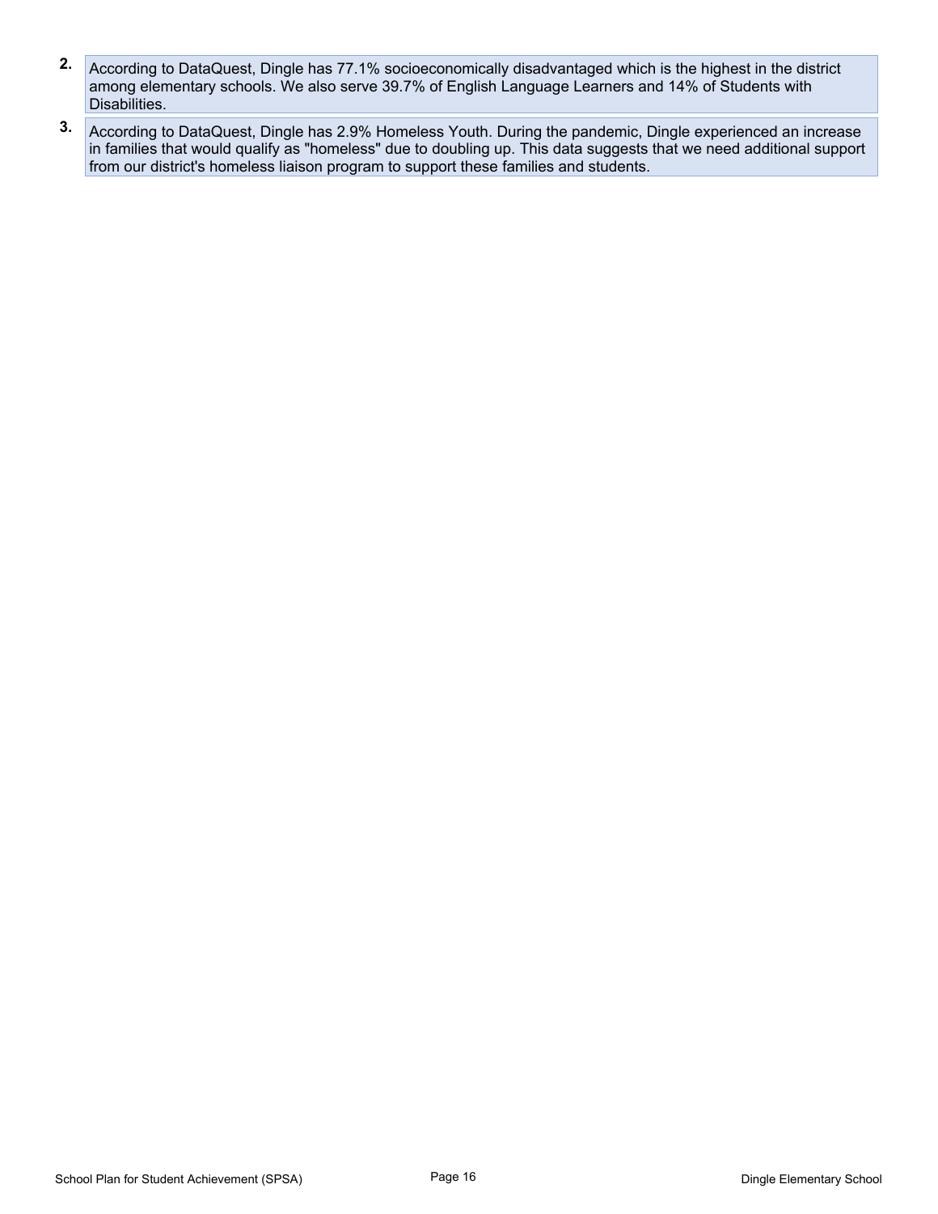2. According to DataQuest, Dingle has 77.1% socioeconomically disadvantaged which is the highest in the district among elementary schools. We also serve 39.7% of English Language Learners and 14% of Students with Disabilities.
3. According to DataQuest, Dingle has 2.9% Homeless Youth. During the pandemic, Dingle experienced an increase in families that would qualify as "homeless" due to doubling up. This data suggests that we need additional support from our district's homeless liaison program to support these families and students.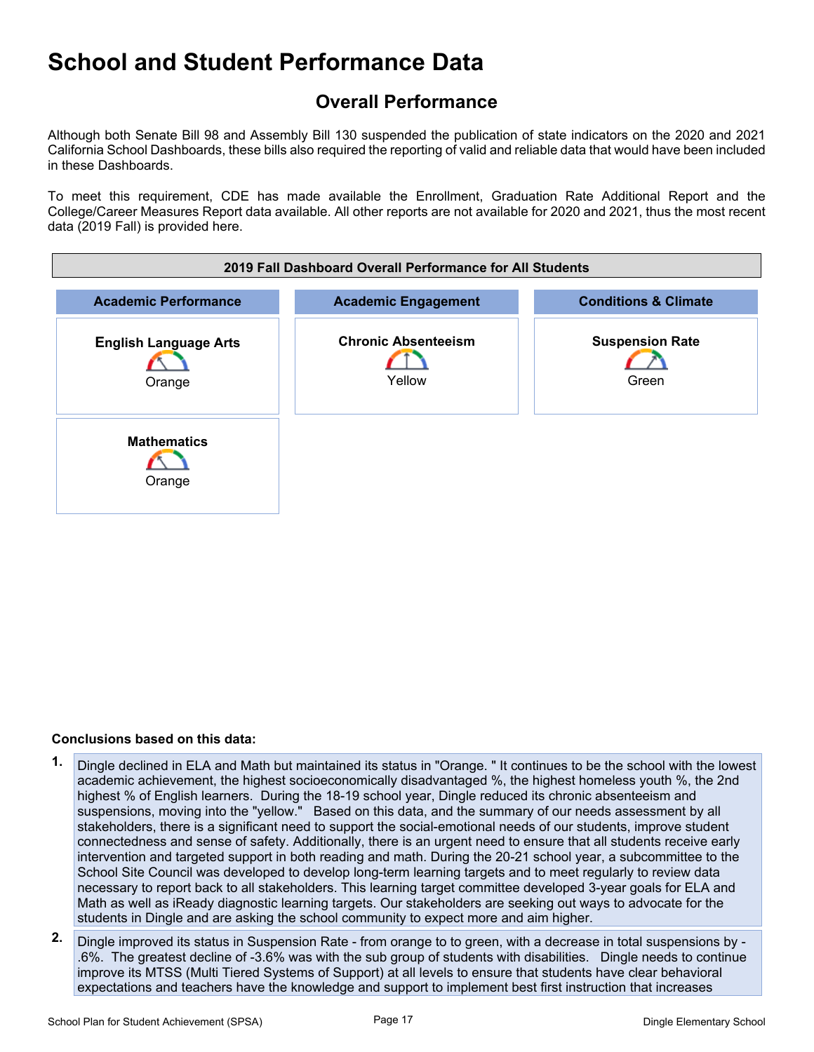# School and Student Performance Data

## Overall Performance

Although both Senate Bill 98 and Assembly Bill 130 suspended the publication of state indicators on the 2020 and 2021 California School Dashboards, these bills also required the reporting of valid and reliable data that would have been included in these Dashboards.

To meet this requirement, CDE has made available the Enrollment, Graduation Rate Additional Report and the College/Career Measures Report data available. All other reports are not available for 2020 and 2021, thus the most recent data (2019 Fall) is provided here.

| 2019 Fall Dashboard Overall Performance for All Students | | |
|---|---|---|
| **Academic Performance** | **Academic Engagement** | **Conditions & Climate** |
| **English Language Arts** Orange | **Chronic Absenteeism** Yellow | **Suspension Rate** Green |
| **Mathematics** Orange | | |

**Conclusions based on this data:**

1. Dingle declined in ELA and Math but maintained its status in "Orange. " It continues to be the school with the lowest academic achievement, the highest socioeconomically disadvantaged %, the highest homeless youth %, the 2nd highest % of English learners. During the 18-19 school year, Dingle reduced its chronic absenteeism and suspensions, moving into the "yellow." Based on this data, and the summary of our needs assessment by all stakeholders, there is a significant need to support the social-emotional needs of our students, improve student connectedness and sense of safety. Additionally, there is an urgent need to ensure that all students receive early intervention and targeted support in both reading and math. During the 20-21 school year, a subcommittee to the School Site Council was developed to develop long-term learning targets and to meet regularly to review data necessary to report back to all stakeholders. This learning target committee developed 3-year goals for ELA and Math as well as iReady diagnostic learning targets. Our stakeholders are seeking out ways to advocate for the students in Dingle and are asking the school community to expect more and aim higher.
2. Dingle improved its status in Suspension Rate - from orange to to green, with a decrease in total suspensions by -.6%. The greatest decline of -3.6% was with the sub group of students with disabilities. Dingle needs to continue improve its MTSS (Multi Tiered Systems of Support) at all levels to ensure that students have clear behavioral expectations and teachers have the knowledge and support to implement best first instruction that increases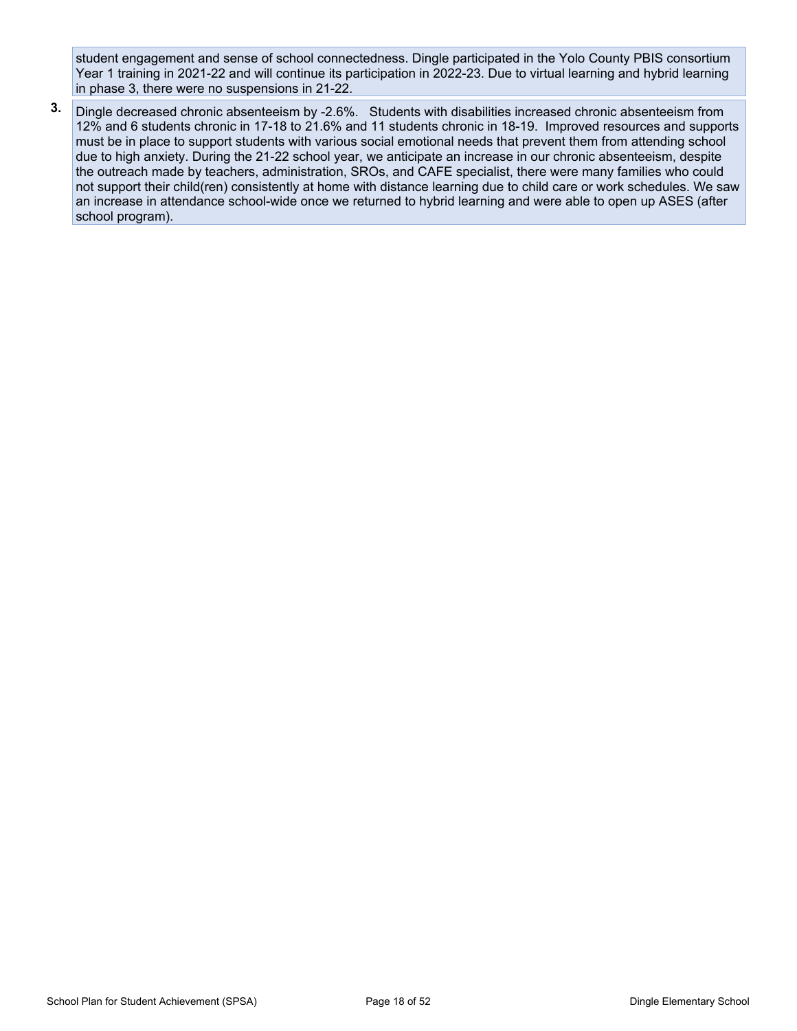student engagement and sense of school connectedness. Dingle participated in the Yolo County PBIS consortium Year 1 training in 2021-22 and will continue its participation in 2022-23. Due to virtual learning and hybrid learning in phase 3, there were no suspensions in 21-22.

3. Dingle decreased chronic absenteeism by -2.6%. Students with disabilities increased chronic absenteeism from 12% and 6 students chronic in 17-18 to 21.6% and 11 students chronic in 18-19. Improved resources and supports must be in place to support students with various social emotional needs that prevent them from attending school due to high anxiety. During the 21-22 school year, we anticipate an increase in our chronic absenteeism, despite the outreach made by teachers, administration, SROs, and CAFE specialist, there were many families who could not support their child(ren) consistently at home with distance learning due to child care or work schedules. We saw an increase in attendance school-wide once we returned to hybrid learning and were able to open up ASES (after school program).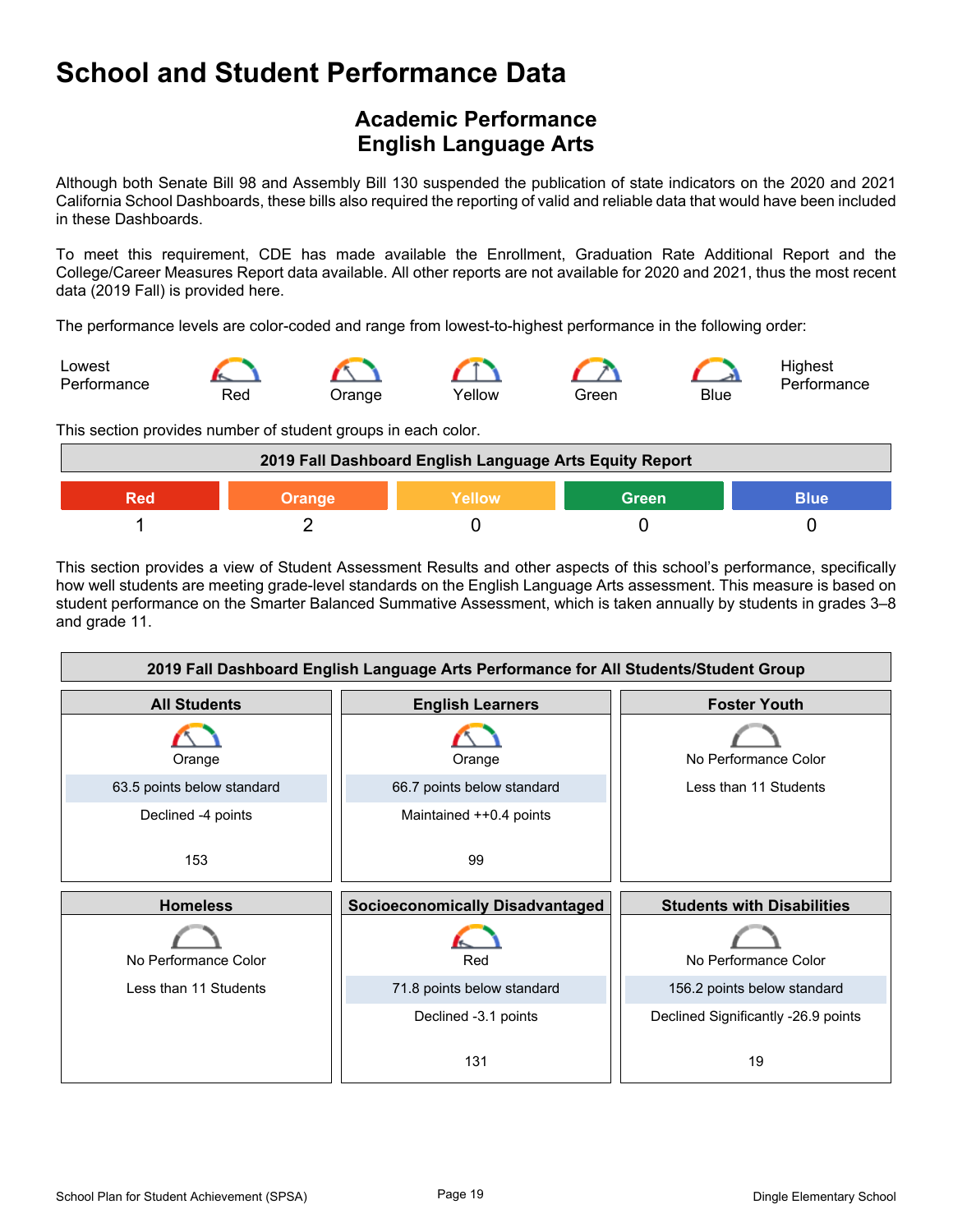# School and Student Performance Data

## Academic Performance
## English Language Arts

Although both Senate Bill 98 and Assembly Bill 130 suspended the publication of state indicators on the 2020 and 2021 California School Dashboards, these bills also required the reporting of valid and reliable data that would have been included in these Dashboards.

To meet this requirement, CDE has made available the Enrollment, Graduation Rate Additional Report and the College/Career Measures Report data available. All other reports are not available for 2020 and 2021, thus the most recent data (2019 Fall) is provided here.

The performance levels are color-coded and range from lowest-to-highest performance in the following order:

Lowest Performance — Red — Orange — Yellow — Green — Blue — Highest Performance

This section provides number of student groups in each color.

| 2019 Fall Dashboard English Language Arts Equity Report | | | | |
|---|---|---|---|---|
| Red | Orange | Yellow | Green | Blue |
| 1 | 2 | 0 | 0 | 0 |

This section provides a view of Student Assessment Results and other aspects of this school's performance, specifically how well students are meeting grade-level standards on the English Language Arts assessment. This measure is based on student performance on the Smarter Balanced Summative Assessment, which is taken annually by students in grades 3–8 and grade 11.

| 2019 Fall Dashboard English Language Arts Performance for All Students/Student Group | | |
|---|---|---|
| **All Students** | **English Learners** | **Foster Youth** |
| Orange | Orange | No Performance Color |
| 63.5 points below standard | 66.7 points below standard | Less than 11 Students |
| Declined -4 points | Maintained ++0.4 points | |
| 153 | 99 | |
| **Homeless** | **Socioeconomically Disadvantaged** | **Students with Disabilities** |
| No Performance Color | Red | No Performance Color |
| Less than 11 Students | 71.8 points below standard | 156.2 points below standard |
| | Declined -3.1 points | Declined Significantly -26.9 points |
| | 131 | 19 |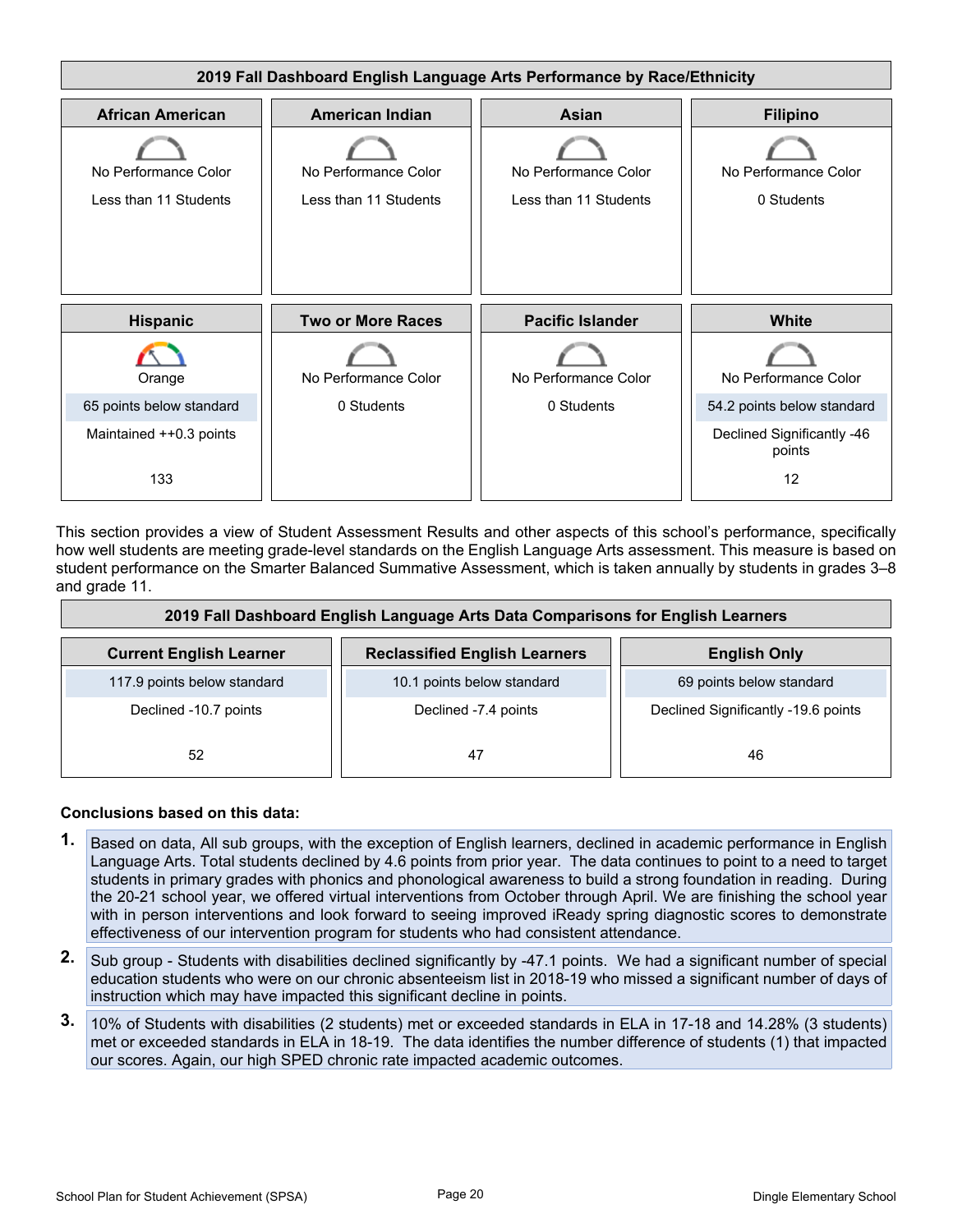**2019 Fall Dashboard English Language Arts Performance by Race/Ethnicity**

| African American | American Indian | Asian | Filipino |
|---|---|---|---|
| No Performance Color | No Performance Color | No Performance Color | No Performance Color |
| Less than 11 Students | Less than 11 Students | Less than 11 Students | 0 Students |

| Hispanic | Two or More Races | Pacific Islander | White |
|---|---|---|---|
| Orange | No Performance Color | No Performance Color | No Performance Color |
| 65 points below standard | 0 Students | 0 Students | 54.2 points below standard |
| Maintained ++0.3 points | | | Declined Significantly -46 points |
| 133 | | | 12 |

This section provides a view of Student Assessment Results and other aspects of this school's performance, specifically how well students are meeting grade-level standards on the English Language Arts assessment. This measure is based on student performance on the Smarter Balanced Summative Assessment, which is taken annually by students in grades 3–8 and grade 11.

**2019 Fall Dashboard English Language Arts Data Comparisons for English Learners**

| Current English Learner | Reclassified English Learners | English Only |
|---|---|---|
| 117.9 points below standard | 10.1 points below standard | 69 points below standard |
| Declined -10.7 points | Declined -7.4 points | Declined Significantly -19.6 points |
| 52 | 47 | 46 |

**Conclusions based on this data:**

1. Based on data, All sub groups, with the exception of English learners, declined in academic performance in English Language Arts. Total students declined by 4.6 points from prior year. The data continues to point to a need to target students in primary grades with phonics and phonological awareness to build a strong foundation in reading. During the 20-21 school year, we offered virtual interventions from October through April. We are finishing the school year with in person interventions and look forward to seeing improved iReady spring diagnostic scores to demonstrate effectiveness of our intervention program for students who had consistent attendance.
2. Sub group - Students with disabilities declined significantly by -47.1 points. We had a significant number of special education students who were on our chronic absenteeism list in 2018-19 who missed a significant number of days of instruction which may have impacted this significant decline in points.
3. 10% of Students with disabilities (2 students) met or exceeded standards in ELA in 17-18 and 14.28% (3 students) met or exceeded standards in ELA in 18-19. The data identifies the number difference of students (1) that impacted our scores. Again, our high SPED chronic rate impacted academic outcomes.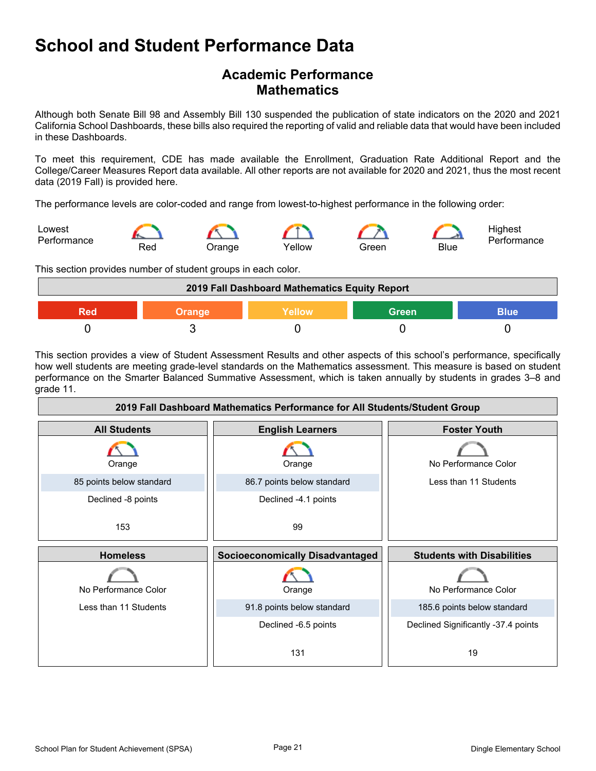# School and Student Performance Data

## Academic Performance
## Mathematics

Although both Senate Bill 98 and Assembly Bill 130 suspended the publication of state indicators on the 2020 and 2021 California School Dashboards, these bills also required the reporting of valid and reliable data that would have been included in these Dashboards.

To meet this requirement, CDE has made available the Enrollment, Graduation Rate Additional Report and the College/Career Measures Report data available. All other reports are not available for 2020 and 2021, thus the most recent data (2019 Fall) is provided here.

The performance levels are color-coded and range from lowest-to-highest performance in the following order:

Lowest Performance — Red — Orange — Yellow — Green — Blue — Highest Performance

This section provides number of student groups in each color.

| 2019 Fall Dashboard Mathematics Equity Report | | | | |
|---|---|---|---|---|
| Red | Orange | Yellow | Green | Blue |
| 0 | 3 | 0 | 0 | 0 |

This section provides a view of Student Assessment Results and other aspects of this school's performance, specifically how well students are meeting grade-level standards on the Mathematics assessment. This measure is based on student performance on the Smarter Balanced Summative Assessment, which is taken annually by students in grades 3–8 and grade 11.

| 2019 Fall Dashboard Mathematics Performance for All Students/Student Group | | |
|---|---|---|
| **All Students** | **English Learners** | **Foster Youth** |
| Orange<br>85 points below standard<br>Declined -8 points<br>153 | Orange<br>86.7 points below standard<br>Declined -4.1 points<br>99 | No Performance Color<br>Less than 11 Students |
| **Homeless** | **Socioeconomically Disadvantaged** | **Students with Disabilities** |
| No Performance Color<br>Less than 11 Students | Orange<br>91.8 points below standard<br>Declined -6.5 points<br>131 | No Performance Color<br>185.6 points below standard<br>Declined Significantly -37.4 points<br>19 |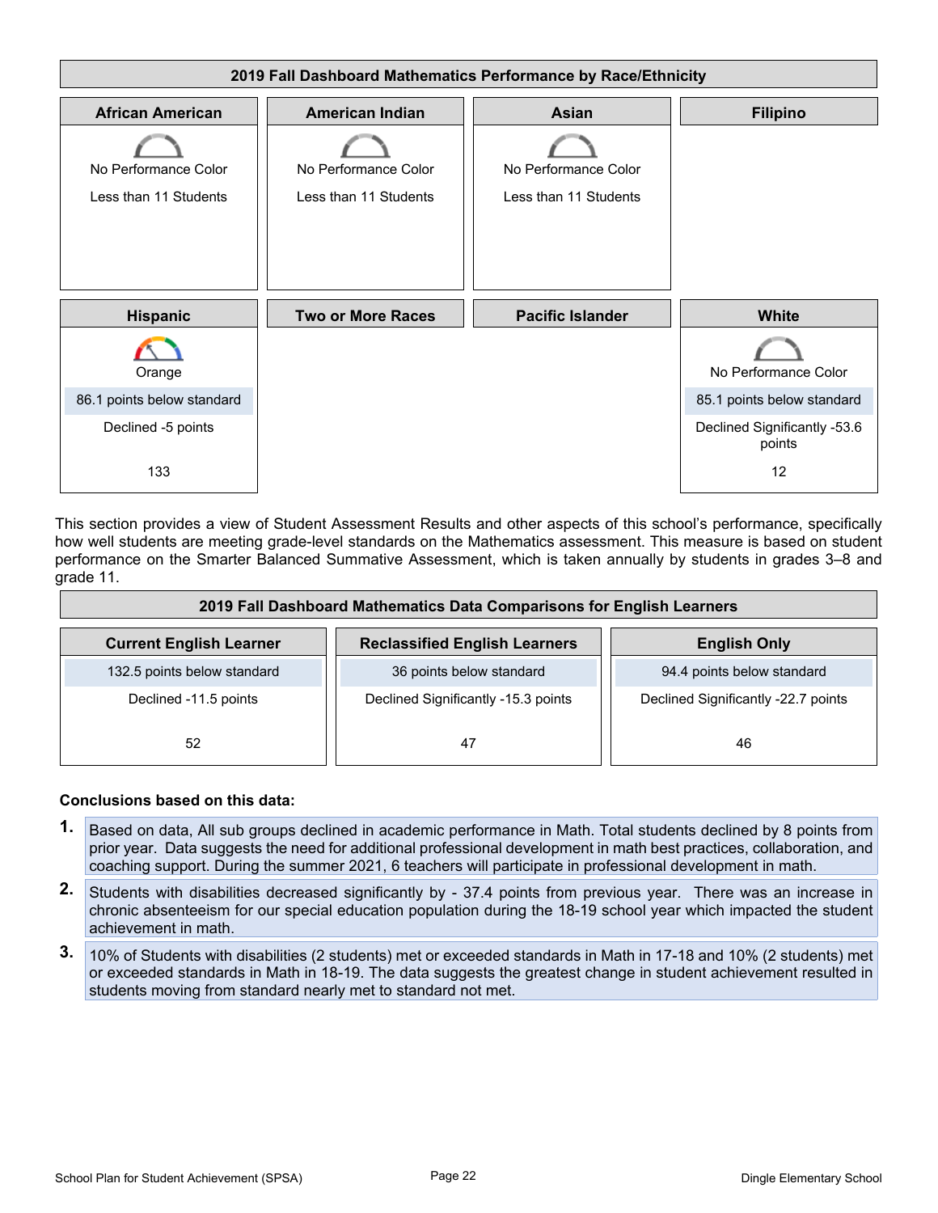| 2019 Fall Dashboard Mathematics Performance by Race/Ethnicity | | | |
|---|---|---|---|
| **African American** | **American Indian** | **Asian** | **Filipino** |
| No Performance Color<br>Less than 11 Students | No Performance Color<br>Less than 11 Students | No Performance Color<br>Less than 11 Students | |
| **Hispanic** | **Two or More Races** | **Pacific Islander** | **White** |
| Orange<br>86.1 points below standard<br>Declined -5 points<br>133 | | | No Performance Color<br>85.1 points below standard<br>Declined Significantly -53.6 points<br>12 |

This section provides a view of Student Assessment Results and other aspects of this school's performance, specifically how well students are meeting grade-level standards on the Mathematics assessment. This measure is based on student performance on the Smarter Balanced Summative Assessment, which is taken annually by students in grades 3–8 and grade 11.

| 2019 Fall Dashboard Mathematics Data Comparisons for English Learners | | |
|---|---|---|
| **Current English Learner** | **Reclassified English Learners** | **English Only** |
| 132.5 points below standard | 36 points below standard | 94.4 points below standard |
| Declined -11.5 points | Declined Significantly -15.3 points | Declined Significantly -22.7 points |
| 52 | 47 | 46 |

**Conclusions based on this data:**

1. Based on data, All sub groups declined in academic performance in Math. Total students declined by 8 points from prior year. Data suggests the need for additional professional development in math best practices, collaboration, and coaching support. During the summer 2021, 6 teachers will participate in professional development in math.
2. Students with disabilities decreased significantly by - 37.4 points from previous year. There was an increase in chronic absenteeism for our special education population during the 18-19 school year which impacted the student achievement in math.
3. 10% of Students with disabilities (2 students) met or exceeded standards in Math in 17-18 and 10% (2 students) met or exceeded standards in Math in 18-19. The data suggests the greatest change in student achievement resulted in students moving from standard nearly met to standard not met.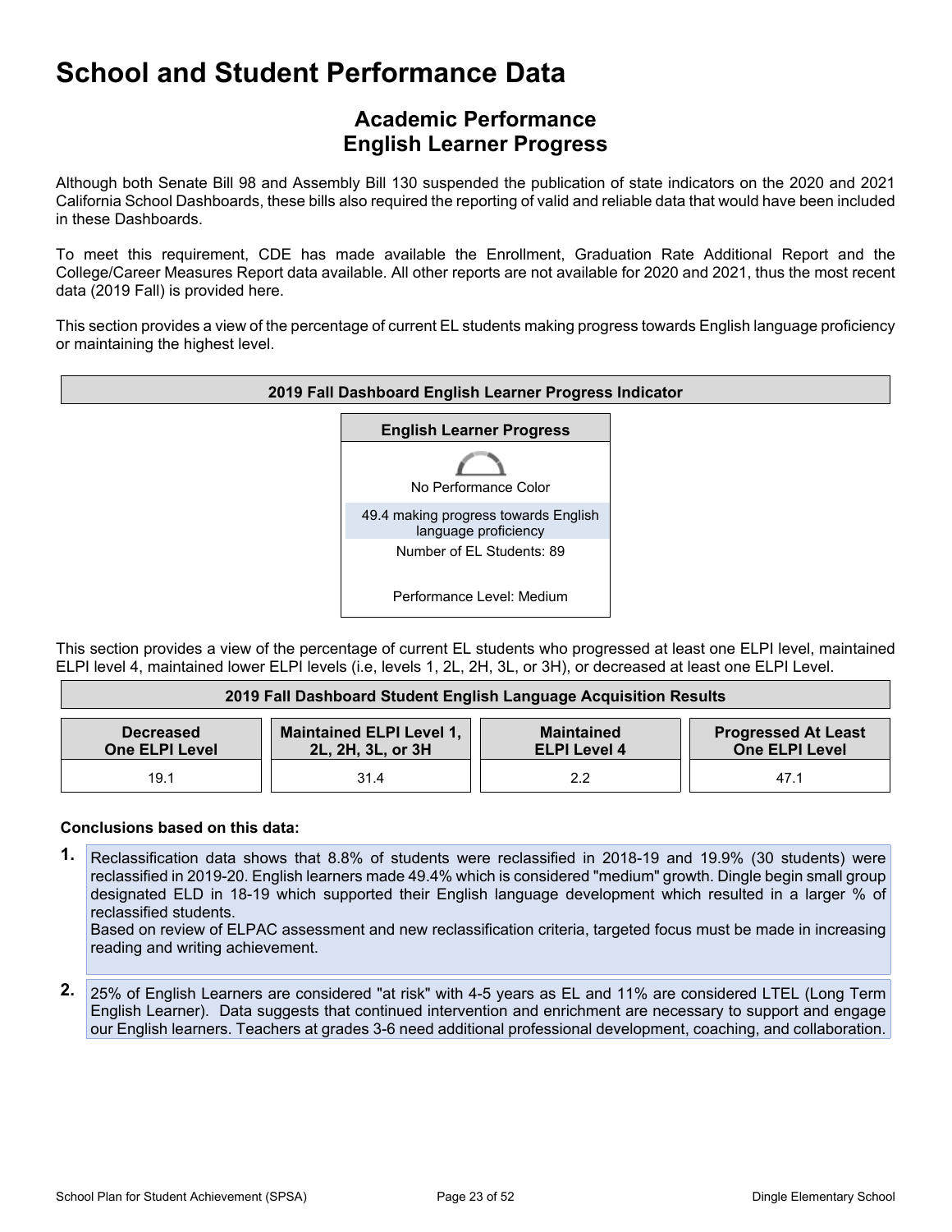# School and Student Performance Data

## Academic Performance
## English Learner Progress

Although both Senate Bill 98 and Assembly Bill 130 suspended the publication of state indicators on the 2020 and 2021 California School Dashboards, these bills also required the reporting of valid and reliable data that would have been included in these Dashboards.

To meet this requirement, CDE has made available the Enrollment, Graduation Rate Additional Report and the College/Career Measures Report data available. All other reports are not available for 2020 and 2021, thus the most recent data (2019 Fall) is provided here.

This section provides a view of the percentage of current EL students making progress towards English language proficiency or maintaining the highest level.

**2019 Fall Dashboard English Learner Progress Indicator**

| English Learner Progress |
|---|
| No Performance Color |
| 49.4 making progress towards English language proficiency |
| Number of EL Students: 89 |
| Performance Level: Medium |

This section provides a view of the percentage of current EL students who progressed at least one ELPI level, maintained ELPI level 4, maintained lower ELPI levels (i.e, levels 1, 2L, 2H, 3L, or 3H), or decreased at least one ELPI Level.

**2019 Fall Dashboard Student English Language Acquisition Results**

| Decreased One ELPI Level | Maintained ELPI Level 1, 2L, 2H, 3L, or 3H | Maintained ELPI Level 4 | Progressed At Least One ELPI Level |
|---|---|---|---|
| 19.1 | 31.4 | 2.2 | 47.1 |

**Conclusions based on this data:**

1. Reclassification data shows that 8.8% of students were reclassified in 2018-19 and 19.9% (30 students) were reclassified in 2019-20. English learners made 49.4% which is considered "medium" growth. Dingle begin small group designated ELD in 18-19 which supported their English language development which resulted in a larger % of reclassified students.
   Based on review of ELPAC assessment and new reclassification criteria, targeted focus must be made in increasing reading and writing achievement.

2. 25% of English Learners are considered "at risk" with 4-5 years as EL and 11% are considered LTEL (Long Term English Learner). Data suggests that continued intervention and enrichment are necessary to support and engage our English learners. Teachers at grades 3-6 need additional professional development, coaching, and collaboration.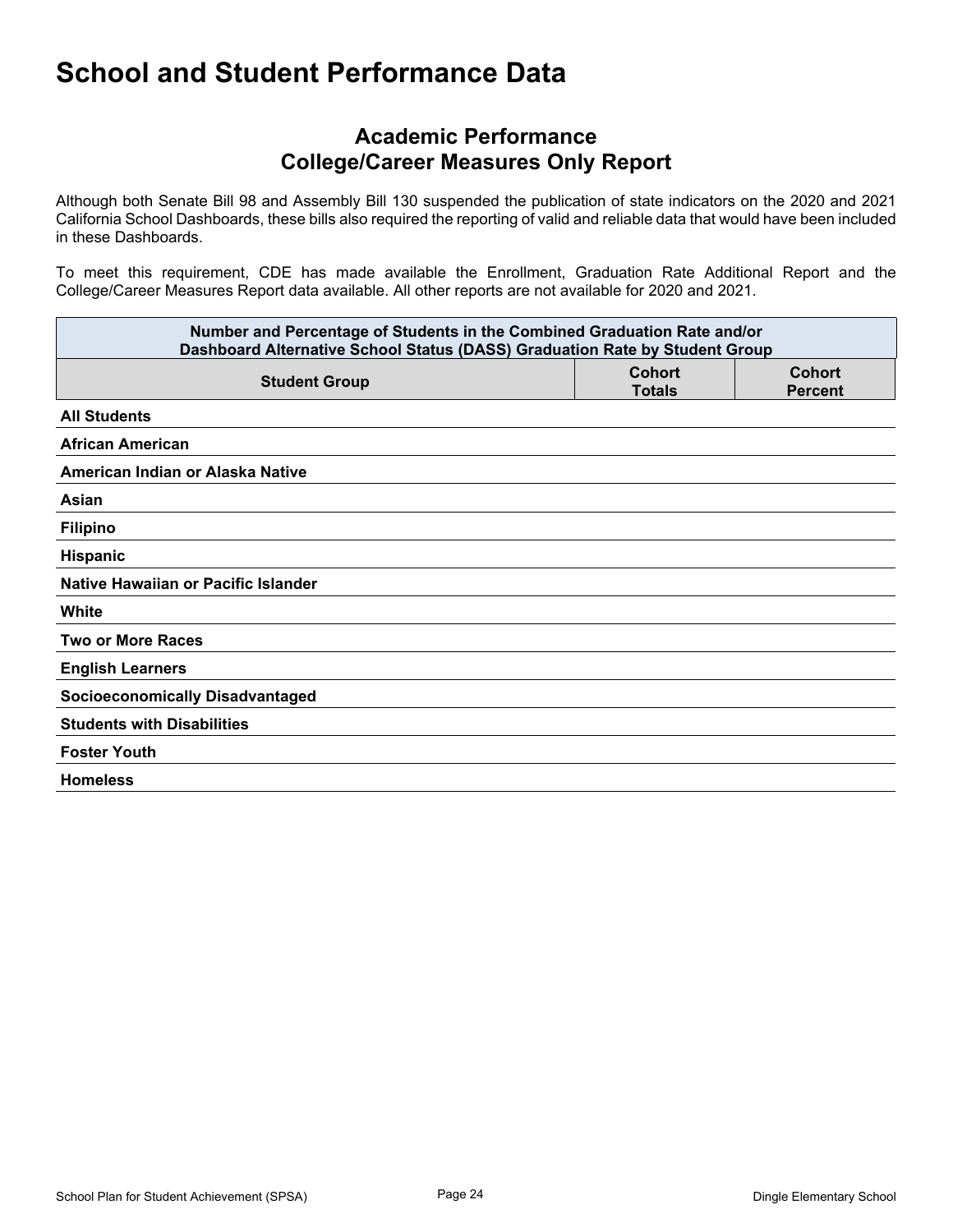# School and Student Performance Data

## Academic Performance
## College/Career Measures Only Report

Although both Senate Bill 98 and Assembly Bill 130 suspended the publication of state indicators on the 2020 and 2021 California School Dashboards, these bills also required the reporting of valid and reliable data that would have been included in these Dashboards.

To meet this requirement, CDE has made available the Enrollment, Graduation Rate Additional Report and the College/Career Measures Report data available. All other reports are not available for 2020 and 2021.

| Number and Percentage of Students in the Combined Graduation Rate and/or Dashboard Alternative School Status (DASS) Graduation Rate by Student Group | | |
|---|---|---|
| **Student Group** | **Cohort Totals** | **Cohort Percent** |
| **All Students** | | |
| **African American** | | |
| **American Indian or Alaska Native** | | |
| **Asian** | | |
| **Filipino** | | |
| **Hispanic** | | |
| **Native Hawaiian or Pacific Islander** | | |
| **White** | | |
| **Two or More Races** | | |
| **English Learners** | | |
| **Socioeconomically Disadvantaged** | | |
| **Students with Disabilities** | | |
| **Foster Youth** | | |
| **Homeless** | | |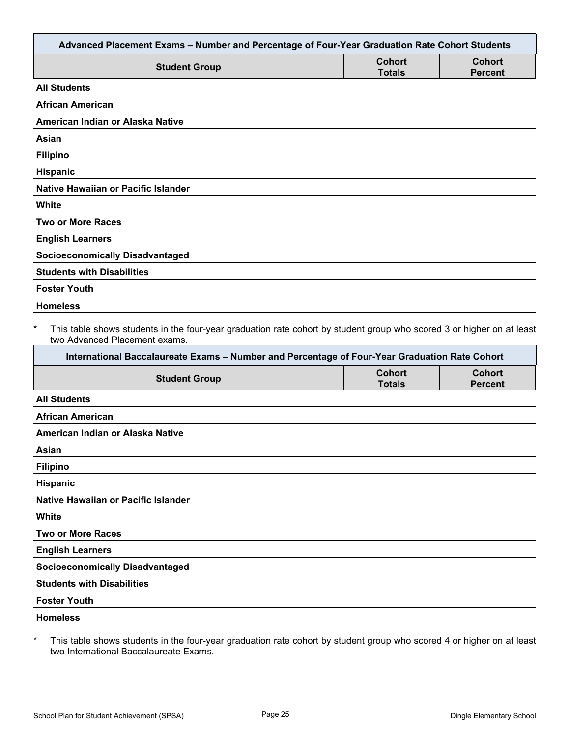| Advanced Placement Exams – Number and Percentage of Four-Year Graduation Rate Cohort Students | | |
|---|---|---|
| **Student Group** | **Cohort Totals** | **Cohort Percent** |
| **All Students** | | |
| **African American** | | |
| **American Indian or Alaska Native** | | |
| **Asian** | | |
| **Filipino** | | |
| **Hispanic** | | |
| **Native Hawaiian or Pacific Islander** | | |
| **White** | | |
| **Two or More Races** | | |
| **English Learners** | | |
| **Socioeconomically Disadvantaged** | | |
| **Students with Disabilities** | | |
| **Foster Youth** | | |
| **Homeless** | | |

\* This table shows students in the four-year graduation rate cohort by student group who scored 3 or higher on at least two Advanced Placement exams.

| International Baccalaureate Exams – Number and Percentage of Four-Year Graduation Rate Cohort | | |
|---|---|---|
| **Student Group** | **Cohort Totals** | **Cohort Percent** |
| **All Students** | | |
| **African American** | | |
| **American Indian or Alaska Native** | | |
| **Asian** | | |
| **Filipino** | | |
| **Hispanic** | | |
| **Native Hawaiian or Pacific Islander** | | |
| **White** | | |
| **Two or More Races** | | |
| **English Learners** | | |
| **Socioeconomically Disadvantaged** | | |
| **Students with Disabilities** | | |
| **Foster Youth** | | |
| **Homeless** | | |

\* This table shows students in the four-year graduation rate cohort by student group who scored 4 or higher on at least two International Baccalaureate Exams.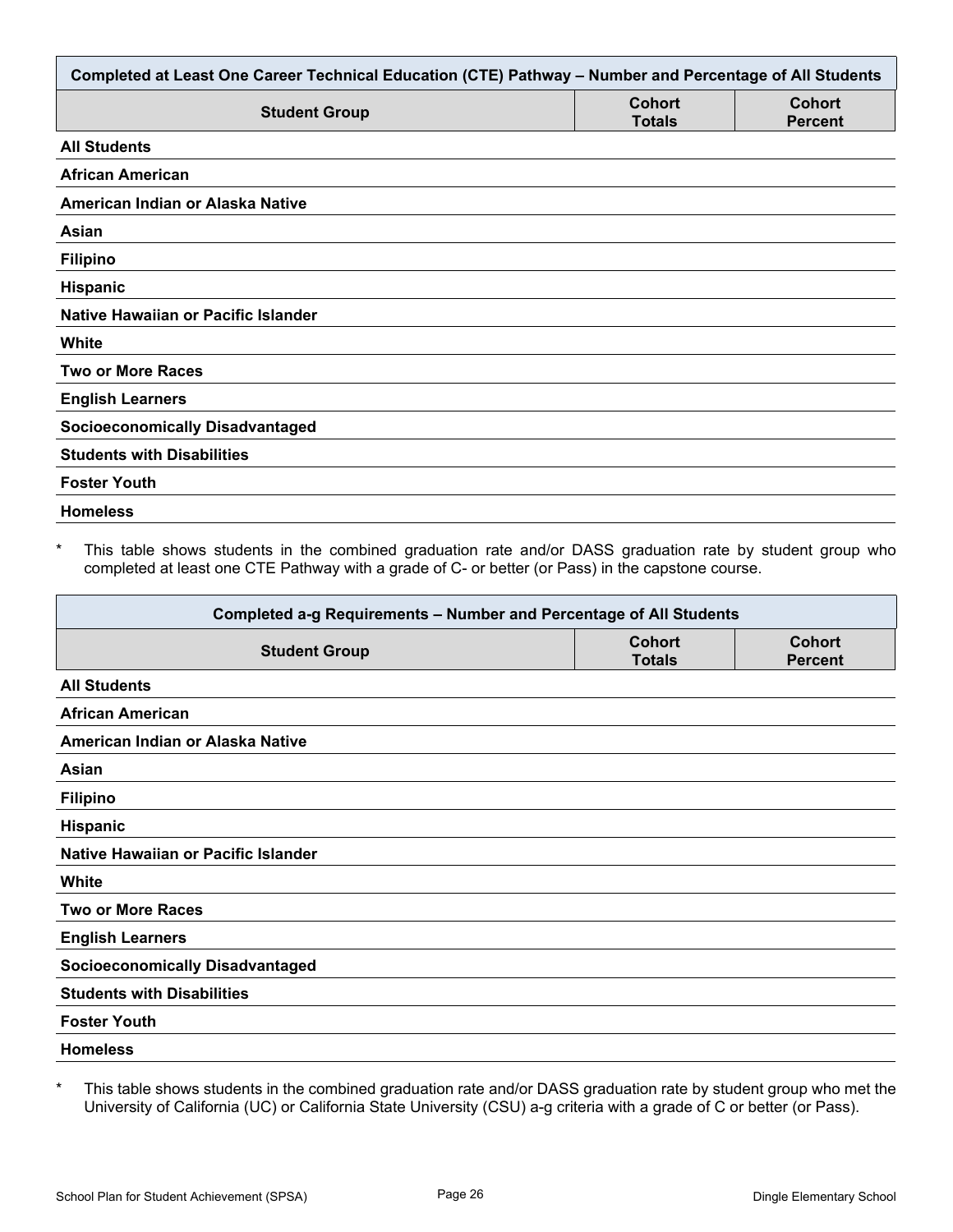| Completed at Least One Career Technical Education (CTE) Pathway – Number and Percentage of All Students | | |
|---|---|---|
| **Student Group** | **Cohort Totals** | **Cohort Percent** |
| **All Students** | | |
| **African American** | | |
| **American Indian or Alaska Native** | | |
| **Asian** | | |
| **Filipino** | | |
| **Hispanic** | | |
| **Native Hawaiian or Pacific Islander** | | |
| **White** | | |
| **Two or More Races** | | |
| **English Learners** | | |
| **Socioeconomically Disadvantaged** | | |
| **Students with Disabilities** | | |
| **Foster Youth** | | |
| **Homeless** | | |

\* This table shows students in the combined graduation rate and/or DASS graduation rate by student group who completed at least one CTE Pathway with a grade of C- or better (or Pass) in the capstone course.

| Completed a-g Requirements – Number and Percentage of All Students | | |
|---|---|---|
| **Student Group** | **Cohort Totals** | **Cohort Percent** |
| **All Students** | | |
| **African American** | | |
| **American Indian or Alaska Native** | | |
| **Asian** | | |
| **Filipino** | | |
| **Hispanic** | | |
| **Native Hawaiian or Pacific Islander** | | |
| **White** | | |
| **Two or More Races** | | |
| **English Learners** | | |
| **Socioeconomically Disadvantaged** | | |
| **Students with Disabilities** | | |
| **Foster Youth** | | |
| **Homeless** | | |

\* This table shows students in the combined graduation rate and/or DASS graduation rate by student group who met the University of California (UC) or California State University (CSU) a-g criteria with a grade of C or better (or Pass).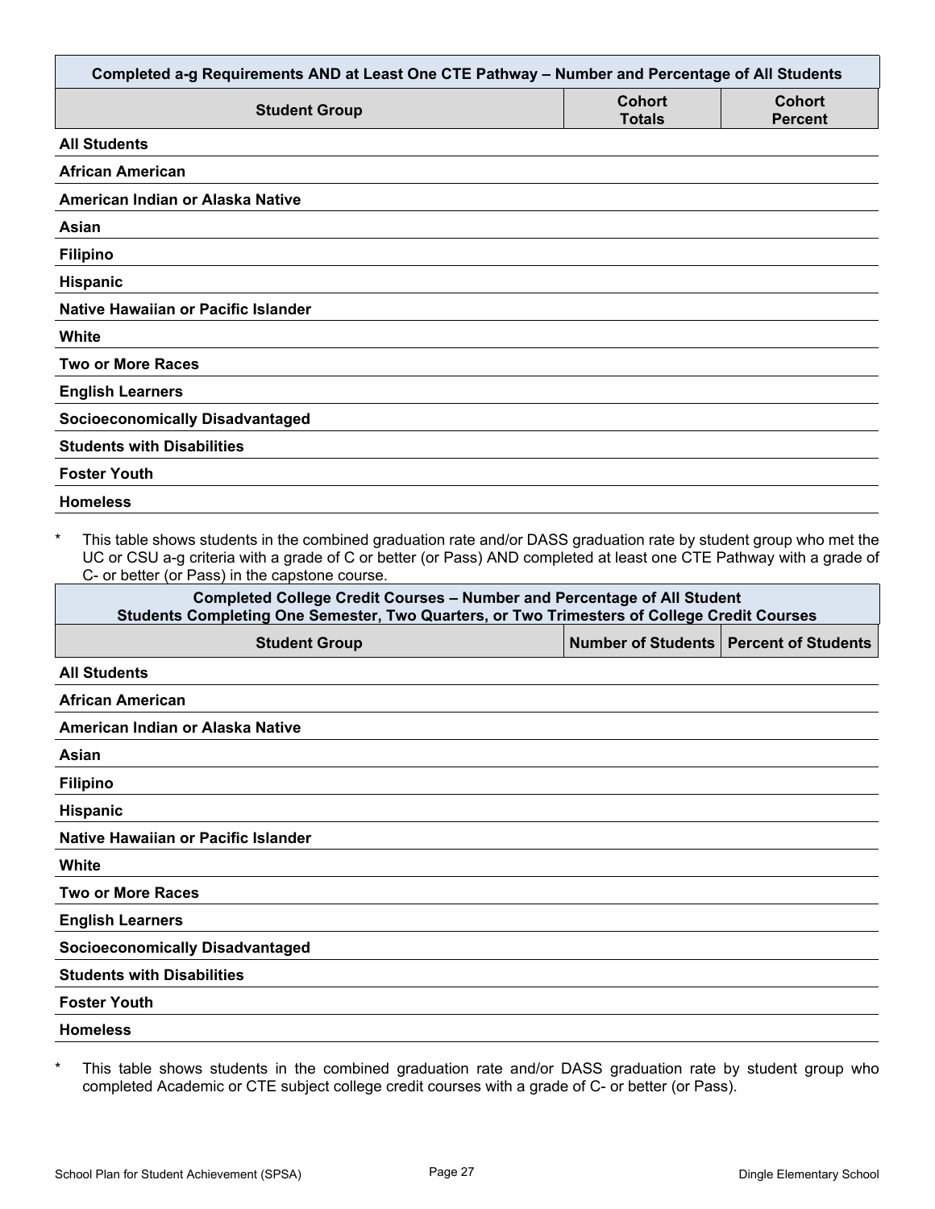| Completed a-g Requirements AND at Least One CTE Pathway – Number and Percentage of All Students | | |
|---|---|---|
| **Student Group** | **Cohort Totals** | **Cohort Percent** |
| **All Students** | | |
| **African American** | | |
| **American Indian or Alaska Native** | | |
| **Asian** | | |
| **Filipino** | | |
| **Hispanic** | | |
| **Native Hawaiian or Pacific Islander** | | |
| **White** | | |
| **Two or More Races** | | |
| **English Learners** | | |
| **Socioeconomically Disadvantaged** | | |
| **Students with Disabilities** | | |
| **Foster Youth** | | |
| **Homeless** | | |

\* This table shows students in the combined graduation rate and/or DASS graduation rate by student group who met the UC or CSU a-g criteria with a grade of C or better (or Pass) AND completed at least one CTE Pathway with a grade of C- or better (or Pass) in the capstone course.

| Completed College Credit Courses – Number and Percentage of All Student Students Completing One Semester, Two Quarters, or Two Trimesters of College Credit Courses | | |
|---|---|---|
| **Student Group** | **Number of Students** | **Percent of Students** |
| **All Students** | | |
| **African American** | | |
| **American Indian or Alaska Native** | | |
| **Asian** | | |
| **Filipino** | | |
| **Hispanic** | | |
| **Native Hawaiian or Pacific Islander** | | |
| **White** | | |
| **Two or More Races** | | |
| **English Learners** | | |
| **Socioeconomically Disadvantaged** | | |
| **Students with Disabilities** | | |
| **Foster Youth** | | |
| **Homeless** | | |

\* This table shows students in the combined graduation rate and/or DASS graduation rate by student group who completed Academic or CTE subject college credit courses with a grade of C- or better (or Pass).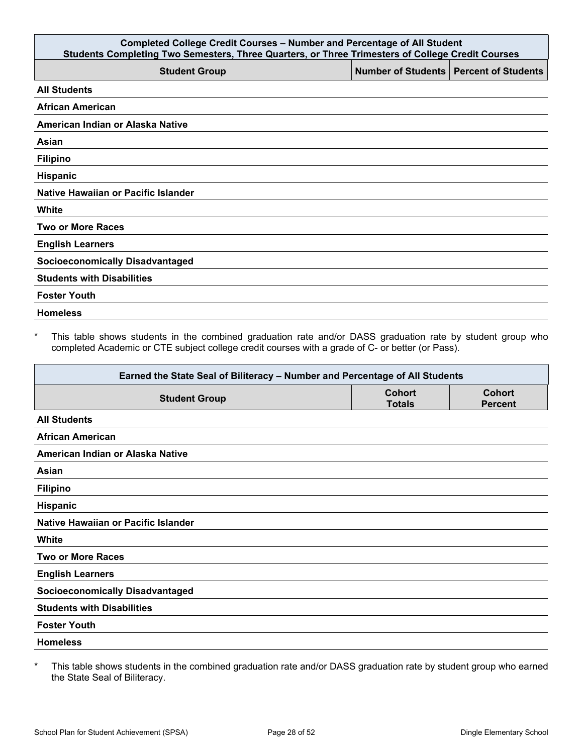| Completed College Credit Courses – Number and Percentage of All Student<br>Students Completing Two Semesters, Three Quarters, or Three Trimesters of College Credit Courses | | |
|---|---|---|
| **Student Group** | **Number of Students** | **Percent of Students** |
| **All Students** | | |
| **African American** | | |
| **American Indian or Alaska Native** | | |
| **Asian** | | |
| **Filipino** | | |
| **Hispanic** | | |
| **Native Hawaiian or Pacific Islander** | | |
| **White** | | |
| **Two or More Races** | | |
| **English Learners** | | |
| **Socioeconomically Disadvantaged** | | |
| **Students with Disabilities** | | |
| **Foster Youth** | | |
| **Homeless** | | |

\* This table shows students in the combined graduation rate and/or DASS graduation rate by student group who completed Academic or CTE subject college credit courses with a grade of C- or better (or Pass).

| Earned the State Seal of Biliteracy – Number and Percentage of All Students | | |
|---|---|---|
| **Student Group** | **Cohort Totals** | **Cohort Percent** |
| **All Students** | | |
| **African American** | | |
| **American Indian or Alaska Native** | | |
| **Asian** | | |
| **Filipino** | | |
| **Hispanic** | | |
| **Native Hawaiian or Pacific Islander** | | |
| **White** | | |
| **Two or More Races** | | |
| **English Learners** | | |
| **Socioeconomically Disadvantaged** | | |
| **Students with Disabilities** | | |
| **Foster Youth** | | |
| **Homeless** | | |

\* This table shows students in the combined graduation rate and/or DASS graduation rate by student group who earned the State Seal of Biliteracy.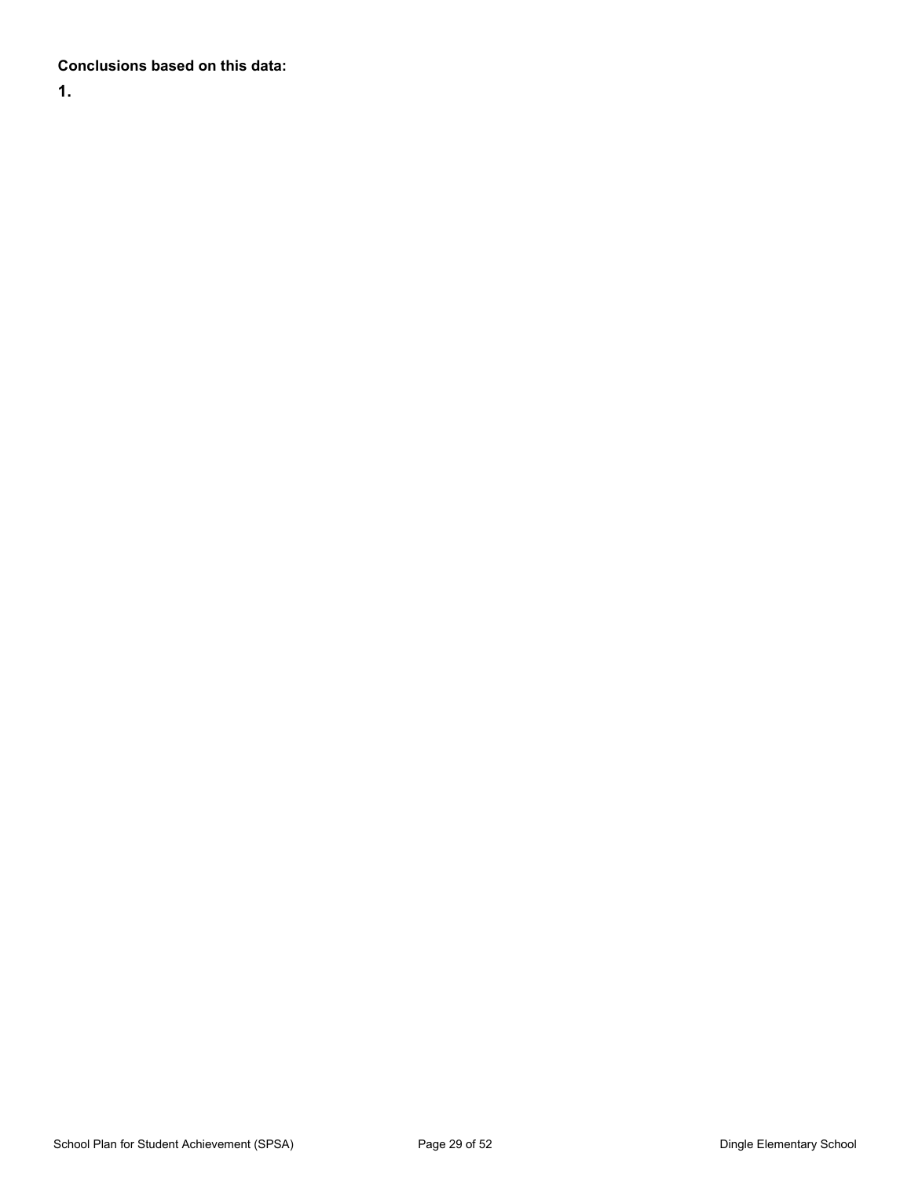**Conclusions based on this data:**

**1.**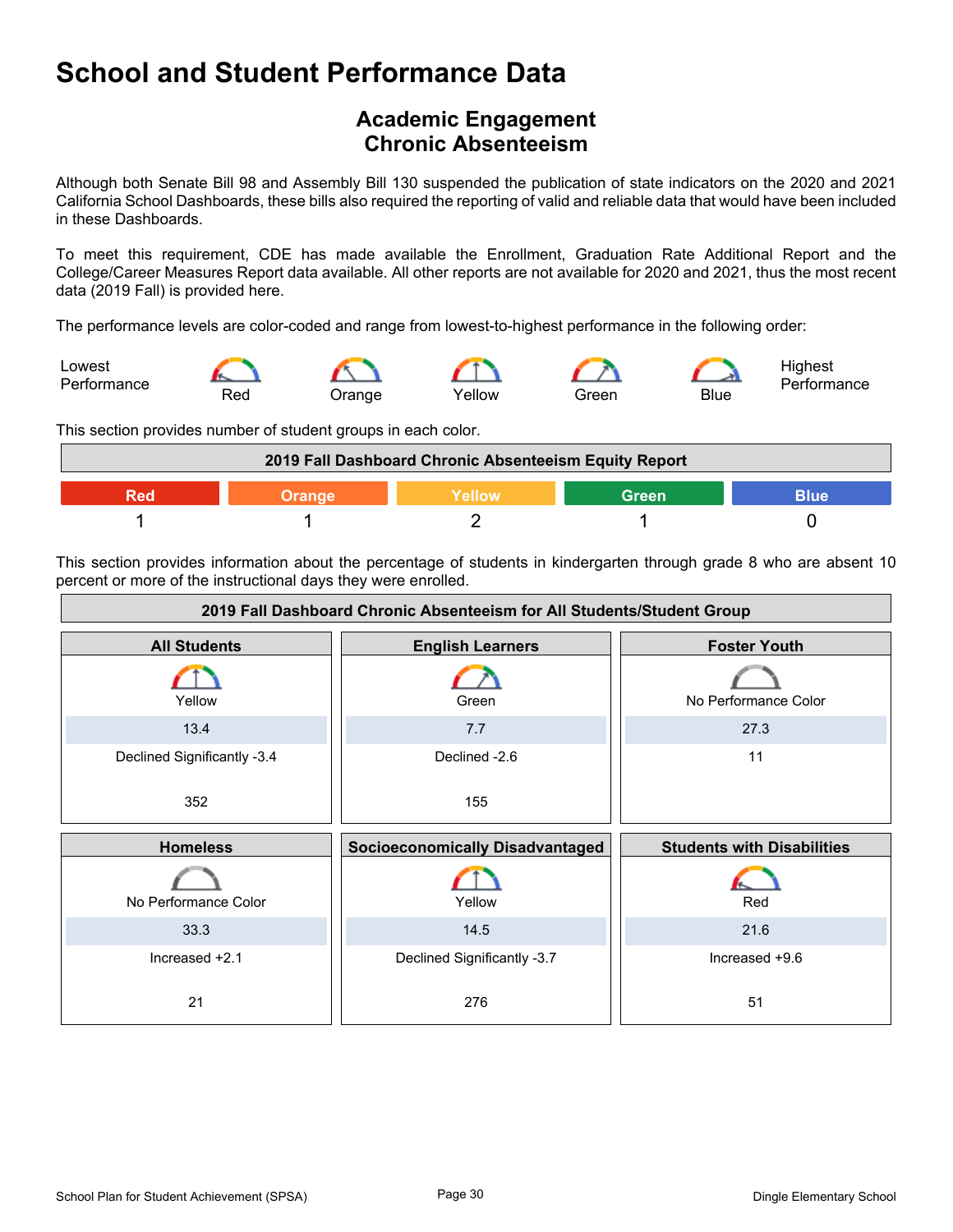# School and Student Performance Data

## Academic Engagement
## Chronic Absenteeism

Although both Senate Bill 98 and Assembly Bill 130 suspended the publication of state indicators on the 2020 and 2021 California School Dashboards, these bills also required the reporting of valid and reliable data that would have been included in these Dashboards.

To meet this requirement, CDE has made available the Enrollment, Graduation Rate Additional Report and the College/Career Measures Report data available. All other reports are not available for 2020 and 2021, thus the most recent data (2019 Fall) is provided here.

The performance levels are color-coded and range from lowest-to-highest performance in the following order:

Lowest Performance — Red — Orange — Yellow — Green — Blue — Highest Performance

This section provides number of student groups in each color.

| 2019 Fall Dashboard Chronic Absenteeism Equity Report | | | | |
|---|---|---|---|---|
| Red | Orange | Yellow | Green | Blue |
| 1 | 1 | 2 | 1 | 0 |

This section provides information about the percentage of students in kindergarten through grade 8 who are absent 10 percent or more of the instructional days they were enrolled.

| 2019 Fall Dashboard Chronic Absenteeism for All Students/Student Group | | |
|---|---|---|
| **All Students** | **English Learners** | **Foster Youth** |
| Yellow | Green | No Performance Color |
| 13.4 | 7.7 | 27.3 |
| Declined Significantly -3.4 | Declined -2.6 | 11 |
| 352 | 155 | |
| **Homeless** | **Socioeconomically Disadvantaged** | **Students with Disabilities** |
| No Performance Color | Yellow | Red |
| 33.3 | 14.5 | 21.6 |
| Increased +2.1 | Declined Significantly -3.7 | Increased +9.6 |
| 21 | 276 | 51 |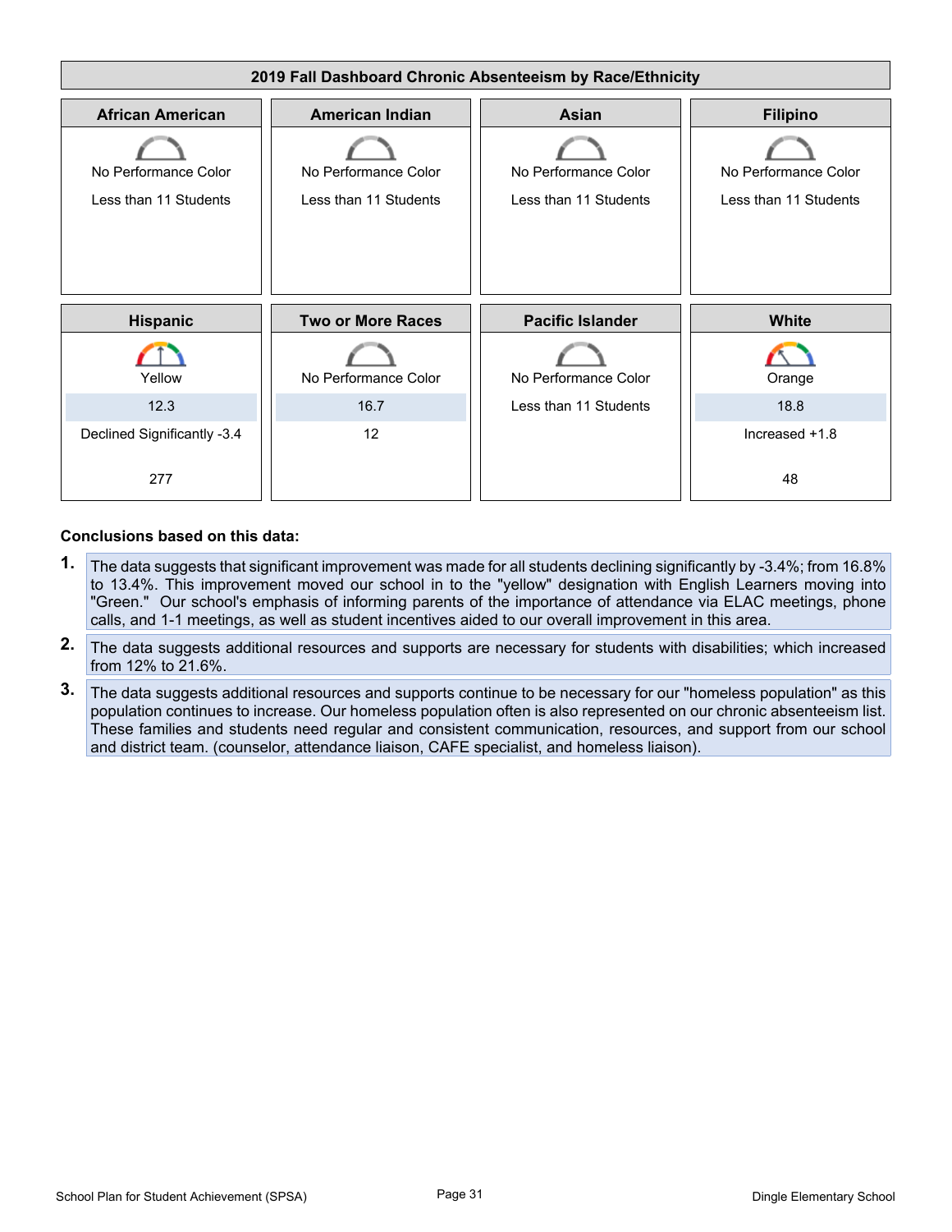| 2019 Fall Dashboard Chronic Absenteeism by Race/Ethnicity | | | |
|---|---|---|---|
| **African American** | **American Indian** | **Asian** | **Filipino** |
| No Performance Color<br>Less than 11 Students | No Performance Color<br>Less than 11 Students | No Performance Color<br>Less than 11 Students | No Performance Color<br>Less than 11 Students |
| **Hispanic** | **Two or More Races** | **Pacific Islander** | **White** |
| Yellow<br>12.3<br>Declined Significantly -3.4<br>277 | No Performance Color<br>16.7<br>12 | No Performance Color<br>Less than 11 Students | Orange<br>18.8<br>Increased +1.8<br>48 |

**Conclusions based on this data:**

1. The data suggests that significant improvement was made for all students declining significantly by -3.4%; from 16.8% to 13.4%. This improvement moved our school in to the "yellow" designation with English Learners moving into "Green." Our school's emphasis of informing parents of the importance of attendance via ELAC meetings, phone calls, and 1-1 meetings, as well as student incentives aided to our overall improvement in this area.
2. The data suggests additional resources and supports are necessary for students with disabilities; which increased from 12% to 21.6%.
3. The data suggests additional resources and supports continue to be necessary for our "homeless population" as this population continues to increase. Our homeless population often is also represented on our chronic absenteeism list. These families and students need regular and consistent communication, resources, and support from our school and district team. (counselor, attendance liaison, CAFE specialist, and homeless liaison).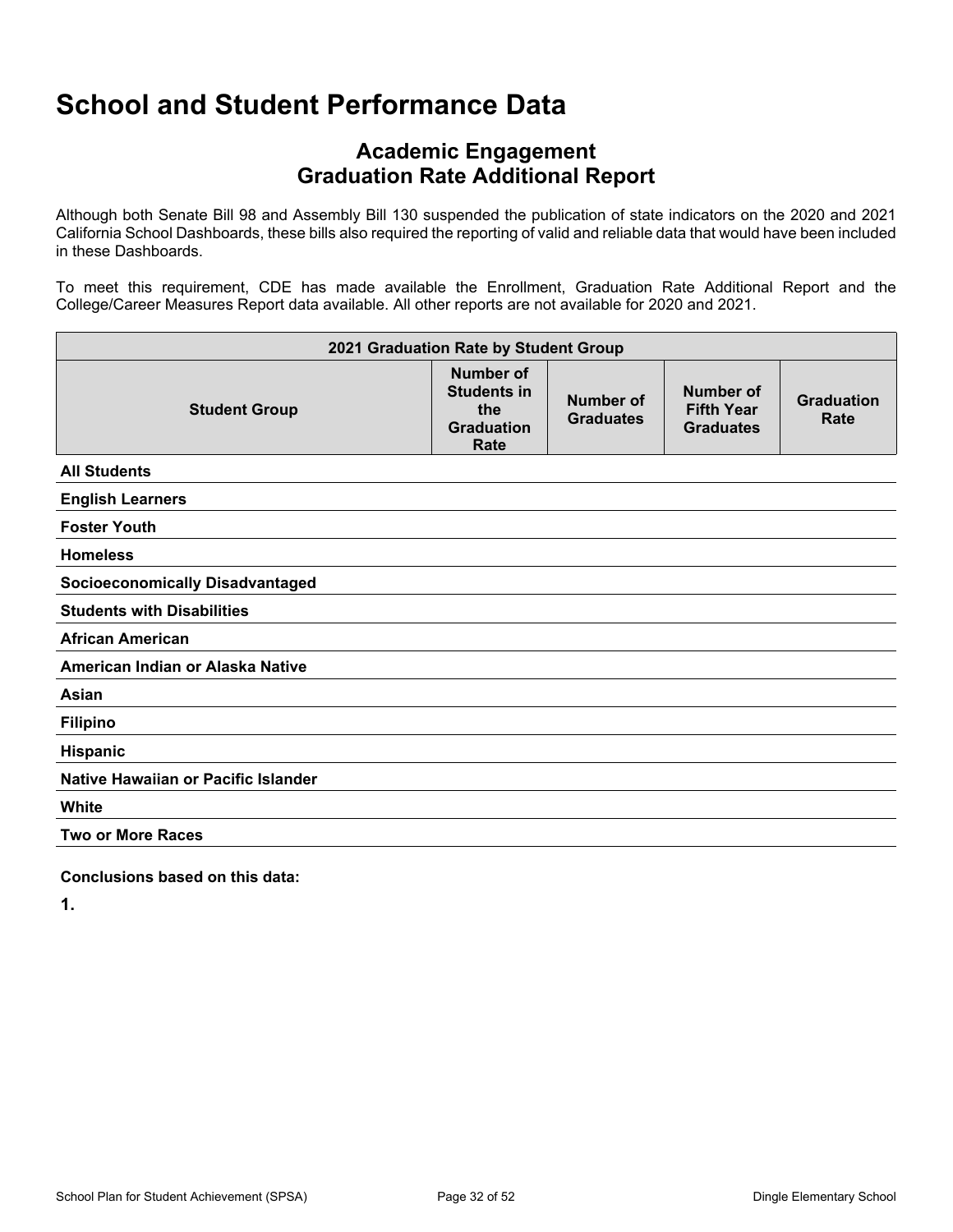# School and Student Performance Data

## Academic Engagement
## Graduation Rate Additional Report

Although both Senate Bill 98 and Assembly Bill 130 suspended the publication of state indicators on the 2020 and 2021 California School Dashboards, these bills also required the reporting of valid and reliable data that would have been included in these Dashboards.

To meet this requirement, CDE has made available the Enrollment, Graduation Rate Additional Report and the College/Career Measures Report data available. All other reports are not available for 2020 and 2021.

| 2021 Graduation Rate by Student Group | | | | |
|---|---|---|---|---|
| **Student Group** | **Number of Students in the Graduation Rate** | **Number of Graduates** | **Number of Fifth Year Graduates** | **Graduation Rate** |
| **All Students** | | | | |
| **English Learners** | | | | |
| **Foster Youth** | | | | |
| **Homeless** | | | | |
| **Socioeconomically Disadvantaged** | | | | |
| **Students with Disabilities** | | | | |
| **African American** | | | | |
| **American Indian or Alaska Native** | | | | |
| **Asian** | | | | |
| **Filipino** | | | | |
| **Hispanic** | | | | |
| **Native Hawaiian or Pacific Islander** | | | | |
| **White** | | | | |
| **Two or More Races** | | | | |

**Conclusions based on this data:**

**1.**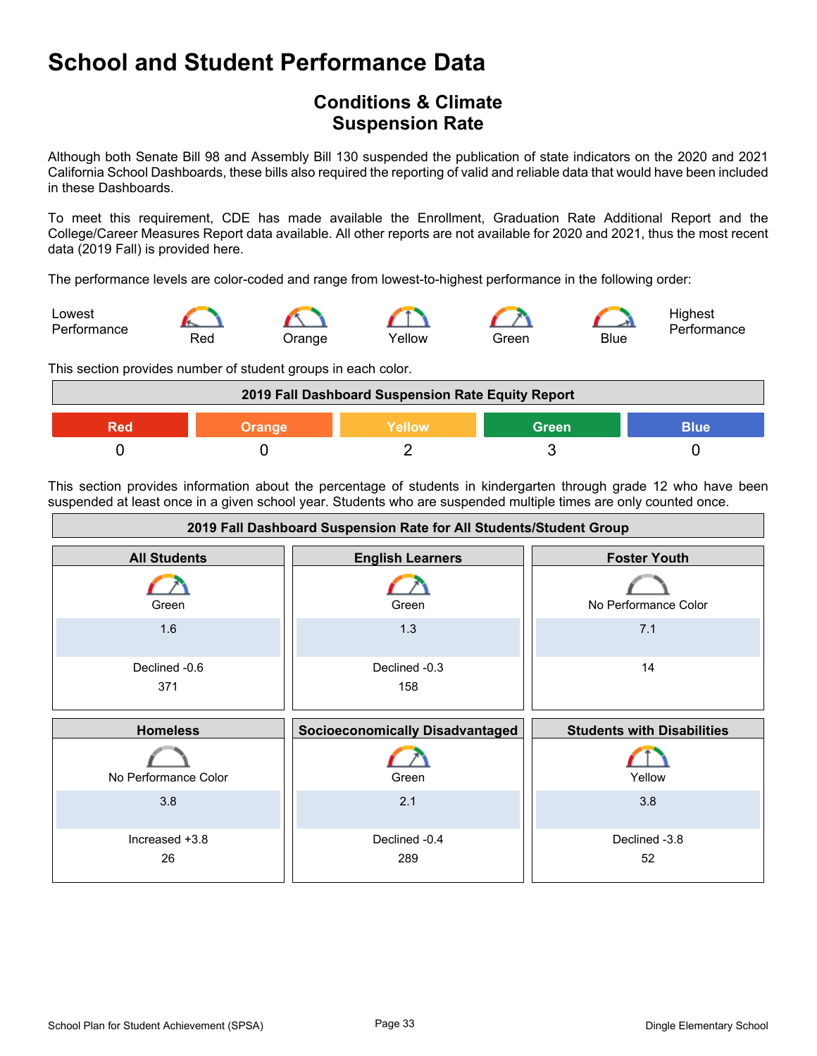# School and Student Performance Data

## Conditions & Climate
## Suspension Rate

Although both Senate Bill 98 and Assembly Bill 130 suspended the publication of state indicators on the 2020 and 2021 California School Dashboards, these bills also required the reporting of valid and reliable data that would have been included in these Dashboards.

To meet this requirement, CDE has made available the Enrollment, Graduation Rate Additional Report and the College/Career Measures Report data available. All other reports are not available for 2020 and 2021, thus the most recent data (2019 Fall) is provided here.

The performance levels are color-coded and range from lowest-to-highest performance in the following order:

Lowest Performance — Red — Orange — Yellow — Green — Blue — Highest Performance

This section provides number of student groups in each color.

| 2019 Fall Dashboard Suspension Rate Equity Report | | | | |
|---|---|---|---|---|
| Red | Orange | Yellow | Green | Blue |
| 0 | 0 | 2 | 3 | 0 |

This section provides information about the percentage of students in kindergarten through grade 12 who have been suspended at least once in a given school year. Students who are suspended multiple times are only counted once.

**2019 Fall Dashboard Suspension Rate for All Students/Student Group**

| All Students | English Learners | Foster Youth |
|---|---|---|
| Green | Green | No Performance Color |
| 1.6 | 1.3 | 7.1 |
| Declined -0.6 | Declined -0.3 | |
| 371 | 158 | 14 |

| Homeless | Socioeconomically Disadvantaged | Students with Disabilities |
|---|---|---|
| No Performance Color | Green | Yellow |
| 3.8 | 2.1 | 3.8 |
| Increased +3.8 | Declined -0.4 | Declined -3.8 |
| 26 | 289 | 52 |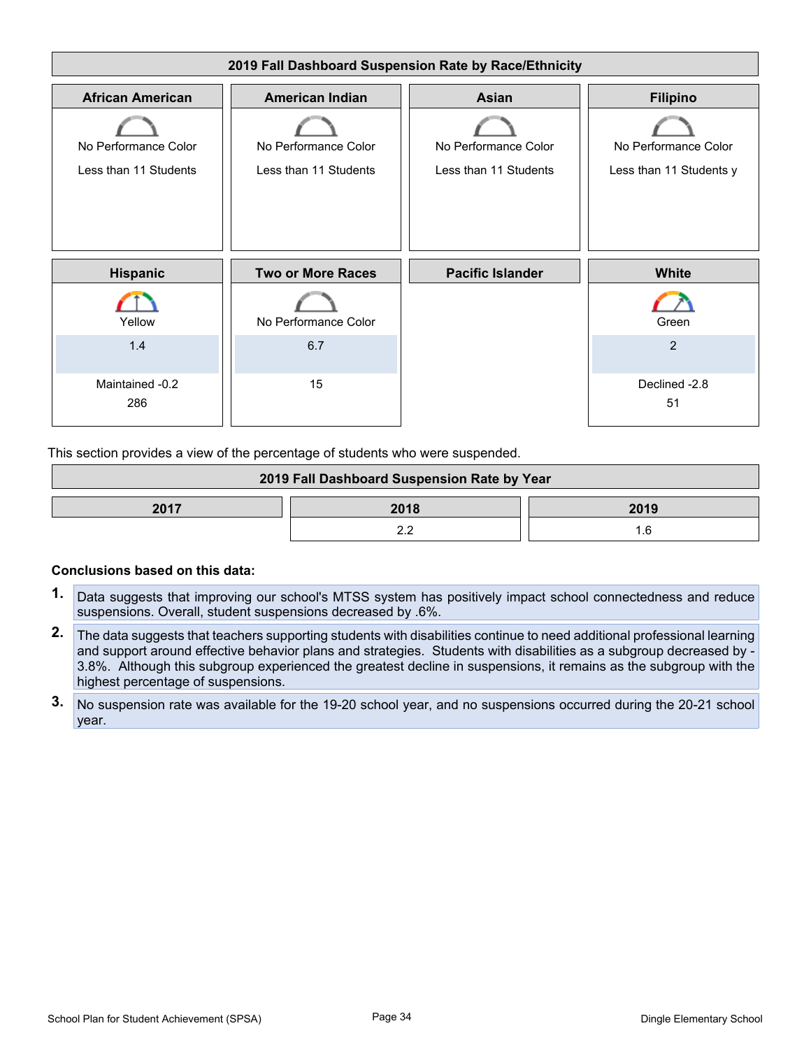## 2019 Fall Dashboard Suspension Rate by Race/Ethnicity

| African American | American Indian | Asian | Filipino |
|---|---|---|---|
| No Performance Color | No Performance Color | No Performance Color | No Performance Color |
| Less than 11 Students | Less than 11 Students | Less than 11 Students | Less than 11 Students y |

| Hispanic | Two or More Races | Pacific Islander | White |
|---|---|---|---|
| Yellow | No Performance Color | | Green |
| 1.4 | 6.7 | | 2 |
| Maintained -0.2 | 15 | | Declined -2.8 |
| 286 | | | 51 |

This section provides a view of the percentage of students who were suspended.

## 2019 Fall Dashboard Suspension Rate by Year

| 2017 | 2018 | 2019 |
|---|---|---|
| | 2.2 | 1.6 |

**Conclusions based on this data:**

1. Data suggests that improving our school's MTSS system has positively impact school connectedness and reduce suspensions. Overall, student suspensions decreased by .6%.
2. The data suggests that teachers supporting students with disabilities continue to need additional professional learning and support around effective behavior plans and strategies. Students with disabilities as a subgroup decreased by -3.8%. Although this subgroup experienced the greatest decline in suspensions, it remains as the subgroup with the highest percentage of suspensions.
3. No suspension rate was available for the 19-20 school year, and no suspensions occurred during the 20-21 school year.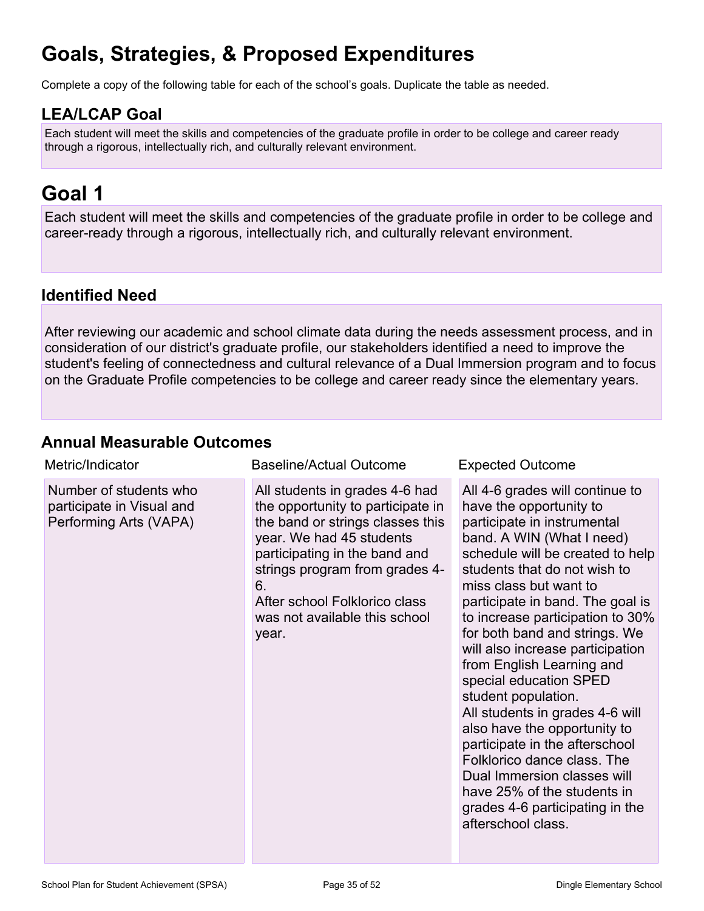# Goals, Strategies, & Proposed Expenditures

Complete a copy of the following table for each of the school's goals. Duplicate the table as needed.

## LEA/LCAP Goal

Each student will meet the skills and competencies of the graduate profile in order to be college and career ready through a rigorous, intellectually rich, and culturally relevant environment.

# Goal 1

Each student will meet the skills and competencies of the graduate profile in order to be college and career-ready through a rigorous, intellectually rich, and culturally relevant environment.

## Identified Need

After reviewing our academic and school climate data during the needs assessment process, and in consideration of our district's graduate profile, our stakeholders identified a need to improve the student's feeling of connectedness and cultural relevance of a Dual Immersion program and to focus on the Graduate Profile competencies to be college and career ready since the elementary years.

## Annual Measurable Outcomes

| Metric/Indicator | Baseline/Actual Outcome | Expected Outcome |
| --- | --- | --- |
| Number of students who participate in Visual and Performing Arts (VAPA) | All students in grades 4-6 had the opportunity to participate in the band or strings classes this year. We had 45 students participating in the band and strings program from grades 4-6.<br>After school Folklorico class was not available this school year. | All 4-6 grades will continue to have the opportunity to participate in instrumental band. A WIN (What I need) schedule will be created to help students that do not wish to miss class but want to participate in band. The goal is to increase participation to 30% for both band and strings. We will also increase participation from English Learning and special education SPED student population.<br>All students in grades 4-6 will also have the opportunity to participate in the afterschool Folklorico dance class. The Dual Immersion classes will have 25% of the students in grades 4-6 participating in the afterschool class. |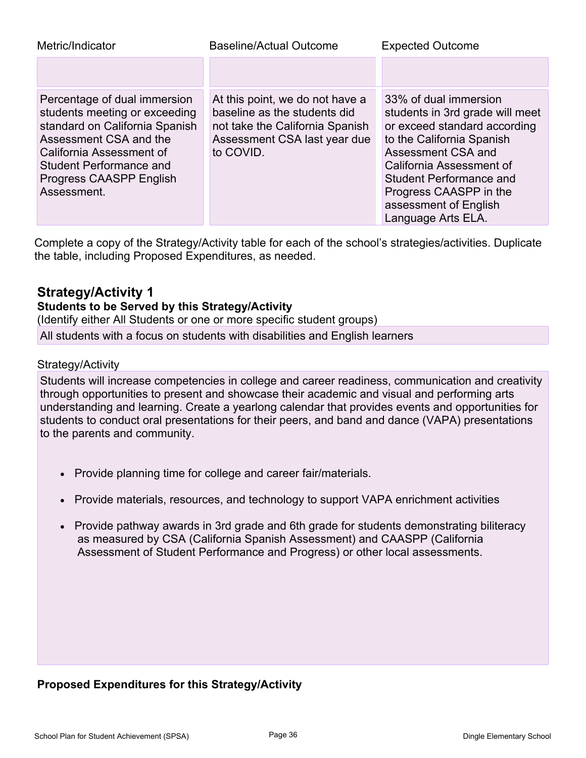| Metric/Indicator | Baseline/Actual Outcome | Expected Outcome |
| --- | --- | --- |
| | | |
| Percentage of dual immersion students meeting or exceeding standard on California Spanish Assessment CSA and the California Assessment of Student Performance and Progress CAASPP English Assessment. | At this point, we do not have a baseline as the students did not take the California Spanish Assessment CSA last year due to COVID. | 33% of dual immersion students in 3rd grade will meet or exceed standard according to the California Spanish Assessment CSA and California Assessment of Student Performance and Progress CAASPP in the assessment of English Language Arts ELA. |

Complete a copy of the Strategy/Activity table for each of the school's strategies/activities. Duplicate the table, including Proposed Expenditures, as needed.

## Strategy/Activity 1

**Students to be Served by this Strategy/Activity**

(Identify either All Students or one or more specific student groups)

All students with a focus on students with disabilities and English learners

Strategy/Activity

Students will increase competencies in college and career readiness, communication and creativity through opportunities to present and showcase their academic and visual and performing arts understanding and learning. Create a yearlong calendar that provides events and opportunities for students to conduct oral presentations for their peers, and band and dance (VAPA) presentations to the parents and community.

- Provide planning time for college and career fair/materials.
- Provide materials, resources, and technology to support VAPA enrichment activities
- Provide pathway awards in 3rd grade and 6th grade for students demonstrating biliteracy as measured by CSA (California Spanish Assessment) and CAASPP (California Assessment of Student Performance and Progress) or other local assessments.

**Proposed Expenditures for this Strategy/Activity**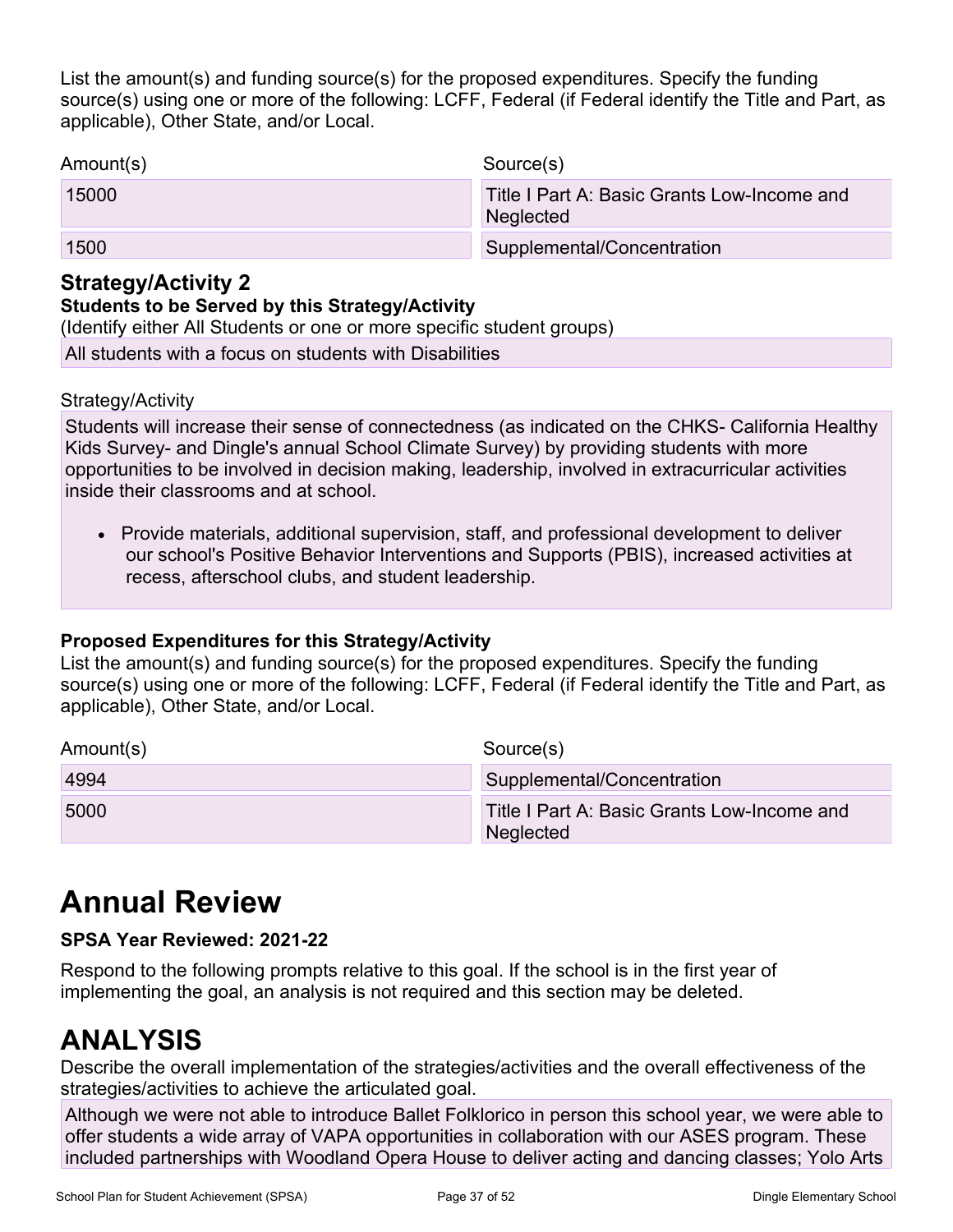List the amount(s) and funding source(s) for the proposed expenditures. Specify the funding source(s) using one or more of the following: LCFF, Federal (if Federal identify the Title and Part, as applicable), Other State, and/or Local.

| Amount(s) | Source(s) |
| --- | --- |
| 15000 | Title I Part A: Basic Grants Low-Income and Neglected |
| 1500 | Supplemental/Concentration |

### Strategy/Activity 2

**Students to be Served by this Strategy/Activity**

(Identify either All Students or one or more specific student groups)

All students with a focus on students with Disabilities

Strategy/Activity

Students will increase their sense of connectedness (as indicated on the CHKS- California Healthy Kids Survey- and Dingle's annual School Climate Survey) by providing students with more opportunities to be involved in decision making, leadership, involved in extracurricular activities inside their classrooms and at school.

- Provide materials, additional supervision, staff, and professional development to deliver our school's Positive Behavior Interventions and Supports (PBIS), increased activities at recess, afterschool clubs, and student leadership.

**Proposed Expenditures for this Strategy/Activity**

List the amount(s) and funding source(s) for the proposed expenditures. Specify the funding source(s) using one or more of the following: LCFF, Federal (if Federal identify the Title and Part, as applicable), Other State, and/or Local.

| Amount(s) | Source(s) |
| --- | --- |
| 4994 | Supplemental/Concentration |
| 5000 | Title I Part A: Basic Grants Low-Income and Neglected |

# Annual Review

**SPSA Year Reviewed: 2021-22**

Respond to the following prompts relative to this goal. If the school is in the first year of implementing the goal, an analysis is not required and this section may be deleted.

# ANALYSIS

Describe the overall implementation of the strategies/activities and the overall effectiveness of the strategies/activities to achieve the articulated goal.

Although we were not able to introduce Ballet Folklorico in person this school year, we were able to offer students a wide array of VAPA opportunities in collaboration with our ASES program. These included partnerships with Woodland Opera House to deliver acting and dancing classes; Yolo Arts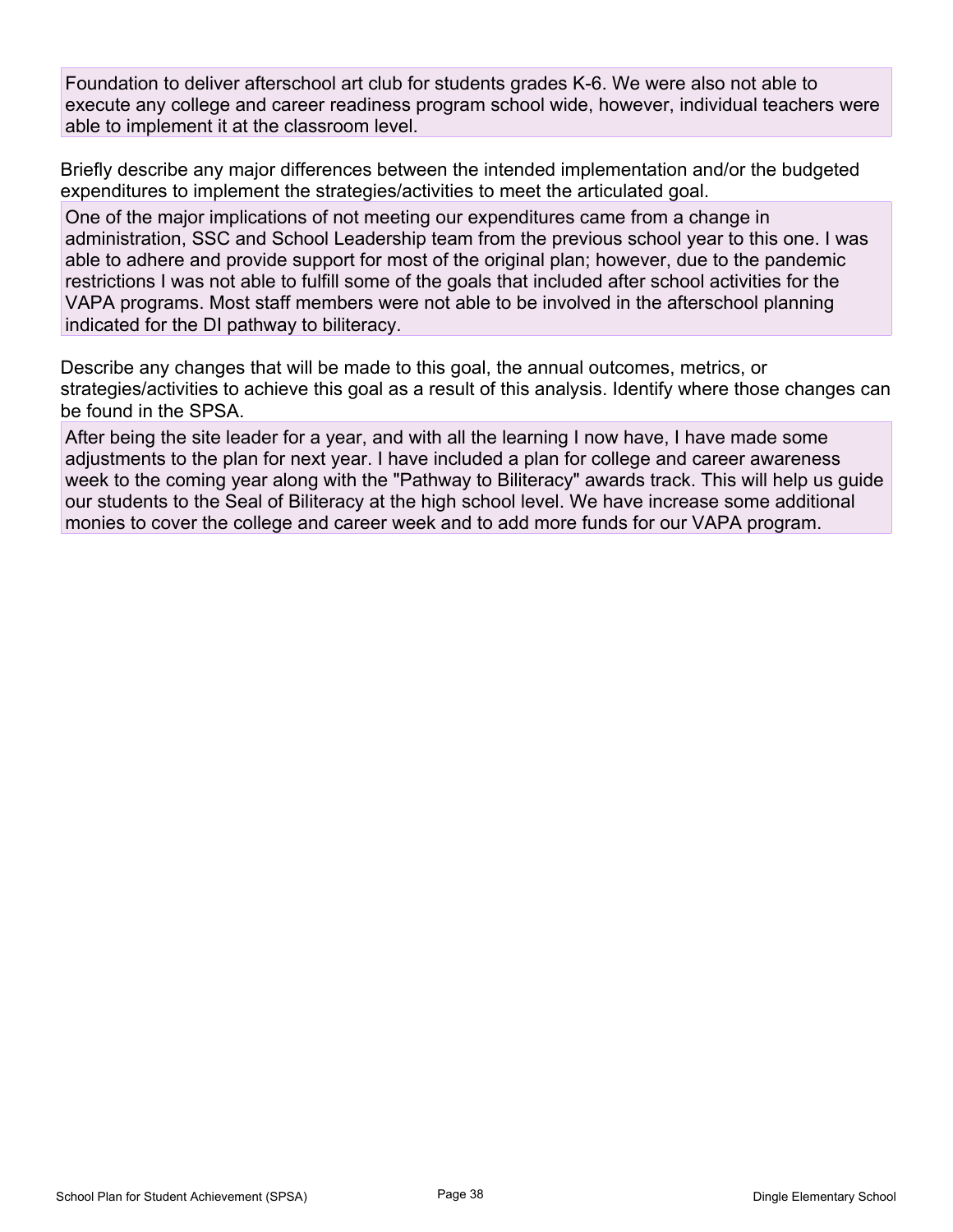Foundation to deliver afterschool art club for students grades K-6. We were also not able to execute any college and career readiness program school wide, however, individual teachers were able to implement it at the classroom level.

Briefly describe any major differences between the intended implementation and/or the budgeted expenditures to implement the strategies/activities to meet the articulated goal.

One of the major implications of not meeting our expenditures came from a change in administration, SSC and School Leadership team from the previous school year to this one. I was able to adhere and provide support for most of the original plan; however, due to the pandemic restrictions I was not able to fulfill some of the goals that included after school activities for the VAPA programs. Most staff members were not able to be involved in the afterschool planning indicated for the DI pathway to biliteracy.

Describe any changes that will be made to this goal, the annual outcomes, metrics, or strategies/activities to achieve this goal as a result of this analysis. Identify where those changes can be found in the SPSA.

After being the site leader for a year, and with all the learning I now have, I have made some adjustments to the plan for next year. I have included a plan for college and career awareness week to the coming year along with the "Pathway to Biliteracy" awards track. This will help us guide our students to the Seal of Biliteracy at the high school level. We have increase some additional monies to cover the college and career week and to add more funds for our VAPA program.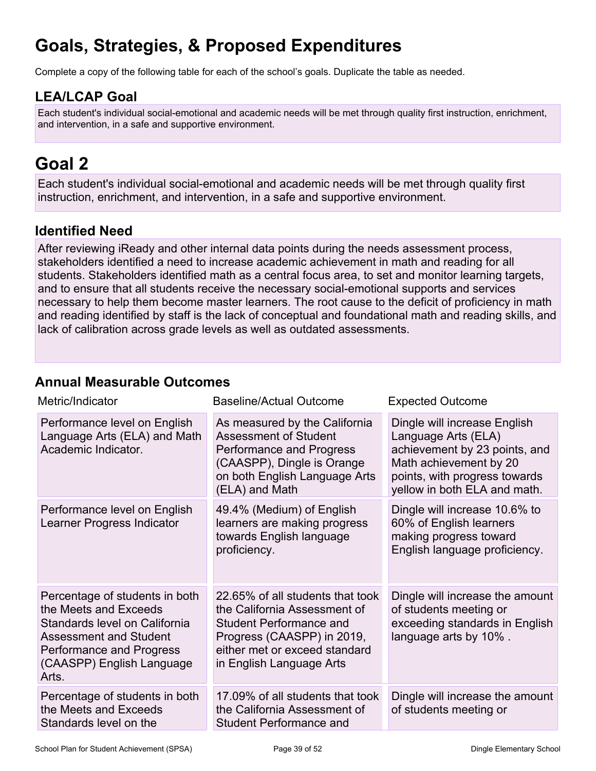# Goals, Strategies, & Proposed Expenditures

Complete a copy of the following table for each of the school's goals. Duplicate the table as needed.

## LEA/LCAP Goal

Each student's individual social-emotional and academic needs will be met through quality first instruction, enrichment, and intervention, in a safe and supportive environment.

# Goal 2

Each student's individual social-emotional and academic needs will be met through quality first instruction, enrichment, and intervention, in a safe and supportive environment.

## Identified Need

After reviewing iReady and other internal data points during the needs assessment process, stakeholders identified a need to increase academic achievement in math and reading for all students. Stakeholders identified math as a central focus area, to set and monitor learning targets, and to ensure that all students receive the necessary social-emotional supports and services necessary to help them become master learners. The root cause to the deficit of proficiency in math and reading identified by staff is the lack of conceptual and foundational math and reading skills, and lack of calibration across grade levels as well as outdated assessments.

## Annual Measurable Outcomes

| Metric/Indicator | Baseline/Actual Outcome | Expected Outcome |
|---|---|---|
| Performance level on English Language Arts (ELA) and Math Academic Indicator. | As measured by the California Assessment of Student Performance and Progress (CAASPP), Dingle is Orange on both English Language Arts (ELA) and Math | Dingle will increase English Language Arts (ELA) achievement by 23 points, and Math achievement by 20 points, with progress towards yellow in both ELA and math. |
| Performance level on English Learner Progress Indicator | 49.4% (Medium) of English learners are making progress towards English language proficiency. | Dingle will increase 10.6% to 60% of English learners making progress toward English language proficiency. |
| Percentage of students in both the Meets and Exceeds Standards level on California Assessment and Student Performance and Progress (CAASPP) English Language Arts. | 22.65% of all students that took the California Assessment of Student Performance and Progress (CAASPP) in 2019, either met or exceed standard in English Language Arts | Dingle will increase the amount of students meeting or exceeding standards in English language arts by 10% . |
| Percentage of students in both the Meets and Exceeds Standards level on the | 17.09% of all students that took the California Assessment of Student Performance and | Dingle will increase the amount of students meeting or |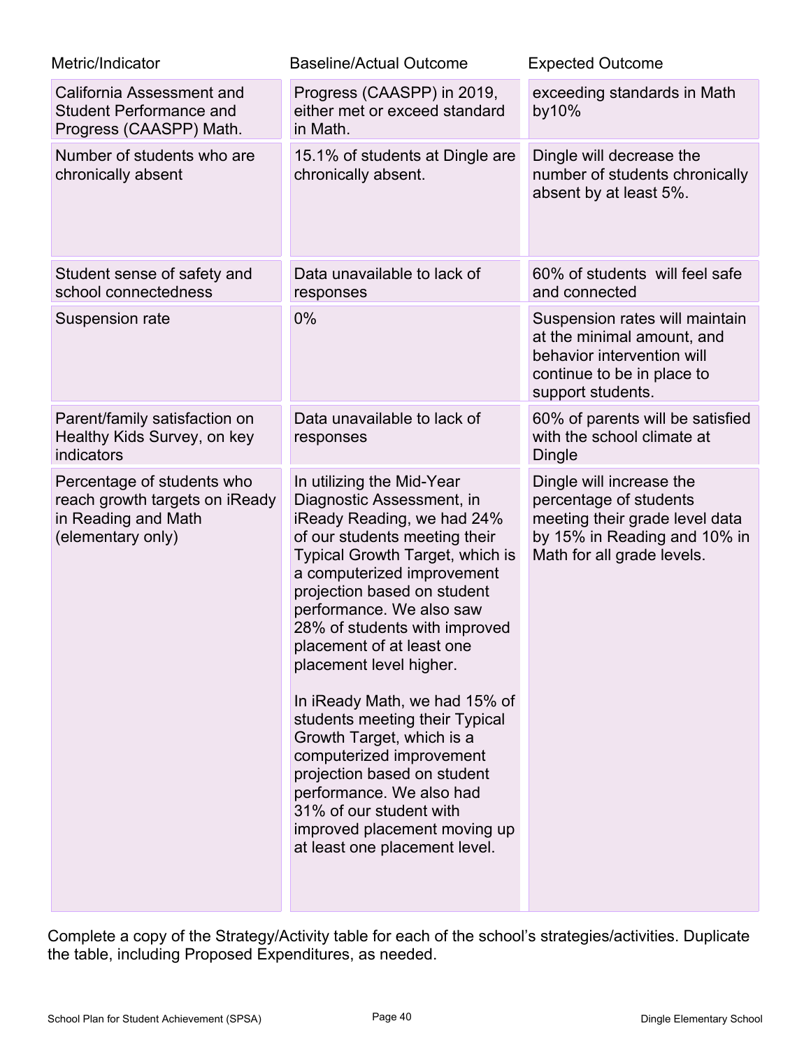| Metric/Indicator | Baseline/Actual Outcome | Expected Outcome |
| --- | --- | --- |
| California Assessment and Student Performance and Progress (CAASPP) Math. | Progress (CAASPP) in 2019, either met or exceed standard in Math. | exceeding standards in Math by10% |
| Number of students who are chronically absent | 15.1% of students at Dingle are chronically absent. | Dingle will decrease the number of students chronically absent by at least 5%. |
| Student sense of safety and school connectedness | Data unavailable to lack of responses | 60% of students will feel safe and connected |
| Suspension rate | 0% | Suspension rates will maintain at the minimal amount, and behavior intervention will continue to be in place to support students. |
| Parent/family satisfaction on Healthy Kids Survey, on key indicators | Data unavailable to lack of responses | 60% of parents will be satisfied with the school climate at Dingle |
| Percentage of students who reach growth targets on iReady in Reading and Math (elementary only) | In utilizing the Mid-Year Diagnostic Assessment, in iReady Reading, we had 24% of our students meeting their Typical Growth Target, which is a computerized improvement projection based on student performance. We also saw 28% of students with improved placement of at least one placement level higher.<br><br>In iReady Math, we had 15% of students meeting their Typical Growth Target, which is a computerized improvement projection based on student performance. We also had 31% of our student with improved placement moving up at least one placement level. | Dingle will increase the percentage of students meeting their grade level data by 15% in Reading and 10% in Math for all grade levels. |

Complete a copy of the Strategy/Activity table for each of the school's strategies/activities. Duplicate the table, including Proposed Expenditures, as needed.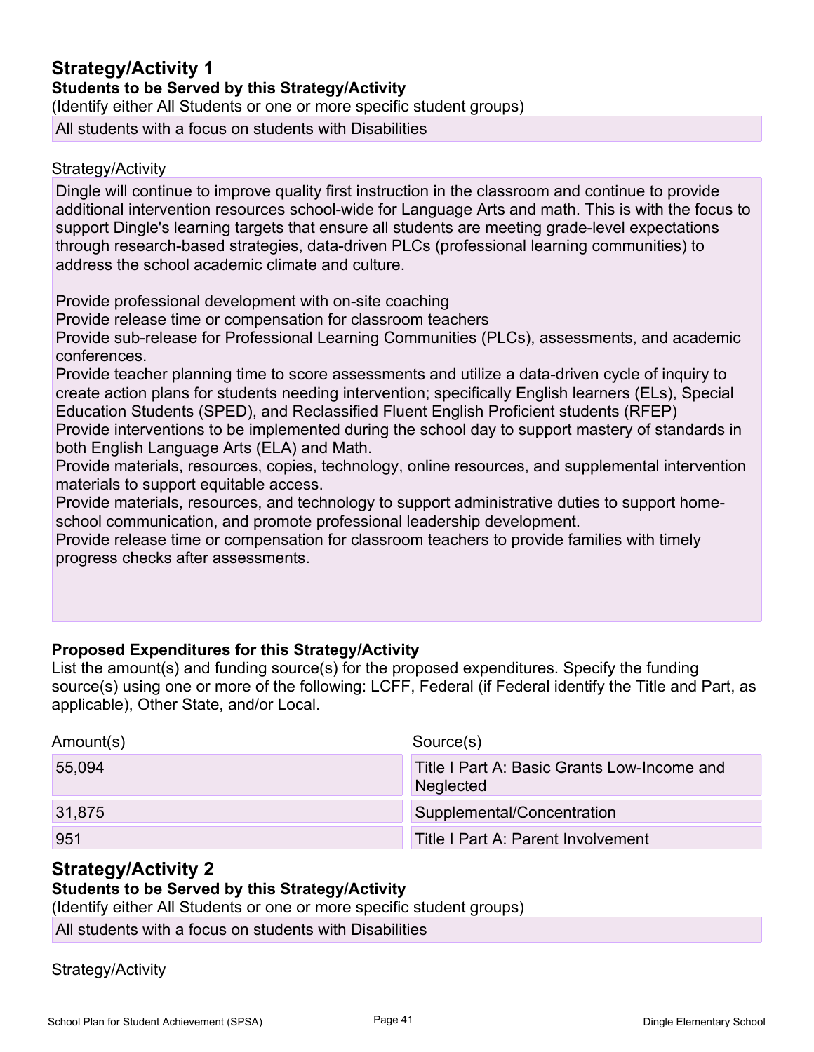## Strategy/Activity 1

**Students to be Served by this Strategy/Activity**

(Identify either All Students or one or more specific student groups)

All students with a focus on students with Disabilities

Strategy/Activity

Dingle will continue to improve quality first instruction in the classroom and continue to provide additional intervention resources school-wide for Language Arts and math. This is with the focus to support Dingle's learning targets that ensure all students are meeting grade-level expectations through research-based strategies, data-driven PLCs (professional learning communities) to address the school academic climate and culture.

Provide professional development with on-site coaching
Provide release time or compensation for classroom teachers
Provide sub-release for Professional Learning Communities (PLCs), assessments, and academic conferences.
Provide teacher planning time to score assessments and utilize a data-driven cycle of inquiry to create action plans for students needing intervention; specifically English learners (ELs), Special Education Students (SPED), and Reclassified Fluent English Proficient students (RFEP)
Provide interventions to be implemented during the school day to support mastery of standards in both English Language Arts (ELA) and Math.
Provide materials, resources, copies, technology, online resources, and supplemental intervention materials to support equitable access.
Provide materials, resources, and technology to support administrative duties to support home-school communication, and promote professional leadership development.
Provide release time or compensation for classroom teachers to provide families with timely progress checks after assessments.

**Proposed Expenditures for this Strategy/Activity**

List the amount(s) and funding source(s) for the proposed expenditures. Specify the funding source(s) using one or more of the following: LCFF, Federal (if Federal identify the Title and Part, as applicable), Other State, and/or Local.

| Amount(s) | Source(s) |
|---|---|
| 55,094 | Title I Part A: Basic Grants Low-Income and Neglected |
| 31,875 | Supplemental/Concentration |
| 951 | Title I Part A: Parent Involvement |

## Strategy/Activity 2

**Students to be Served by this Strategy/Activity**

(Identify either All Students or one or more specific student groups)

All students with a focus on students with Disabilities

Strategy/Activity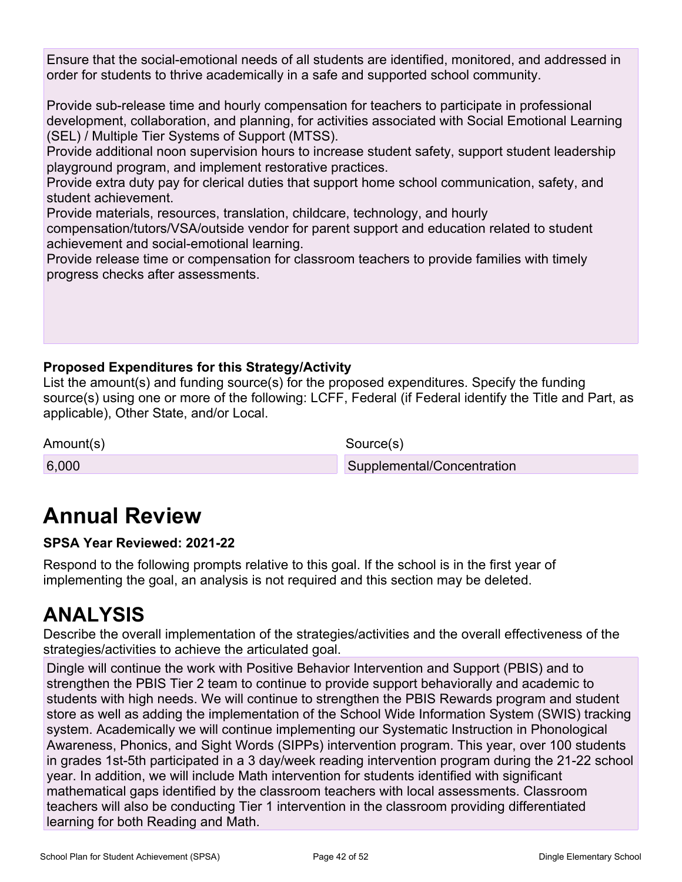Ensure that the social-emotional needs of all students are identified, monitored, and addressed in order for students to thrive academically in a safe and supported school community.

Provide sub-release time and hourly compensation for teachers to participate in professional development, collaboration, and planning, for activities associated with Social Emotional Learning (SEL) / Multiple Tier Systems of Support (MTSS).
Provide additional noon supervision hours to increase student safety, support student leadership playground program, and implement restorative practices.
Provide extra duty pay for clerical duties that support home school communication, safety, and student achievement.
Provide materials, resources, translation, childcare, technology, and hourly compensation/tutors/VSA/outside vendor for parent support and education related to student achievement and social-emotional learning.
Provide release time or compensation for classroom teachers to provide families with timely progress checks after assessments.

**Proposed Expenditures for this Strategy/Activity**

List the amount(s) and funding source(s) for the proposed expenditures. Specify the funding source(s) using one or more of the following: LCFF, Federal (if Federal identify the Title and Part, as applicable), Other State, and/or Local.

| Amount(s) | Source(s) |
| --- | --- |
| 6,000 | Supplemental/Concentration |

# Annual Review

**SPSA Year Reviewed: 2021-22**

Respond to the following prompts relative to this goal. If the school is in the first year of implementing the goal, an analysis is not required and this section may be deleted.

# ANALYSIS

Describe the overall implementation of the strategies/activities and the overall effectiveness of the strategies/activities to achieve the articulated goal.

Dingle will continue the work with Positive Behavior Intervention and Support (PBIS) and to strengthen the PBIS Tier 2 team to continue to provide support behaviorally and academic to students with high needs. We will continue to strengthen the PBIS Rewards program and student store as well as adding the implementation of the School Wide Information System (SWIS) tracking system. Academically we will continue implementing our Systematic Instruction in Phonological Awareness, Phonics, and Sight Words (SIPPs) intervention program. This year, over 100 students in grades 1st-5th participated in a 3 day/week reading intervention program during the 21-22 school year. In addition, we will include Math intervention for students identified with significant mathematical gaps identified by the classroom teachers with local assessments. Classroom teachers will also be conducting Tier 1 intervention in the classroom providing differentiated learning for both Reading and Math.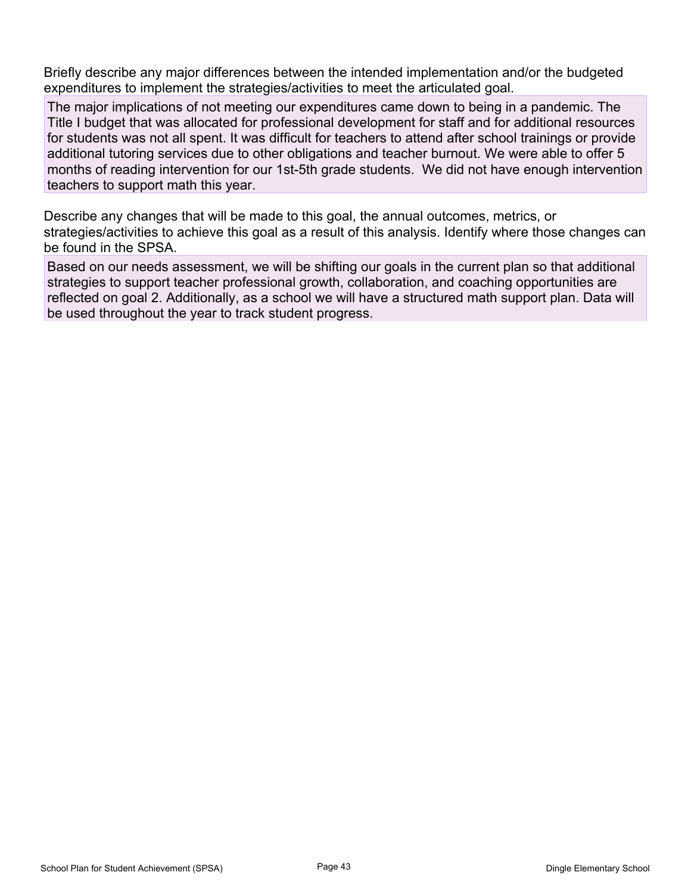Briefly describe any major differences between the intended implementation and/or the budgeted expenditures to implement the strategies/activities to meet the articulated goal.

The major implications of not meeting our expenditures came down to being in a pandemic. The Title I budget that was allocated for professional development for staff and for additional resources for students was not all spent. It was difficult for teachers to attend after school trainings or provide additional tutoring services due to other obligations and teacher burnout. We were able to offer 5 months of reading intervention for our 1st-5th grade students. We did not have enough intervention teachers to support math this year.

Describe any changes that will be made to this goal, the annual outcomes, metrics, or strategies/activities to achieve this goal as a result of this analysis. Identify where those changes can be found in the SPSA.

Based on our needs assessment, we will be shifting our goals in the current plan so that additional strategies to support teacher professional growth, collaboration, and coaching opportunities are reflected on goal 2. Additionally, as a school we will have a structured math support plan. Data will be used throughout the year to track student progress.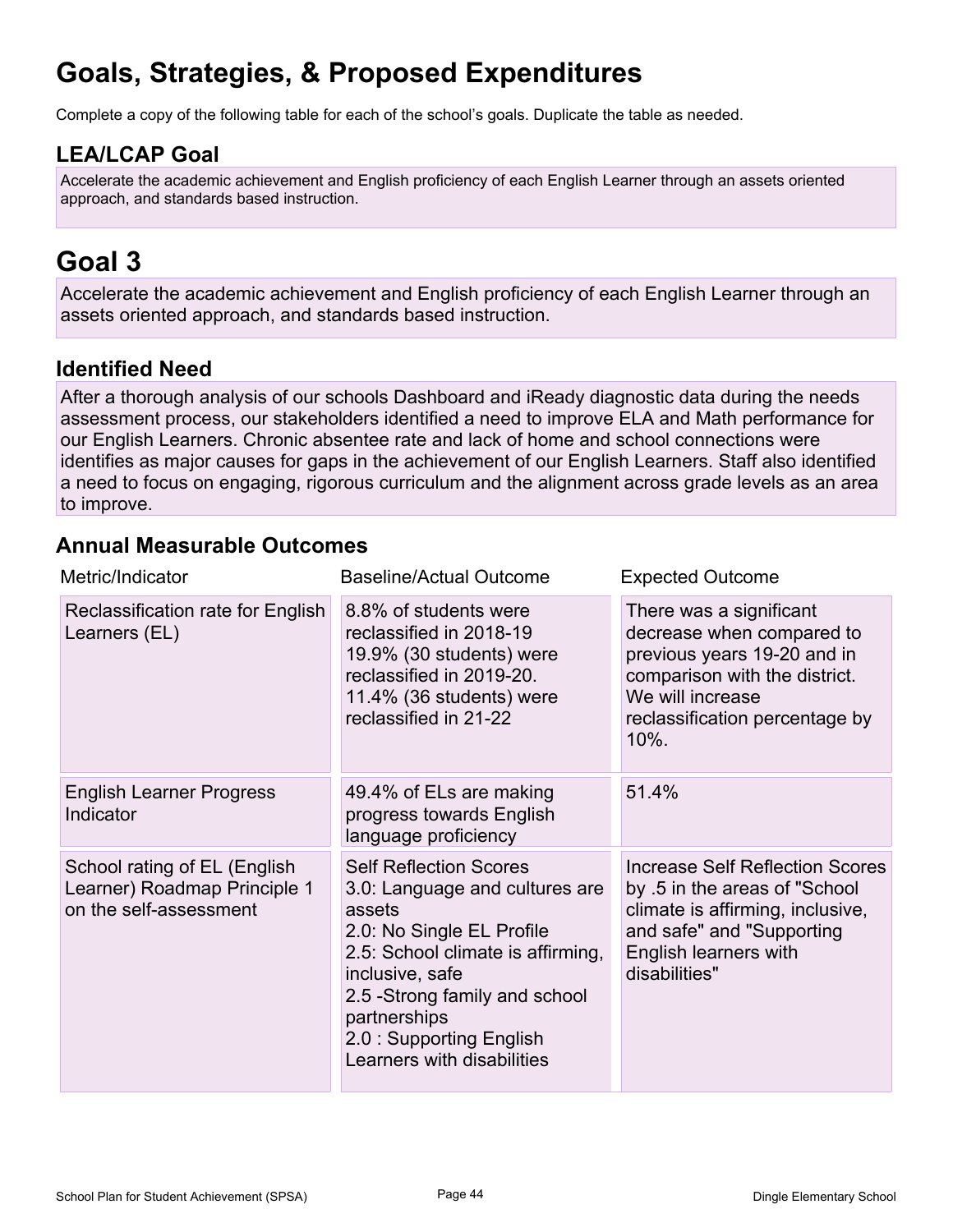# Goals, Strategies, & Proposed Expenditures

Complete a copy of the following table for each of the school's goals. Duplicate the table as needed.

## LEA/LCAP Goal

Accelerate the academic achievement and English proficiency of each English Learner through an assets oriented approach, and standards based instruction.

# Goal 3

Accelerate the academic achievement and English proficiency of each English Learner through an assets oriented approach, and standards based instruction.

## Identified Need

After a thorough analysis of our schools Dashboard and iReady diagnostic data during the needs assessment process, our stakeholders identified a need to improve ELA and Math performance for our English Learners. Chronic absentee rate and lack of home and school connections were identifies as major causes for gaps in the achievement of our English Learners. Staff also identified a need to focus on engaging, rigorous curriculum and the alignment across grade levels as an area to improve.

## Annual Measurable Outcomes

| Metric/Indicator | Baseline/Actual Outcome | Expected Outcome |
|---|---|---|
| Reclassification rate for English Learners (EL) | 8.8% of students were reclassified in 2018-19<br>19.9% (30 students) were reclassified in 2019-20.<br>11.4% (36 students) were reclassified in 21-22 | There was a significant decrease when compared to previous years 19-20 and in comparison with the district. We will increase reclassification percentage by 10%. |
| English Learner Progress Indicator | 49.4% of ELs are making progress towards English language proficiency | 51.4% |
| School rating of EL (English Learner) Roadmap Principle 1 on the self-assessment | Self Reflection Scores<br>3.0: Language and cultures are assets<br>2.0: No Single EL Profile<br>2.5: School climate is affirming, inclusive, safe<br>2.5 -Strong family and school partnerships<br>2.0 : Supporting English Learners with disabilities | Increase Self Reflection Scores by .5 in the areas of "School climate is affirming, inclusive, and safe" and "Supporting English learners with disabilities" |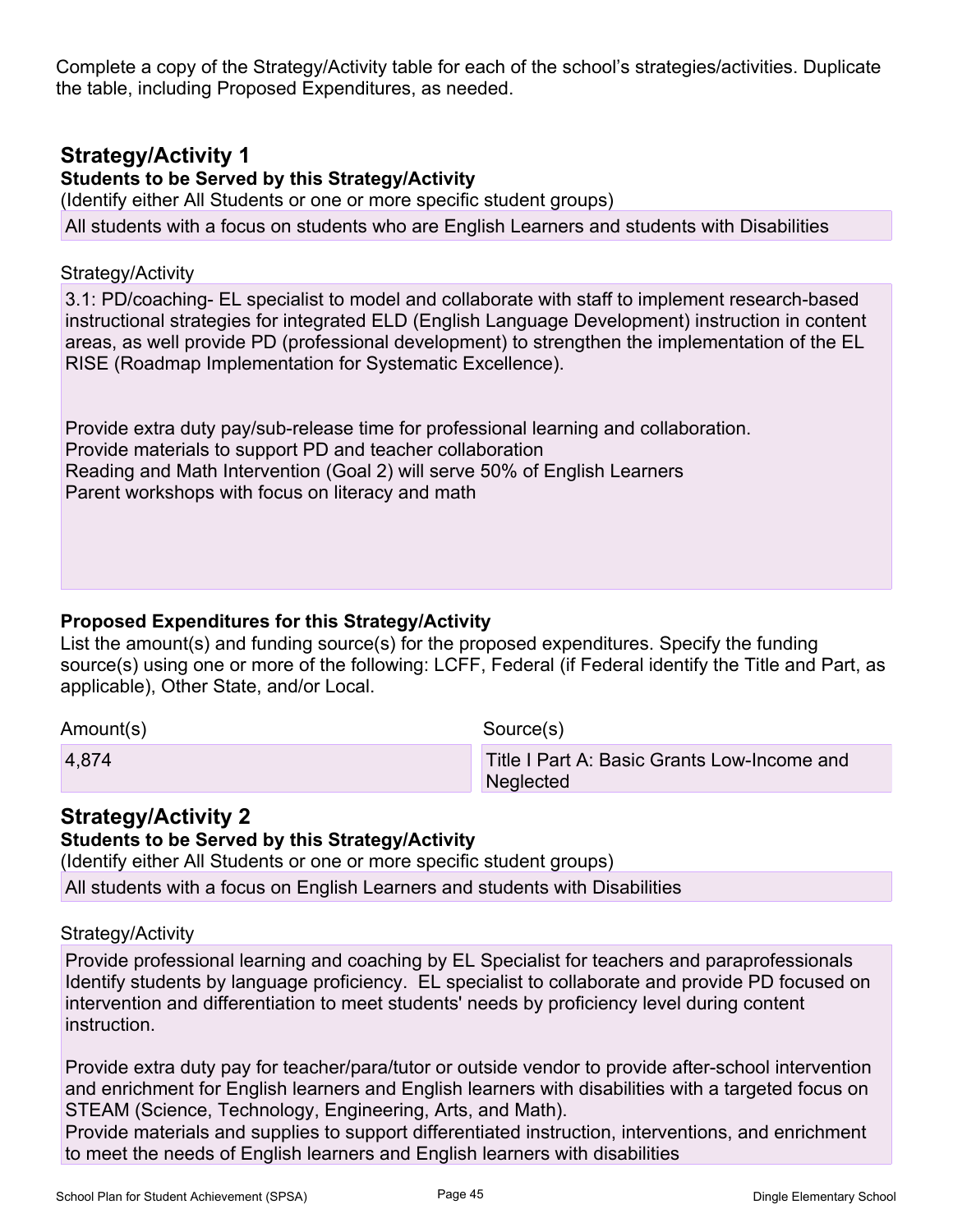Complete a copy of the Strategy/Activity table for each of the school's strategies/activities. Duplicate the table, including Proposed Expenditures, as needed.

## Strategy/Activity 1

**Students to be Served by this Strategy/Activity**

(Identify either All Students or one or more specific student groups)

All students with a focus on students who are English Learners and students with Disabilities

Strategy/Activity

3.1: PD/coaching- EL specialist to model and collaborate with staff to implement research-based instructional strategies for integrated ELD (English Language Development) instruction in content areas, as well provide PD (professional development) to strengthen the implementation of the EL RISE (Roadmap Implementation for Systematic Excellence).

Provide extra duty pay/sub-release time for professional learning and collaboration.
Provide materials to support PD and teacher collaboration
Reading and Math Intervention (Goal 2) will serve 50% of English Learners
Parent workshops with focus on literacy and math

**Proposed Expenditures for this Strategy/Activity**

List the amount(s) and funding source(s) for the proposed expenditures. Specify the funding source(s) using one or more of the following: LCFF, Federal (if Federal identify the Title and Part, as applicable), Other State, and/or Local.

| Amount(s) | Source(s) |
| --- | --- |
| 4,874 | Title I Part A: Basic Grants Low-Income and Neglected |

## Strategy/Activity 2

**Students to be Served by this Strategy/Activity**

(Identify either All Students or one or more specific student groups)

All students with a focus on English Learners and students with Disabilities

Strategy/Activity

Provide professional learning and coaching by EL Specialist for teachers and paraprofessionals
Identify students by language proficiency. EL specialist to collaborate and provide PD focused on intervention and differentiation to meet students' needs by proficiency level during content instruction.

Provide extra duty pay for teacher/para/tutor or outside vendor to provide after-school intervention and enrichment for English learners and English learners with disabilities with a targeted focus on STEAM (Science, Technology, Engineering, Arts, and Math).
Provide materials and supplies to support differentiated instruction, interventions, and enrichment to meet the needs of English learners and English learners with disabilities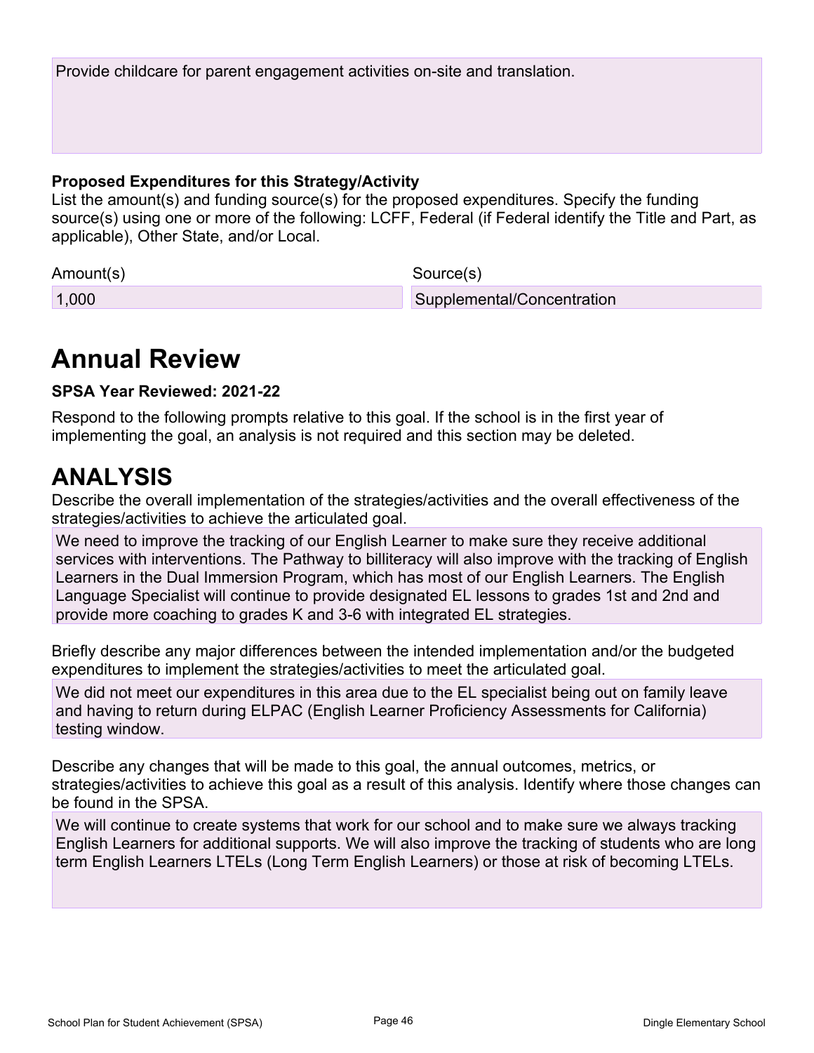Provide childcare for parent engagement activities on-site and translation.

**Proposed Expenditures for this Strategy/Activity**

List the amount(s) and funding source(s) for the proposed expenditures. Specify the funding source(s) using one or more of the following: LCFF, Federal (if Federal identify the Title and Part, as applicable), Other State, and/or Local.

| Amount(s) | Source(s) |
|---|---|
| 1,000 | Supplemental/Concentration |

# Annual Review

**SPSA Year Reviewed: 2021-22**

Respond to the following prompts relative to this goal. If the school is in the first year of implementing the goal, an analysis is not required and this section may be deleted.

# ANALYSIS

Describe the overall implementation of the strategies/activities and the overall effectiveness of the strategies/activities to achieve the articulated goal.

We need to improve the tracking of our English Learner to make sure they receive additional services with interventions. The Pathway to billiteracy will also improve with the tracking of English Learners in the Dual Immersion Program, which has most of our English Learners. The English Language Specialist will continue to provide designated EL lessons to grades 1st and 2nd and provide more coaching to grades K and 3-6 with integrated EL strategies.

Briefly describe any major differences between the intended implementation and/or the budgeted expenditures to implement the strategies/activities to meet the articulated goal.

We did not meet our expenditures in this area due to the EL specialist being out on family leave and having to return during ELPAC (English Learner Proficiency Assessments for California) testing window.

Describe any changes that will be made to this goal, the annual outcomes, metrics, or strategies/activities to achieve this goal as a result of this analysis. Identify where those changes can be found in the SPSA.

We will continue to create systems that work for our school and to make sure we always tracking English Learners for additional supports. We will also improve the tracking of students who are long term English Learners LTELs (Long Term English Learners) or those at risk of becoming LTELs.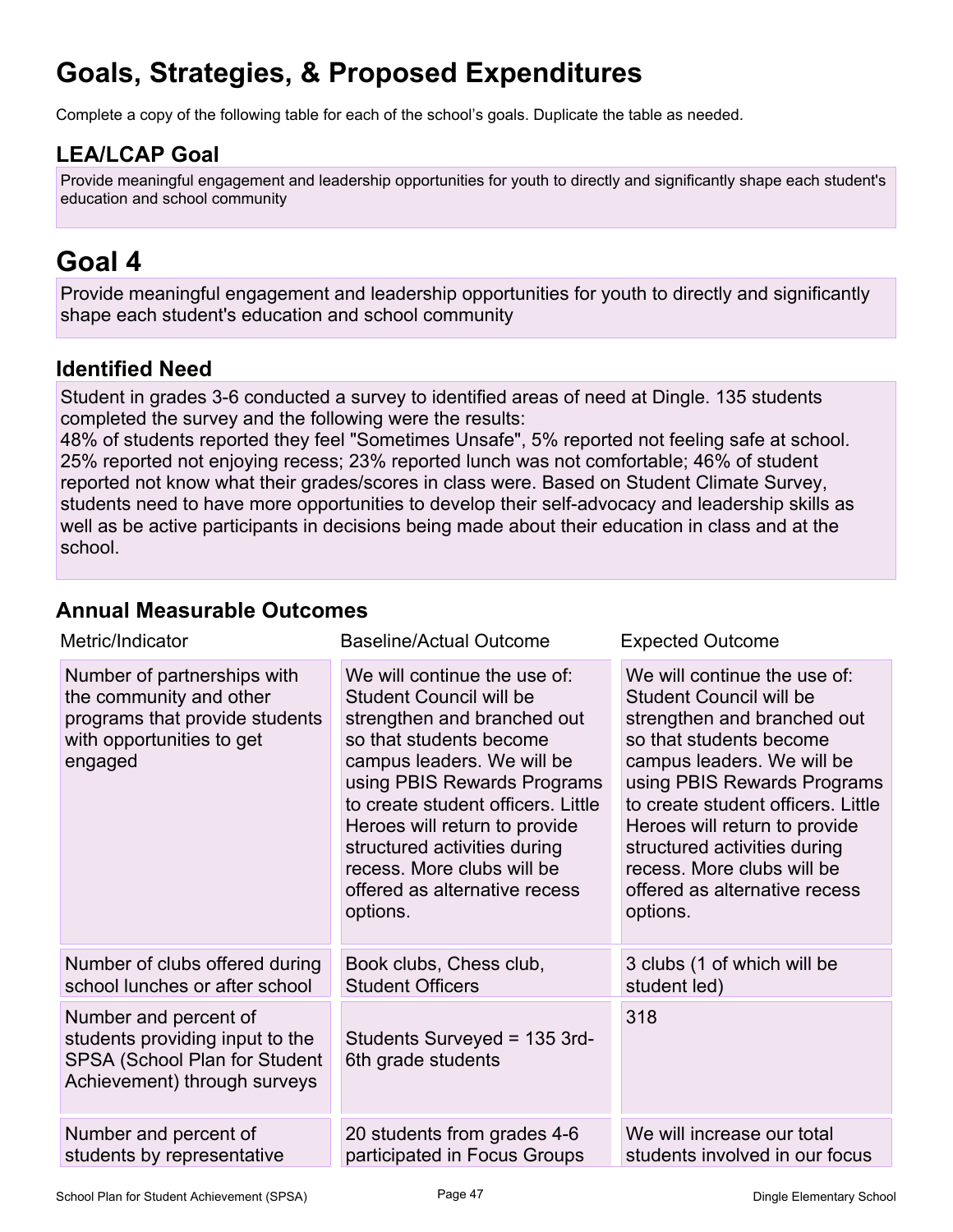# Goals, Strategies, & Proposed Expenditures

Complete a copy of the following table for each of the school's goals. Duplicate the table as needed.

## LEA/LCAP Goal

Provide meaningful engagement and leadership opportunities for youth to directly and significantly shape each student's education and school community

# Goal 4

Provide meaningful engagement and leadership opportunities for youth to directly and significantly shape each student's education and school community

## Identified Need

Student in grades 3-6 conducted a survey to identified areas of need at Dingle. 135 students completed the survey and the following were the results:
48% of students reported they feel "Sometimes Unsafe", 5% reported not feeling safe at school. 25% reported not enjoying recess; 23% reported lunch was not comfortable; 46% of student reported not know what their grades/scores in class were. Based on Student Climate Survey, students need to have more opportunities to develop their self-advocacy and leadership skills as well as be active participants in decisions being made about their education in class and at the school.

## Annual Measurable Outcomes

| Metric/Indicator | Baseline/Actual Outcome | Expected Outcome |
| --- | --- | --- |
| Number of partnerships with the community and other programs that provide students with opportunities to get engaged | We will continue the use of: Student Council will be strengthen and branched out so that students become campus leaders. We will be using PBIS Rewards Programs to create student officers. Little Heroes will return to provide structured activities during recess. More clubs will be offered as alternative recess options. | We will continue the use of: Student Council will be strengthen and branched out so that students become campus leaders. We will be using PBIS Rewards Programs to create student officers. Little Heroes will return to provide structured activities during recess. More clubs will be offered as alternative recess options. |
| Number of clubs offered during school lunches or after school | Book clubs, Chess club, Student Officers | 3 clubs (1 of which will be student led) |
| Number and percent of students providing input to the SPSA (School Plan for Student Achievement) through surveys | Students Surveyed = 135 3rd-6th grade students | 318 |
| Number and percent of students by representative | 20 students from grades 4-6 participated in Focus Groups | We will increase our total students involved in our focus |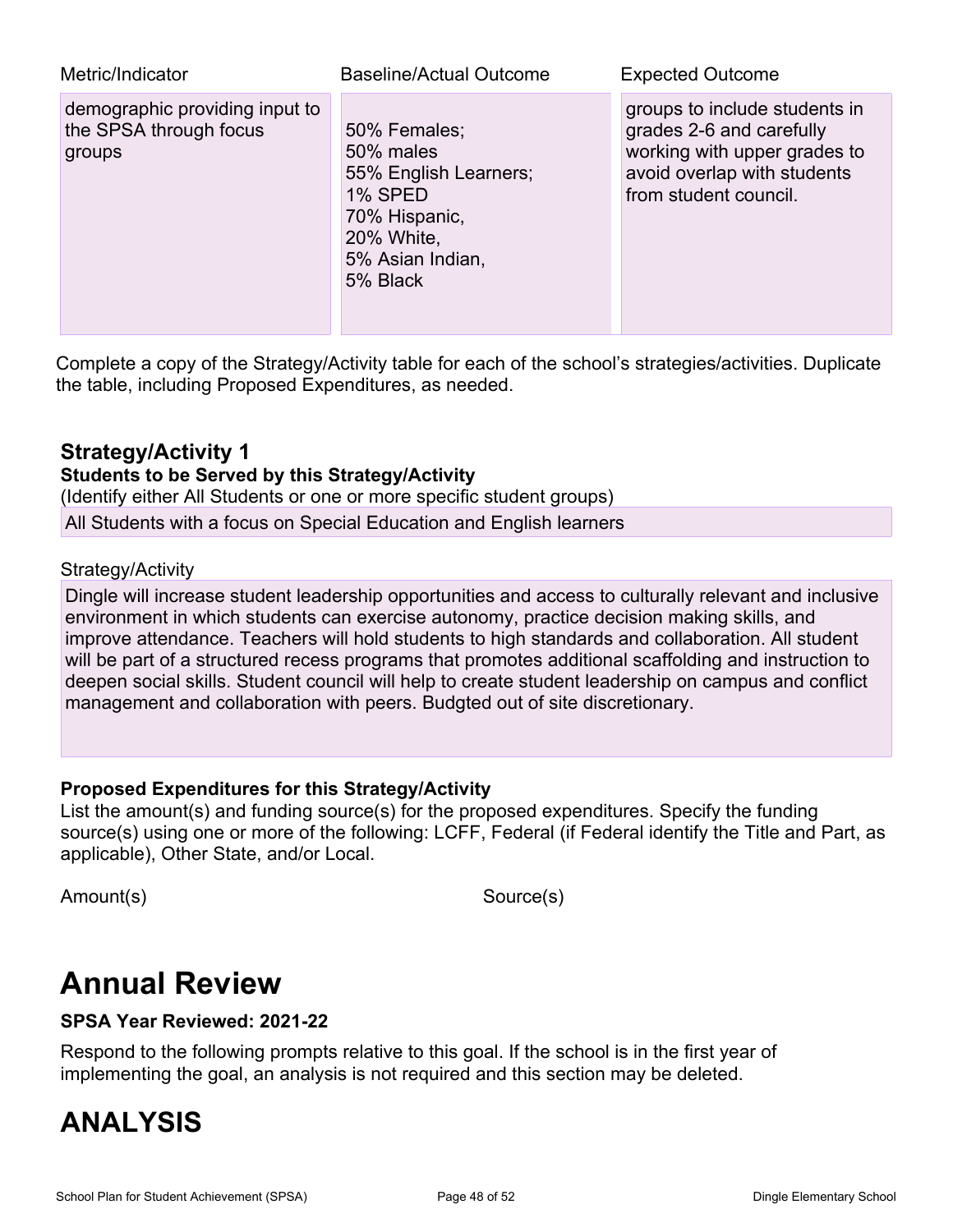| Metric/Indicator | Baseline/Actual Outcome | Expected Outcome |
| --- | --- | --- |
| demographic providing input to the SPSA through focus groups | 50% Females;<br>50% males<br>55% English Learners;<br>1% SPED<br>70% Hispanic,<br>20% White,<br>5% Asian Indian,<br>5% Black | groups to include students in grades 2-6 and carefully working with upper grades to avoid overlap with students from student council. |

Complete a copy of the Strategy/Activity table for each of the school's strategies/activities. Duplicate the table, including Proposed Expenditures, as needed.

### Strategy/Activity 1

**Students to be Served by this Strategy/Activity**

(Identify either All Students or one or more specific student groups)

All Students with a focus on Special Education and English learners

Strategy/Activity

Dingle will increase student leadership opportunities and access to culturally relevant and inclusive environment in which students can exercise autonomy, practice decision making skills, and improve attendance. Teachers will hold students to high standards and collaboration. All student will be part of a structured recess programs that promotes additional scaffolding and instruction to deepen social skills. Student council will help to create student leadership on campus and conflict management and collaboration with peers. Budgted out of site discretionary.

**Proposed Expenditures for this Strategy/Activity**

List the amount(s) and funding source(s) for the proposed expenditures. Specify the funding source(s) using one or more of the following: LCFF, Federal (if Federal identify the Title and Part, as applicable), Other State, and/or Local.

| Amount(s) | Source(s) |
| --- | --- |

# Annual Review

**SPSA Year Reviewed: 2021-22**

Respond to the following prompts relative to this goal. If the school is in the first year of implementing the goal, an analysis is not required and this section may be deleted.

# ANALYSIS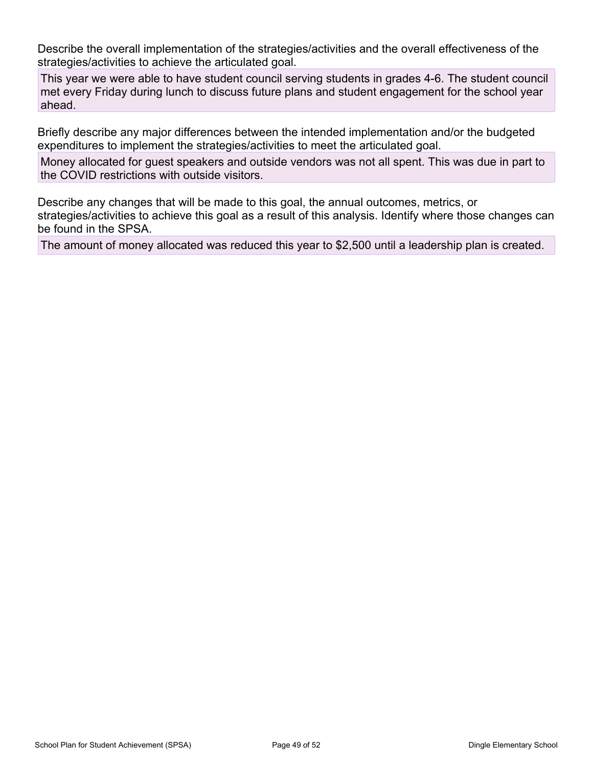Describe the overall implementation of the strategies/activities and the overall effectiveness of the strategies/activities to achieve the articulated goal.

This year we were able to have student council serving students in grades 4-6. The student council met every Friday during lunch to discuss future plans and student engagement for the school year ahead.

Briefly describe any major differences between the intended implementation and/or the budgeted expenditures to implement the strategies/activities to meet the articulated goal.

Money allocated for guest speakers and outside vendors was not all spent. This was due in part to the COVID restrictions with outside visitors.

Describe any changes that will be made to this goal, the annual outcomes, metrics, or strategies/activities to achieve this goal as a result of this analysis. Identify where those changes can be found in the SPSA.

The amount of money allocated was reduced this year to $2,500 until a leadership plan is created.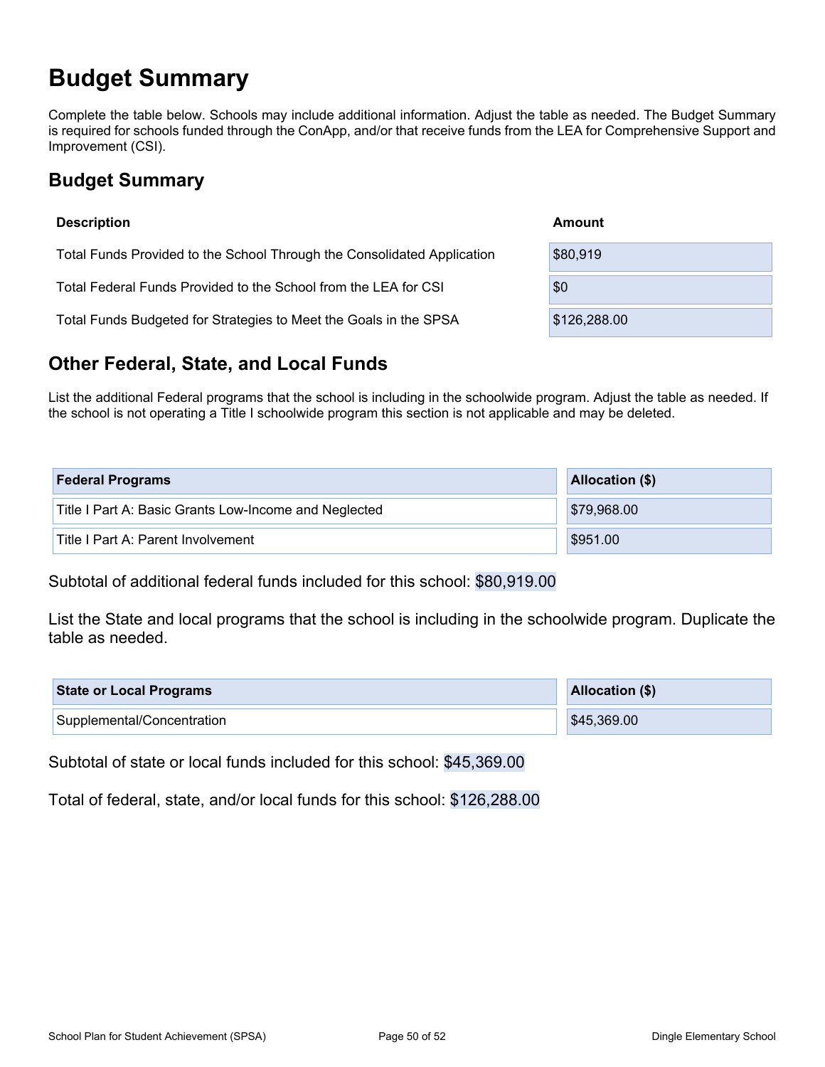# Budget Summary

Complete the table below. Schools may include additional information. Adjust the table as needed. The Budget Summary is required for schools funded through the ConApp, and/or that receive funds from the LEA for Comprehensive Support and Improvement (CSI).

## Budget Summary

| Description | Amount |
|---|---|
| Total Funds Provided to the School Through the Consolidated Application | $80,919 |
| Total Federal Funds Provided to the School from the LEA for CSI | $0 |
| Total Funds Budgeted for Strategies to Meet the Goals in the SPSA | $126,288.00 |

## Other Federal, State, and Local Funds

List the additional Federal programs that the school is including in the schoolwide program. Adjust the table as needed. If the school is not operating a Title I schoolwide program this section is not applicable and may be deleted.

| Federal Programs | Allocation ($) |
|---|---|
| Title I Part A: Basic Grants Low-Income and Neglected | $79,968.00 |
| Title I Part A: Parent Involvement | $951.00 |

Subtotal of additional federal funds included for this school: $80,919.00

List the State and local programs that the school is including in the schoolwide program. Duplicate the table as needed.

| State or Local Programs | Allocation ($) |
|---|---|
| Supplemental/Concentration | $45,369.00 |

Subtotal of state or local funds included for this school: $45,369.00

Total of federal, state, and/or local funds for this school: $126,288.00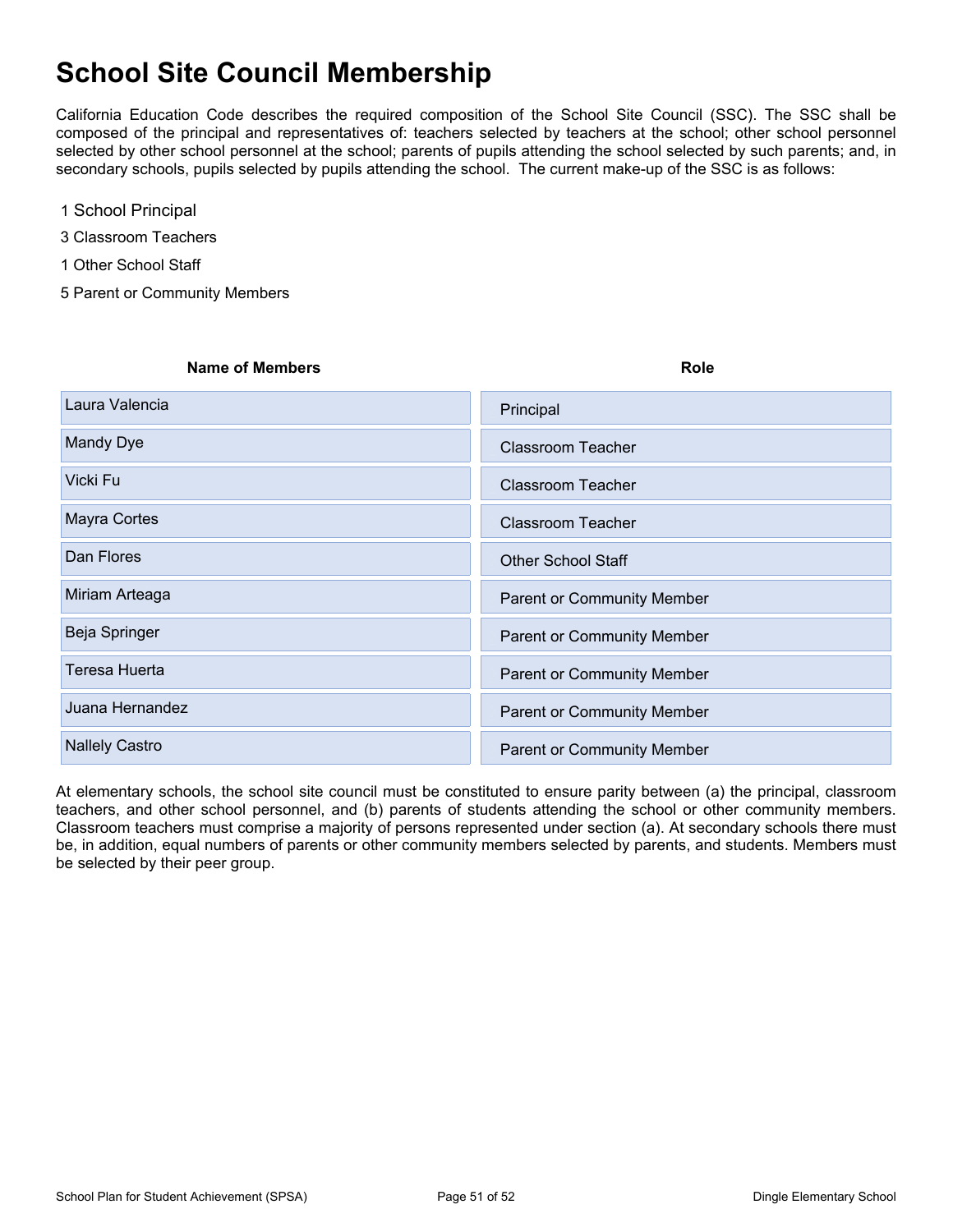# School Site Council Membership

California Education Code describes the required composition of the School Site Council (SSC). The SSC shall be composed of the principal and representatives of: teachers selected by teachers at the school; other school personnel selected by other school personnel at the school; parents of pupils attending the school selected by such parents; and, in secondary schools, pupils selected by pupils attending the school. The current make-up of the SSC is as follows:

1 School Principal

3 Classroom Teachers

1 Other School Staff

5 Parent or Community Members

| Name of Members | Role |
| --- | --- |
| Laura Valencia | Principal |
| Mandy Dye | Classroom Teacher |
| Vicki Fu | Classroom Teacher |
| Mayra Cortes | Classroom Teacher |
| Dan Flores | Other School Staff |
| Miriam Arteaga | Parent or Community Member |
| Beja Springer | Parent or Community Member |
| Teresa Huerta | Parent or Community Member |
| Juana Hernandez | Parent or Community Member |
| Nallely Castro | Parent or Community Member |

At elementary schools, the school site council must be constituted to ensure parity between (a) the principal, classroom teachers, and other school personnel, and (b) parents of students attending the school or other community members. Classroom teachers must comprise a majority of persons represented under section (a). At secondary schools there must be, in addition, equal numbers of parents or other community members selected by parents, and students. Members must be selected by their peer group.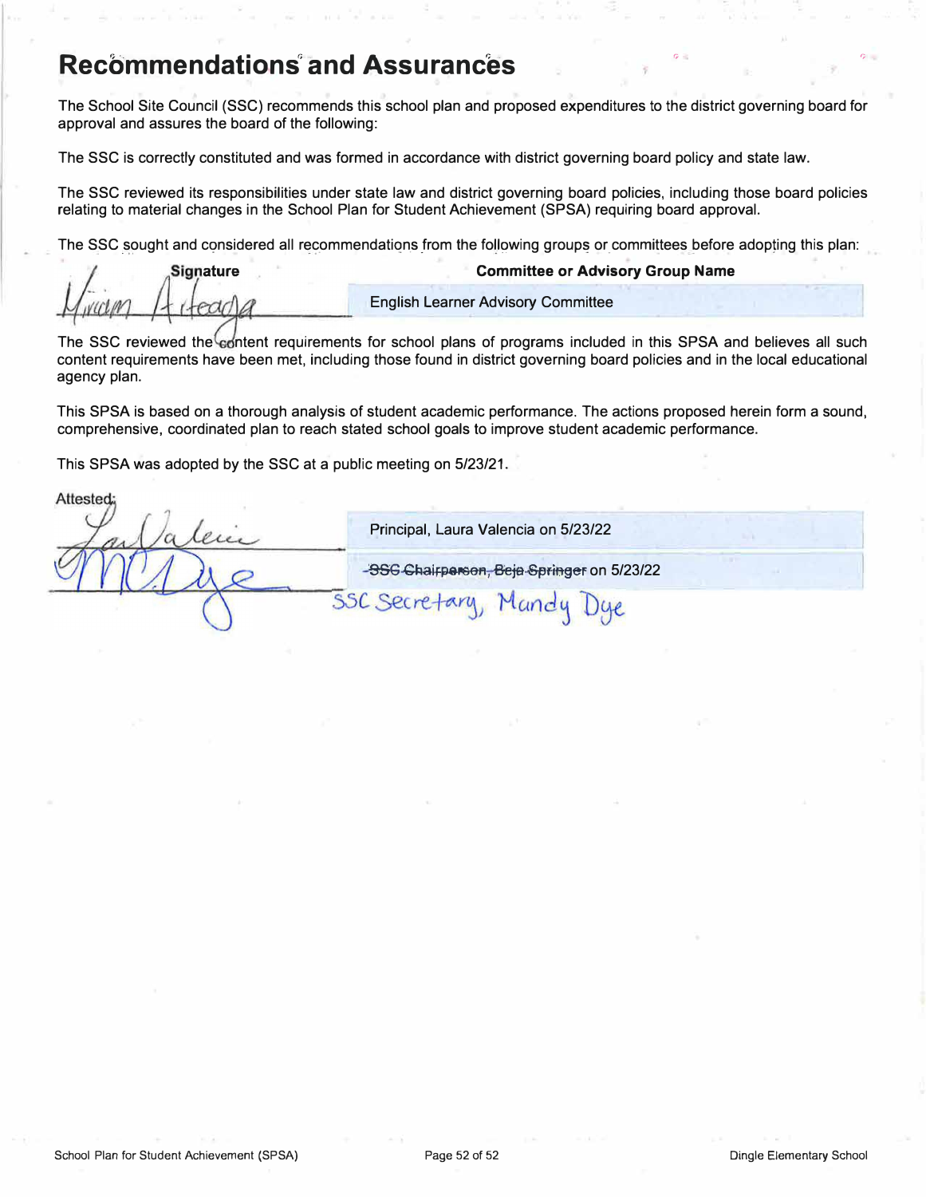# Recommendations and Assurances

The School Site Council (SSC) recommends this school plan and proposed expenditures to the district governing board for approval and assures the board of the following:

The SSC is correctly constituted and was formed in accordance with district governing board policy and state law.

The SSC reviewed its responsibilities under state law and district governing board policies, including those board policies relating to material changes in the School Plan for Student Achievement (SPSA) requiring board approval.

The SSC sought and considered all recommendations from the following groups or committees before adopting this plan:

| Signature | Committee or Advisory Group Name |
| --- | --- |
| Miriam Arteaga | English Learner Advisory Committee |

The SSC reviewed the content requirements for school plans of programs included in this SPSA and believes all such content requirements have been met, including those found in district governing board policies and in the local educational agency plan.

This SPSA is based on a thorough analysis of student academic performance. The actions proposed herein form a sound, comprehensive, coordinated plan to reach stated school goals to improve student academic performance.

This SPSA was adopted by the SSC at a public meeting on 5/23/21.

Attested:

| | |
| --- | --- |
| L. Valencia | Principal, Laura Valencia on 5/23/22 |
| M. Dye | ~~SSC Chairperson, Beja Springer~~ on 5/23/22 SSC Secretary, Mandy Dye |